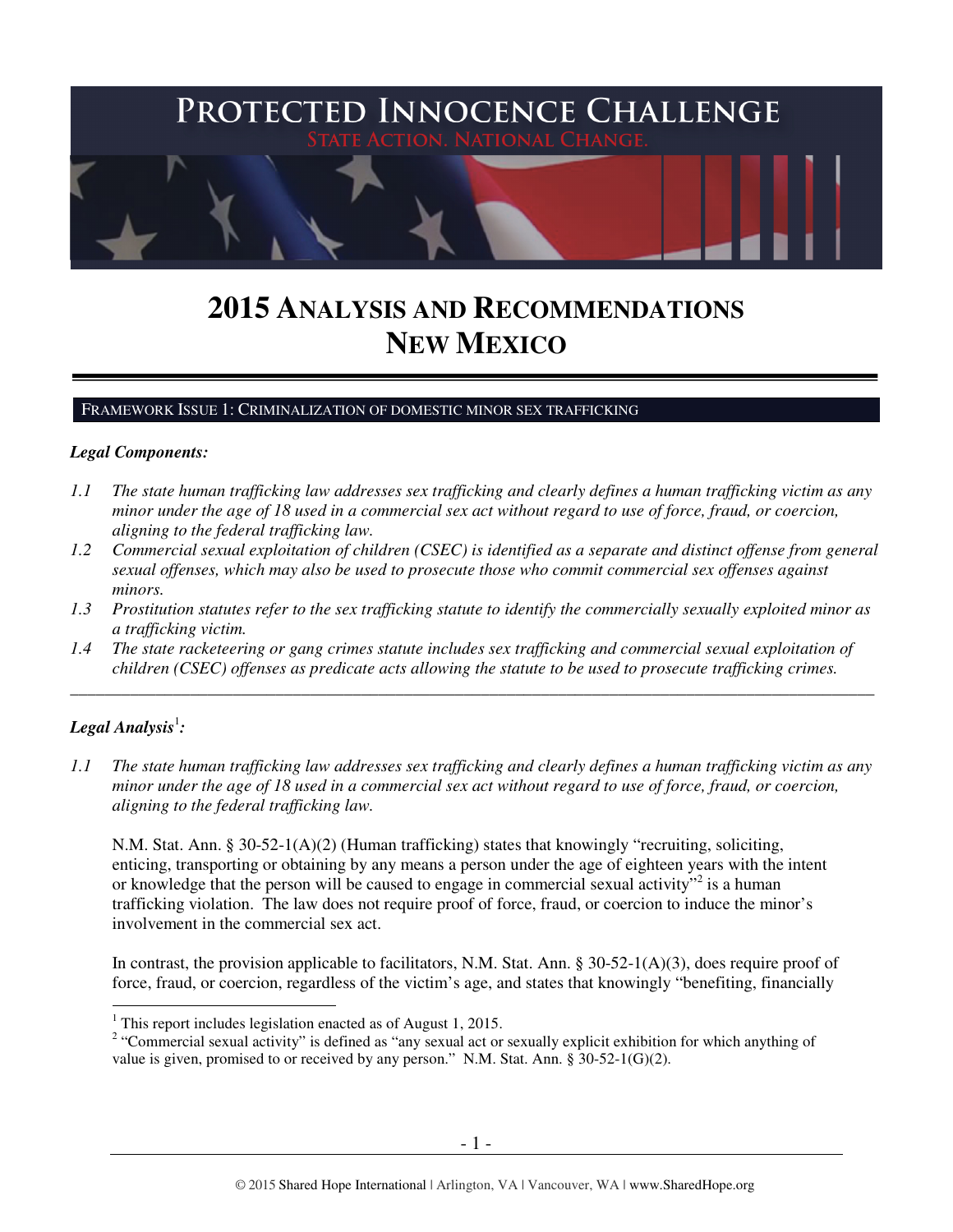# PROTECTED INNOCENCE CHALLENGE

STATE ACTION. NATIONAL CHANGE.

# 2015 ANALYSIS AND RECOMMENDATIONS
# NEW MEXICO

## FRAMEWORK ISSUE 1: CRIMINALIZATION OF DOMESTIC MINOR SEX TRAFFICKING

***Legal Components:***

*1.1 The state human trafficking law addresses sex trafficking and clearly defines a human trafficking victim as any minor under the age of 18 used in a commercial sex act without regard to use of force, fraud, or coercion, aligning to the federal trafficking law.*

*1.2 Commercial sexual exploitation of children (CSEC) is identified as a separate and distinct offense from general sexual offenses, which may also be used to prosecute those who commit commercial sex offenses against minors.*

*1.3 Prostitution statutes refer to the sex trafficking statute to identify the commercially sexually exploited minor as a trafficking victim.*

*1.4 The state racketeering or gang crimes statute includes sex trafficking and commercial sexual exploitation of children (CSEC) offenses as predicate acts allowing the statute to be used to prosecute trafficking crimes.*

---

***Legal Analysis[1]:***

*1.1 The state human trafficking law addresses sex trafficking and clearly defines a human trafficking victim as any minor under the age of 18 used in a commercial sex act without regard to use of force, fraud, or coercion, aligning to the federal trafficking law.*

N.M. Stat. Ann. § 30-52-1(A)(2) (Human trafficking) states that knowingly "recruiting, soliciting, enticing, transporting or obtaining by any means a person under the age of eighteen years with the intent or knowledge that the person will be caused to engage in commercial sexual activity"[2] is a human trafficking violation. The law does not require proof of force, fraud, or coercion to induce the minor's involvement in the commercial sex act.

In contrast, the provision applicable to facilitators, N.M. Stat. Ann. § 30-52-1(A)(3), does require proof of force, fraud, or coercion, regardless of the victim's age, and states that knowingly "benefiting, financially

---

[1] This report includes legislation enacted as of August 1, 2015.

[2] "Commercial sexual activity" is defined as "any sexual act or sexually explicit exhibition for which anything of value is given, promised to or received by any person." N.M. Stat. Ann. § 30-52-1(G)(2).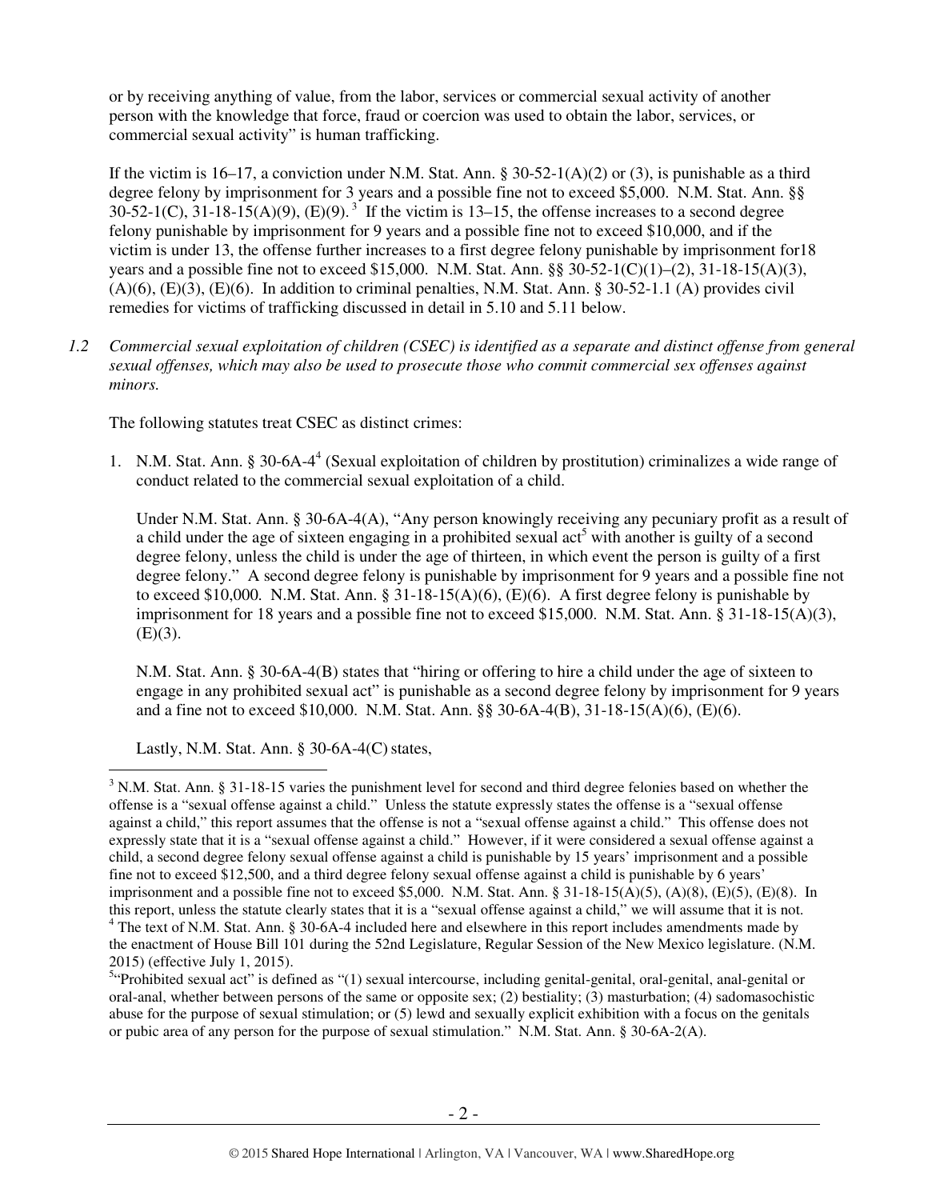or by receiving anything of value, from the labor, services or commercial sexual activity of another person with the knowledge that force, fraud or coercion was used to obtain the labor, services, or commercial sexual activity" is human trafficking.

If the victim is 16–17, a conviction under N.M. Stat. Ann. § 30-52-1(A)(2) or (3), is punishable as a third degree felony by imprisonment for 3 years and a possible fine not to exceed $5,000. N.M. Stat. Ann. §§ 30-52-1(C), 31-18-15(A)(9), (E)(9).[3] If the victim is 13–15, the offense increases to a second degree felony punishable by imprisonment for 9 years and a possible fine not to exceed $10,000, and if the victim is under 13, the offense further increases to a first degree felony punishable by imprisonment for18 years and a possible fine not to exceed $15,000. N.M. Stat. Ann. §§ 30-52-1(C)(1)–(2), 31-18-15(A)(3), (A)(6), (E)(3), (E)(6). In addition to criminal penalties, N.M. Stat. Ann. § 30-52-1.1 (A) provides civil remedies for victims of trafficking discussed in detail in 5.10 and 5.11 below.

*1.2 Commercial sexual exploitation of children (CSEC) is identified as a separate and distinct offense from general sexual offenses, which may also be used to prosecute those who commit commercial sex offenses against minors.*

The following statutes treat CSEC as distinct crimes:

1. N.M. Stat. Ann. § 30-6A-4[4] (Sexual exploitation of children by prostitution) criminalizes a wide range of conduct related to the commercial sexual exploitation of a child.

   Under N.M. Stat. Ann. § 30-6A-4(A), "Any person knowingly receiving any pecuniary profit as a result of a child under the age of sixteen engaging in a prohibited sexual act[5] with another is guilty of a second degree felony, unless the child is under the age of thirteen, in which event the person is guilty of a first degree felony." A second degree felony is punishable by imprisonment for 9 years and a possible fine not to exceed $10,000. N.M. Stat. Ann. § 31-18-15(A)(6), (E)(6). A first degree felony is punishable by imprisonment for 18 years and a possible fine not to exceed $15,000. N.M. Stat. Ann. § 31-18-15(A)(3), (E)(3).

   N.M. Stat. Ann. § 30-6A-4(B) states that "hiring or offering to hire a child under the age of sixteen to engage in any prohibited sexual act" is punishable as a second degree felony by imprisonment for 9 years and a fine not to exceed $10,000. N.M. Stat. Ann. §§ 30-6A-4(B), 31-18-15(A)(6), (E)(6).

   Lastly, N.M. Stat. Ann. § 30-6A-4(C) states,

---

[3] N.M. Stat. Ann. § 31-18-15 varies the punishment level for second and third degree felonies based on whether the offense is a "sexual offense against a child." Unless the statute expressly states the offense is a "sexual offense against a child," this report assumes that the offense is not a "sexual offense against a child." This offense does not expressly state that it is a "sexual offense against a child." However, if it were considered a sexual offense against a child, a second degree felony sexual offense against a child is punishable by 15 years' imprisonment and a possible fine not to exceed $12,500, and a third degree felony sexual offense against a child is punishable by 6 years' imprisonment and a possible fine not to exceed $5,000. N.M. Stat. Ann. § 31-18-15(A)(5), (A)(8), (E)(5), (E)(8). In this report, unless the statute clearly states that it is a "sexual offense against a child," we will assume that it is not.

[4] The text of N.M. Stat. Ann. § 30-6A-4 included here and elsewhere in this report includes amendments made by the enactment of House Bill 101 during the 52nd Legislature, Regular Session of the New Mexico legislature. (N.M. 2015) (effective July 1, 2015).

[5] "Prohibited sexual act" is defined as "(1) sexual intercourse, including genital-genital, oral-genital, anal-genital or oral-anal, whether between persons of the same or opposite sex; (2) bestiality; (3) masturbation; (4) sadomasochistic abuse for the purpose of sexual stimulation; or (5) lewd and sexually explicit exhibition with a focus on the genitals or pubic area of any person for the purpose of sexual stimulation." N.M. Stat. Ann. § 30-6A-2(A).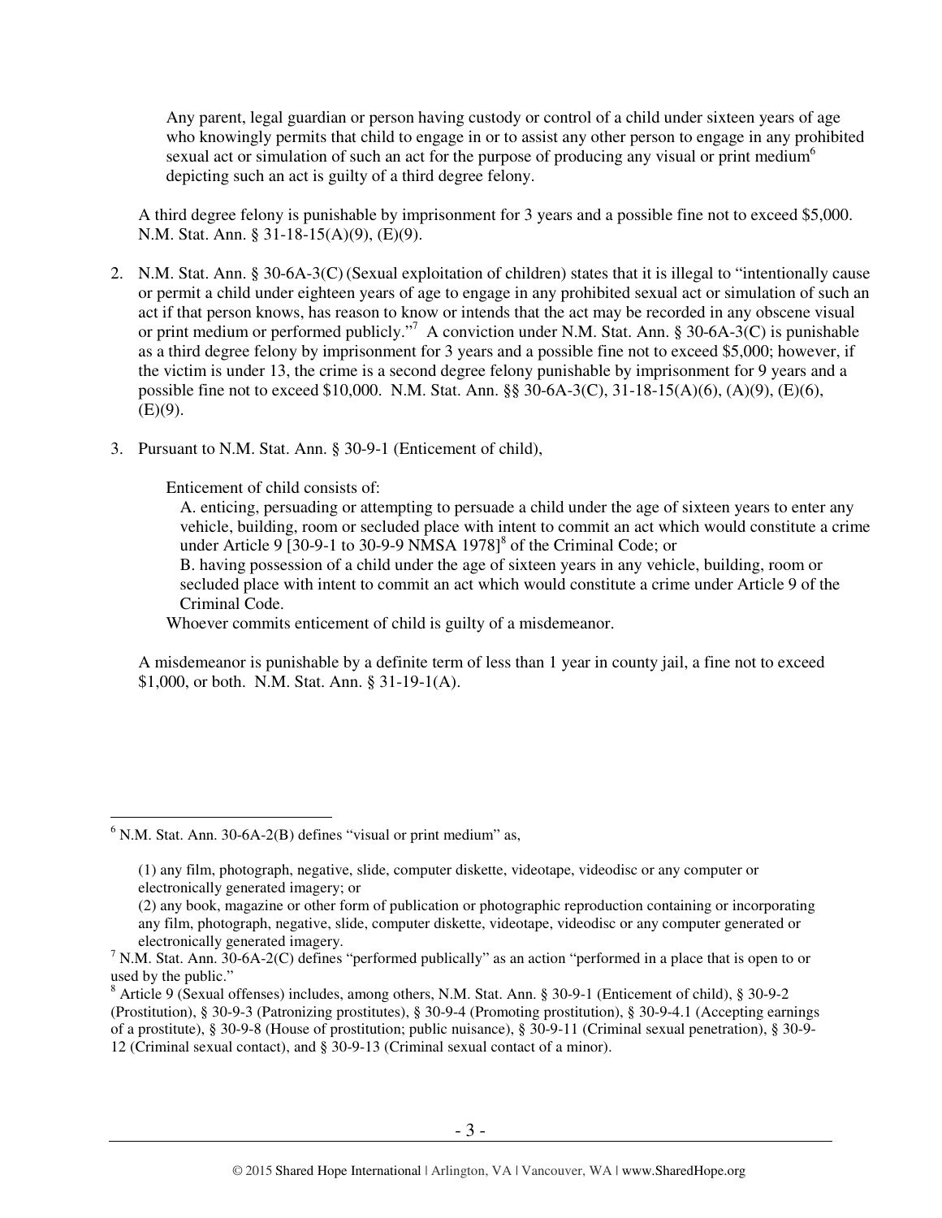Any parent, legal guardian or person having custody or control of a child under sixteen years of age who knowingly permits that child to engage in or to assist any other person to engage in any prohibited sexual act or simulation of such an act for the purpose of producing any visual or print medium[6] depicting such an act is guilty of a third degree felony.

A third degree felony is punishable by imprisonment for 3 years and a possible fine not to exceed $5,000. N.M. Stat. Ann. § 31-18-15(A)(9), (E)(9).

2. N.M. Stat. Ann. § 30-6A-3(C) (Sexual exploitation of children) states that it is illegal to "intentionally cause or permit a child under eighteen years of age to engage in any prohibited sexual act or simulation of such an act if that person knows, has reason to know or intends that the act may be recorded in any obscene visual or print medium or performed publicly."[7] A conviction under N.M. Stat. Ann. § 30-6A-3(C) is punishable as a third degree felony by imprisonment for 3 years and a possible fine not to exceed $5,000; however, if the victim is under 13, the crime is a second degree felony punishable by imprisonment for 9 years and a possible fine not to exceed $10,000. N.M. Stat. Ann. §§ 30-6A-3(C), 31-18-15(A)(6), (A)(9), (E)(6), (E)(9).

3. Pursuant to N.M. Stat. Ann. § 30-9-1 (Enticement of child),

   Enticement of child consists of:

   A. enticing, persuading or attempting to persuade a child under the age of sixteen years to enter any vehicle, building, room or secluded place with intent to commit an act which would constitute a crime under Article 9 [30-9-1 to 30-9-9 NMSA 1978][8] of the Criminal Code; or

   B. having possession of a child under the age of sixteen years in any vehicle, building, room or secluded place with intent to commit an act which would constitute a crime under Article 9 of the Criminal Code.

   Whoever commits enticement of child is guilty of a misdemeanor.

A misdemeanor is punishable by a definite term of less than 1 year in county jail, a fine not to exceed $1,000, or both. N.M. Stat. Ann. § 31-19-1(A).

---

[6] N.M. Stat. Ann. 30-6A-2(B) defines "visual or print medium" as,

(1) any film, photograph, negative, slide, computer diskette, videotape, videodisc or any computer or electronically generated imagery; or

(2) any book, magazine or other form of publication or photographic reproduction containing or incorporating any film, photograph, negative, slide, computer diskette, videotape, videodisc or any computer generated or electronically generated imagery.

[7] N.M. Stat. Ann. 30-6A-2(C) defines "performed publically" as an action "performed in a place that is open to or used by the public."

[8] Article 9 (Sexual offenses) includes, among others, N.M. Stat. Ann. § 30-9-1 (Enticement of child), § 30-9-2 (Prostitution), § 30-9-3 (Patronizing prostitutes), § 30-9-4 (Promoting prostitution), § 30-9-4.1 (Accepting earnings of a prostitute), § 30-9-8 (House of prostitution; public nuisance), § 30-9-11 (Criminal sexual penetration), § 30-9-12 (Criminal sexual contact), and § 30-9-13 (Criminal sexual contact of a minor).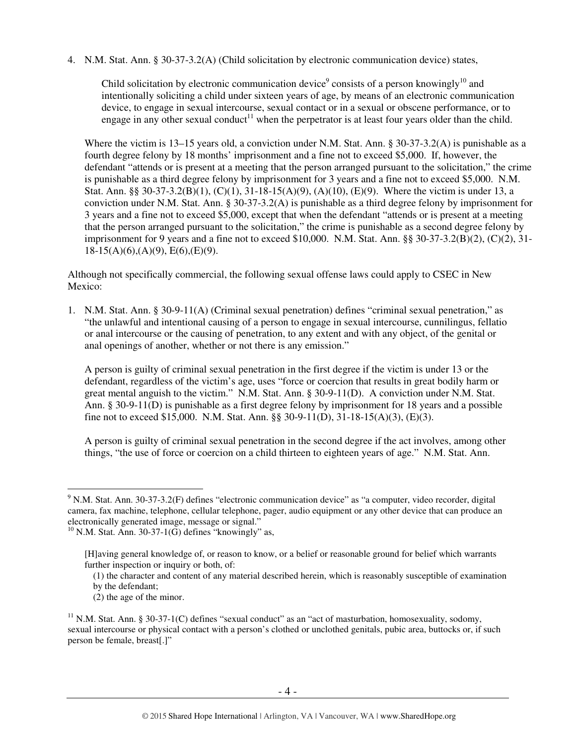4. N.M. Stat. Ann. § 30-37-3.2(A) (Child solicitation by electronic communication device) states,

   > Child solicitation by electronic communication device[9] consists of a person knowingly[10] and intentionally soliciting a child under sixteen years of age, by means of an electronic communication device, to engage in sexual intercourse, sexual contact or in a sexual or obscene performance, or to engage in any other sexual conduct[11] when the perpetrator is at least four years older than the child.

   Where the victim is 13–15 years old, a conviction under N.M. Stat. Ann. § 30-37-3.2(A) is punishable as a fourth degree felony by 18 months' imprisonment and a fine not to exceed $5,000. If, however, the defendant "attends or is present at a meeting that the person arranged pursuant to the solicitation," the crime is punishable as a third degree felony by imprisonment for 3 years and a fine not to exceed $5,000. N.M. Stat. Ann. §§ 30-37-3.2(B)(1), (C)(1), 31-18-15(A)(9), (A)(10), (E)(9). Where the victim is under 13, a conviction under N.M. Stat. Ann. § 30-37-3.2(A) is punishable as a third degree felony by imprisonment for 3 years and a fine not to exceed $5,000, except that when the defendant "attends or is present at a meeting that the person arranged pursuant to the solicitation," the crime is punishable as a second degree felony by imprisonment for 9 years and a fine not to exceed $10,000. N.M. Stat. Ann. §§ 30-37-3.2(B)(2), (C)(2), 31-18-15(A)(6),(A)(9), E(6),(E)(9).

Although not specifically commercial, the following sexual offense laws could apply to CSEC in New Mexico:

1. N.M. Stat. Ann. § 30-9-11(A) (Criminal sexual penetration) defines "criminal sexual penetration," as "the unlawful and intentional causing of a person to engage in sexual intercourse, cunnilingus, fellatio or anal intercourse or the causing of penetration, to any extent and with any object, of the genital or anal openings of another, whether or not there is any emission."

   A person is guilty of criminal sexual penetration in the first degree if the victim is under 13 or the defendant, regardless of the victim's age, uses "force or coercion that results in great bodily harm or great mental anguish to the victim." N.M. Stat. Ann. § 30-9-11(D). A conviction under N.M. Stat. Ann. § 30-9-11(D) is punishable as a first degree felony by imprisonment for 18 years and a possible fine not to exceed $15,000. N.M. Stat. Ann. §§ 30-9-11(D), 31-18-15(A)(3), (E)(3).

   A person is guilty of criminal sexual penetration in the second degree if the act involves, among other things, "the use of force or coercion on a child thirteen to eighteen years of age." N.M. Stat. Ann.

---

[9] N.M. Stat. Ann. 30-37-3.2(F) defines "electronic communication device" as "a computer, video recorder, digital camera, fax machine, telephone, cellular telephone, pager, audio equipment or any other device that can produce an electronically generated image, message or signal."

[10] N.M. Stat. Ann. 30-37-1(G) defines "knowingly" as,

> [H]aving general knowledge of, or reason to know, or a belief or reasonable ground for belief which warrants further inspection or inquiry or both, of:
>
> (1) the character and content of any material described herein, which is reasonably susceptible of examination by the defendant;
>
> (2) the age of the minor.

[11] N.M. Stat. Ann. § 30-37-1(C) defines "sexual conduct" as an "act of masturbation, homosexuality, sodomy, sexual intercourse or physical contact with a person's clothed or unclothed genitals, pubic area, buttocks or, if such person be female, breast[.]"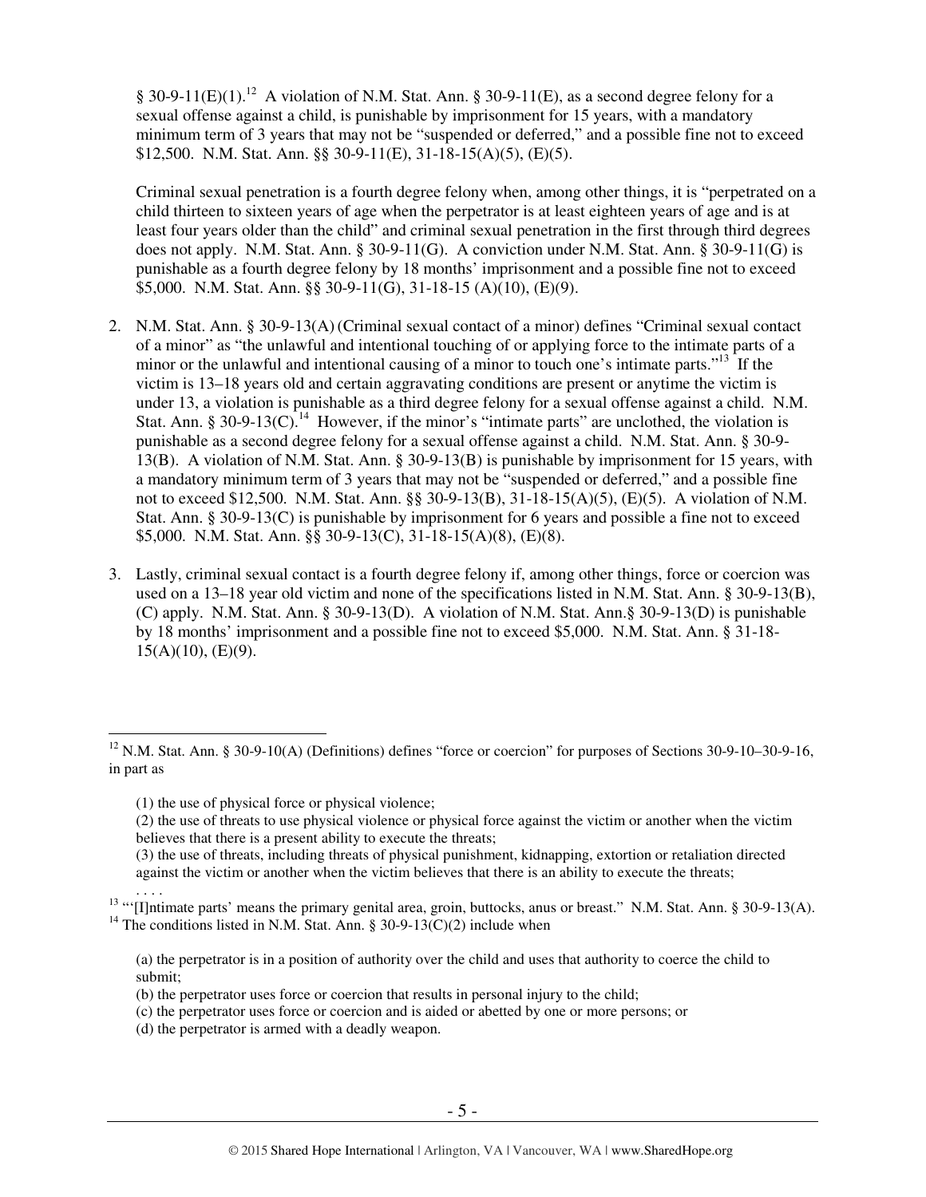§ 30-9-11(E)(1).[12] A violation of N.M. Stat. Ann. § 30-9-11(E), as a second degree felony for a sexual offense against a child, is punishable by imprisonment for 15 years, with a mandatory minimum term of 3 years that may not be "suspended or deferred," and a possible fine not to exceed $12,500. N.M. Stat. Ann. §§ 30-9-11(E), 31-18-15(A)(5), (E)(5).

Criminal sexual penetration is a fourth degree felony when, among other things, it is "perpetrated on a child thirteen to sixteen years of age when the perpetrator is at least eighteen years of age and is at least four years older than the child" and criminal sexual penetration in the first through third degrees does not apply. N.M. Stat. Ann. § 30-9-11(G). A conviction under N.M. Stat. Ann. § 30-9-11(G) is punishable as a fourth degree felony by 18 months' imprisonment and a possible fine not to exceed $5,000. N.M. Stat. Ann. §§ 30-9-11(G), 31-18-15 (A)(10), (E)(9).

2. N.M. Stat. Ann. § 30-9-13(A) (Criminal sexual contact of a minor) defines "Criminal sexual contact of a minor" as "the unlawful and intentional touching of or applying force to the intimate parts of a minor or the unlawful and intentional causing of a minor to touch one's intimate parts."[13] If the victim is 13–18 years old and certain aggravating conditions are present or anytime the victim is under 13, a violation is punishable as a third degree felony for a sexual offense against a child. N.M. Stat. Ann. § 30-9-13(C).[14] However, if the minor's "intimate parts" are unclothed, the violation is punishable as a second degree felony for a sexual offense against a child. N.M. Stat. Ann. § 30-9-13(B). A violation of N.M. Stat. Ann. § 30-9-13(B) is punishable by imprisonment for 15 years, with a mandatory minimum term of 3 years that may not be "suspended or deferred," and a possible fine not to exceed $12,500. N.M. Stat. Ann. §§ 30-9-13(B), 31-18-15(A)(5), (E)(5). A violation of N.M. Stat. Ann. § 30-9-13(C) is punishable by imprisonment for 6 years and possible a fine not to exceed $5,000. N.M. Stat. Ann. §§ 30-9-13(C), 31-18-15(A)(8), (E)(8).

3. Lastly, criminal sexual contact is a fourth degree felony if, among other things, force or coercion was used on a 13–18 year old victim and none of the specifications listed in N.M. Stat. Ann. § 30-9-13(B), (C) apply. N.M. Stat. Ann. § 30-9-13(D). A violation of N.M. Stat. Ann.§ 30-9-13(D) is punishable by 18 months' imprisonment and a possible fine not to exceed $5,000. N.M. Stat. Ann. § 31-18-15(A)(10), (E)(9).

---

[12] N.M. Stat. Ann. § 30-9-10(A) (Definitions) defines "force or coercion" for purposes of Sections 30-9-10–30-9-16, in part as

> (1) the use of physical force or physical violence;
> (2) the use of threats to use physical violence or physical force against the victim or another when the victim believes that there is a present ability to execute the threats;
> (3) the use of threats, including threats of physical punishment, kidnapping, extortion or retaliation directed against the victim or another when the victim believes that there is an ability to execute the threats;
> . . . .

[13] "'[I]ntimate parts' means the primary genital area, groin, buttocks, anus or breast." N.M. Stat. Ann. § 30-9-13(A).

[14] The conditions listed in N.M. Stat. Ann. § 30-9-13(C)(2) include when

> (a) the perpetrator is in a position of authority over the child and uses that authority to coerce the child to submit;
> (b) the perpetrator uses force or coercion that results in personal injury to the child;
> (c) the perpetrator uses force or coercion and is aided or abetted by one or more persons; or
> (d) the perpetrator is armed with a deadly weapon.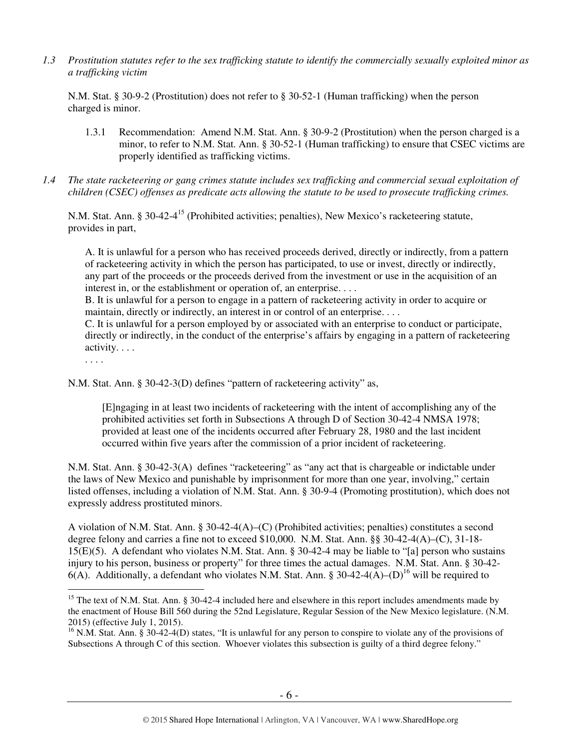*1.3 Prostitution statutes refer to the sex trafficking statute to identify the commercially sexually exploited minor as a trafficking victim*

N.M. Stat. § 30-9-2 (Prostitution) does not refer to § 30-52-1 (Human trafficking) when the person charged is minor.

1.3.1 Recommendation: Amend N.M. Stat. Ann. § 30-9-2 (Prostitution) when the person charged is a minor, to refer to N.M. Stat. Ann. § 30-52-1 (Human trafficking) to ensure that CSEC victims are properly identified as trafficking victims.

*1.4 The state racketeering or gang crimes statute includes sex trafficking and commercial sexual exploitation of children (CSEC) offenses as predicate acts allowing the statute to be used to prosecute trafficking crimes.*

N.M. Stat. Ann. § 30-42-4[15] (Prohibited activities; penalties), New Mexico's racketeering statute, provides in part,

> A. It is unlawful for a person who has received proceeds derived, directly or indirectly, from a pattern of racketeering activity in which the person has participated, to use or invest, directly or indirectly, any part of the proceeds or the proceeds derived from the investment or use in the acquisition of an interest in, or the establishment or operation of, an enterprise. . . .
> B. It is unlawful for a person to engage in a pattern of racketeering activity in order to acquire or maintain, directly or indirectly, an interest in or control of an enterprise. . . .
> C. It is unlawful for a person employed by or associated with an enterprise to conduct or participate, directly or indirectly, in the conduct of the enterprise's affairs by engaging in a pattern of racketeering activity. . . .
> . . . .

N.M. Stat. Ann. § 30-42-3(D) defines "pattern of racketeering activity" as,

> [E]ngaging in at least two incidents of racketeering with the intent of accomplishing any of the prohibited activities set forth in Subsections A through D of Section 30-42-4 NMSA 1978; provided at least one of the incidents occurred after February 28, 1980 and the last incident occurred within five years after the commission of a prior incident of racketeering.

N.M. Stat. Ann. § 30-42-3(A) defines "racketeering" as "any act that is chargeable or indictable under the laws of New Mexico and punishable by imprisonment for more than one year, involving," certain listed offenses, including a violation of N.M. Stat. Ann. § 30-9-4 (Promoting prostitution), which does not expressly address prostituted minors.

A violation of N.M. Stat. Ann. § 30-42-4(A)–(C) (Prohibited activities; penalties) constitutes a second degree felony and carries a fine not to exceed $10,000. N.M. Stat. Ann. §§ 30-42-4(A)–(C), 31-18-15(E)(5). A defendant who violates N.M. Stat. Ann. § 30-42-4 may be liable to "[a] person who sustains injury to his person, business or property" for three times the actual damages. N.M. Stat. Ann. § 30-42-6(A). Additionally, a defendant who violates N.M. Stat. Ann. § 30-42-4(A)–(D)[16] will be required to

---

[15] The text of N.M. Stat. Ann. § 30-42-4 included here and elsewhere in this report includes amendments made by the enactment of House Bill 560 during the 52nd Legislature, Regular Session of the New Mexico legislature. (N.M. 2015) (effective July 1, 2015).

[16] N.M. Stat. Ann. § 30-42-4(D) states, "It is unlawful for any person to conspire to violate any of the provisions of Subsections A through C of this section. Whoever violates this subsection is guilty of a third degree felony."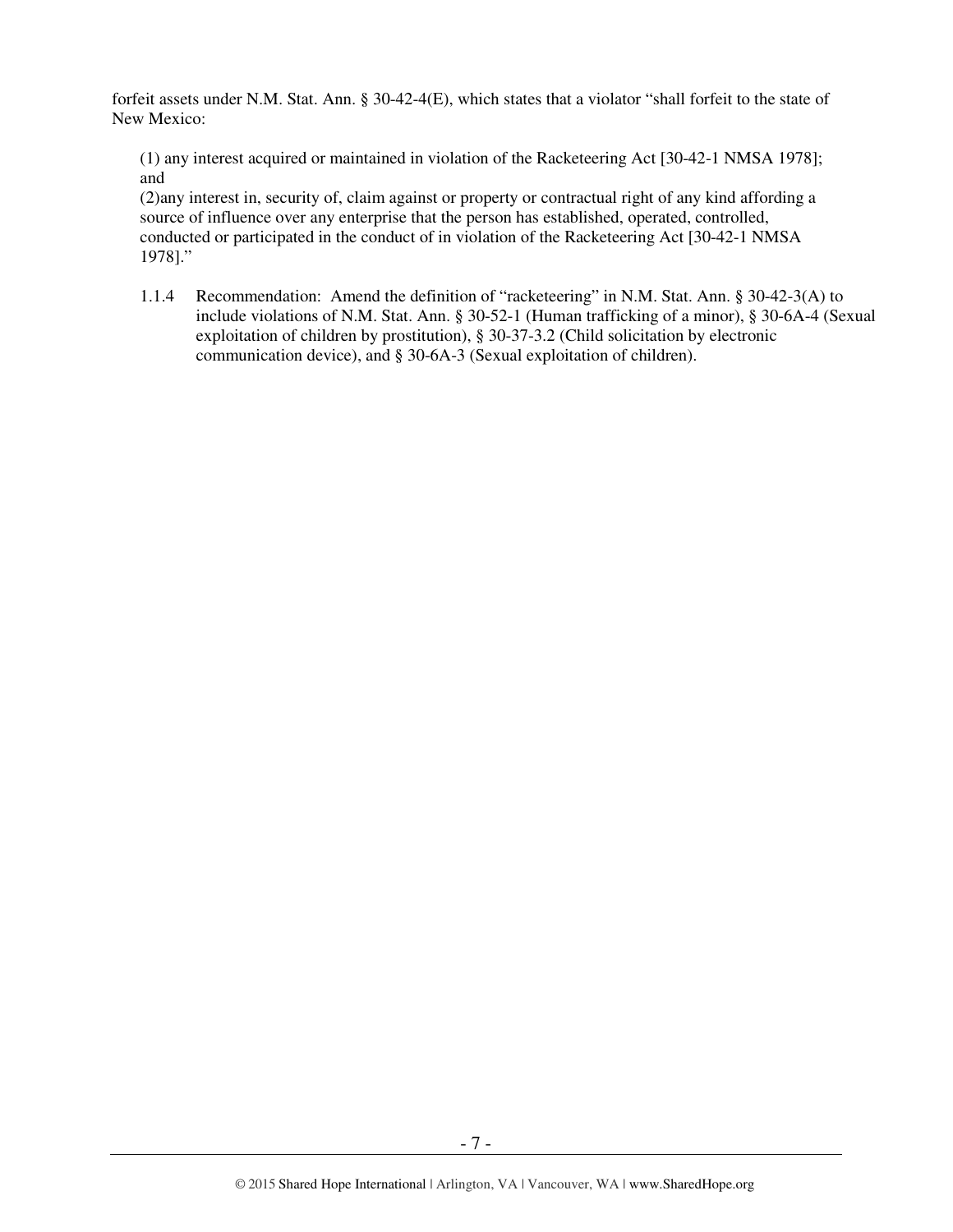forfeit assets under N.M. Stat. Ann. § 30-42-4(E), which states that a violator "shall forfeit to the state of New Mexico:

> (1) any interest acquired or maintained in violation of the Racketeering Act [30-42-1 NMSA 1978]; and
> (2)any interest in, security of, claim against or property or contractual right of any kind affording a source of influence over any enterprise that the person has established, operated, controlled, conducted or participated in the conduct of in violation of the Racketeering Act [30-42-1 NMSA 1978]."

1.1.4 Recommendation: Amend the definition of "racketeering" in N.M. Stat. Ann. § 30-42-3(A) to include violations of N.M. Stat. Ann. § 30-52-1 (Human trafficking of a minor), § 30-6A-4 (Sexual exploitation of children by prostitution), § 30-37-3.2 (Child solicitation by electronic communication device), and § 30-6A-3 (Sexual exploitation of children).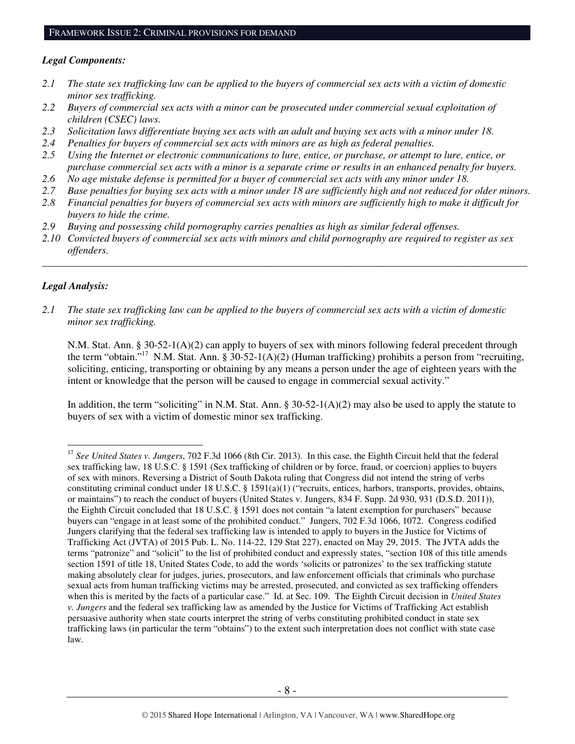### Legal Components:

*2.1 The state sex trafficking law can be applied to the buyers of commercial sex acts with a victim of domestic minor sex trafficking.*
*2.2 Buyers of commercial sex acts with a minor can be prosecuted under commercial sexual exploitation of children (CSEC) laws.*
*2.3 Solicitation laws differentiate buying sex acts with an adult and buying sex acts with a minor under 18.*
*2.4 Penalties for buyers of commercial sex acts with minors are as high as federal penalties.*
*2.5 Using the Internet or electronic communications to lure, entice, or purchase, or attempt to lure, entice, or purchase commercial sex acts with a minor is a separate crime or results in an enhanced penalty for buyers.*
*2.6 No age mistake defense is permitted for a buyer of commercial sex acts with any minor under 18.*
*2.7 Base penalties for buying sex acts with a minor under 18 are sufficiently high and not reduced for older minors.*
*2.8 Financial penalties for buyers of commercial sex acts with minors are sufficiently high to make it difficult for buyers to hide the crime.*
*2.9 Buying and possessing child pornography carries penalties as high as similar federal offenses.*
*2.10 Convicted buyers of commercial sex acts with minors and child pornography are required to register as sex offenders.*

---

### Legal Analysis:

*2.1 The state sex trafficking law can be applied to the buyers of commercial sex acts with a victim of domestic minor sex trafficking.*

N.M. Stat. Ann. § 30-52-1(A)(2) can apply to buyers of sex with minors following federal precedent through the term "obtain."[17] N.M. Stat. Ann. § 30-52-1(A)(2) (Human trafficking) prohibits a person from "recruiting, soliciting, enticing, transporting or obtaining by any means a person under the age of eighteen years with the intent or knowledge that the person will be caused to engage in commercial sexual activity."

In addition, the term "soliciting" in N.M. Stat. Ann. § 30-52-1(A)(2) may also be used to apply the statute to buyers of sex with a victim of domestic minor sex trafficking.

---

[17] *See United States v. Jungers*, 702 F.3d 1066 (8th Cir. 2013). In this case, the Eighth Circuit held that the federal sex trafficking law, 18 U.S.C. § 1591 (Sex trafficking of children or by force, fraud, or coercion) applies to buyers of sex with minors. Reversing a District of South Dakota ruling that Congress did not intend the string of verbs constituting criminal conduct under 18 U.S.C. § 1591(a)(1) ("recruits, entices, harbors, transports, provides, obtains, or maintains") to reach the conduct of buyers (United States v. Jungers, 834 F. Supp. 2d 930, 931 (D.S.D. 2011)), the Eighth Circuit concluded that 18 U.S.C. § 1591 does not contain "a latent exemption for purchasers" because buyers can "engage in at least some of the prohibited conduct." Jungers, 702 F.3d 1066, 1072. Congress codified Jungers clarifying that the federal sex trafficking law is intended to apply to buyers in the Justice for Victims of Trafficking Act (JVTA) of 2015 Pub. L. No. 114-22, 129 Stat 227), enacted on May 29, 2015. The JVTA adds the terms "patronize" and "solicit" to the list of prohibited conduct and expressly states, "section 108 of this title amends section 1591 of title 18, United States Code, to add the words 'solicits or patronizes' to the sex trafficking statute making absolutely clear for judges, juries, prosecutors, and law enforcement officials that criminals who purchase sexual acts from human trafficking victims may be arrested, prosecuted, and convicted as sex trafficking offenders when this is merited by the facts of a particular case." Id. at Sec. 109. The Eighth Circuit decision in *United States v. Jungers* and the federal sex trafficking law as amended by the Justice for Victims of Trafficking Act establish persuasive authority when state courts interpret the string of verbs constituting prohibited conduct in state sex trafficking laws (in particular the term "obtains") to the extent such interpretation does not conflict with state case law.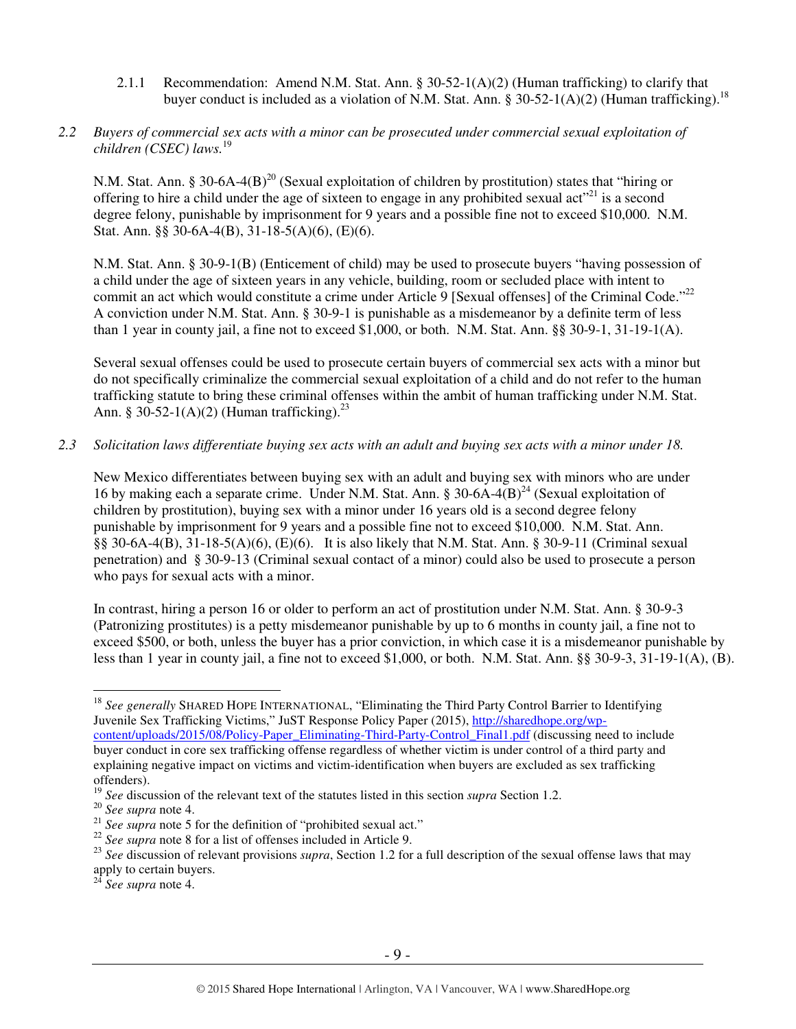2.1.1 Recommendation: Amend N.M. Stat. Ann. § 30-52-1(A)(2) (Human trafficking) to clarify that buyer conduct is included as a violation of N.M. Stat. Ann. § 30-52-1(A)(2) (Human trafficking).[18]

*2.2 Buyers of commercial sex acts with a minor can be prosecuted under commercial sexual exploitation of children (CSEC) laws.*[19]

N.M. Stat. Ann. § 30-6A-4(B)[20] (Sexual exploitation of children by prostitution) states that "hiring or offering to hire a child under the age of sixteen to engage in any prohibited sexual act"[21] is a second degree felony, punishable by imprisonment for 9 years and a possible fine not to exceed $10,000. N.M. Stat. Ann. §§ 30-6A-4(B), 31-18-5(A)(6), (E)(6).

N.M. Stat. Ann. § 30-9-1(B) (Enticement of child) may be used to prosecute buyers "having possession of a child under the age of sixteen years in any vehicle, building, room or secluded place with intent to commit an act which would constitute a crime under Article 9 [Sexual offenses] of the Criminal Code."[22] A conviction under N.M. Stat. Ann. § 30-9-1 is punishable as a misdemeanor by a definite term of less than 1 year in county jail, a fine not to exceed $1,000, or both. N.M. Stat. Ann. §§ 30-9-1, 31-19-1(A).

Several sexual offenses could be used to prosecute certain buyers of commercial sex acts with a minor but do not specifically criminalize the commercial sexual exploitation of a child and do not refer to the human trafficking statute to bring these criminal offenses within the ambit of human trafficking under N.M. Stat. Ann. § 30-52-1(A)(2) (Human trafficking).[23]

*2.3 Solicitation laws differentiate buying sex acts with an adult and buying sex acts with a minor under 18.*

New Mexico differentiates between buying sex with an adult and buying sex with minors who are under 16 by making each a separate crime. Under N.M. Stat. Ann. § 30-6A-4(B)[24] (Sexual exploitation of children by prostitution), buying sex with a minor under 16 years old is a second degree felony punishable by imprisonment for 9 years and a possible fine not to exceed $10,000. N.M. Stat. Ann. §§ 30-6A-4(B), 31-18-5(A)(6), (E)(6). It is also likely that N.M. Stat. Ann. § 30-9-11 (Criminal sexual penetration) and § 30-9-13 (Criminal sexual contact of a minor) could also be used to prosecute a person who pays for sexual acts with a minor.

In contrast, hiring a person 16 or older to perform an act of prostitution under N.M. Stat. Ann. § 30-9-3 (Patronizing prostitutes) is a petty misdemeanor punishable by up to 6 months in county jail, a fine not to exceed $500, or both, unless the buyer has a prior conviction, in which case it is a misdemeanor punishable by less than 1 year in county jail, a fine not to exceed $1,000, or both. N.M. Stat. Ann. §§ 30-9-3, 31-19-1(A), (B).

---

[18] *See generally* SHARED HOPE INTERNATIONAL, "Eliminating the Third Party Control Barrier to Identifying Juvenile Sex Trafficking Victims," JuST Response Policy Paper (2015), http://sharedhope.org/wp-content/uploads/2015/08/Policy-Paper_Eliminating-Third-Party-Control_Final1.pdf (discussing need to include buyer conduct in core sex trafficking offense regardless of whether victim is under control of a third party and explaining negative impact on victims and victim-identification when buyers are excluded as sex trafficking offenders).

[19] *See* discussion of the relevant text of the statutes listed in this section *supra* Section 1.2.

[20] *See supra* note 4.

[21] *See supra* note 5 for the definition of "prohibited sexual act."

[22] *See supra* note 8 for a list of offenses included in Article 9.

[23] *See* discussion of relevant provisions *supra*, Section 1.2 for a full description of the sexual offense laws that may apply to certain buyers.

[24] *See supra* note 4.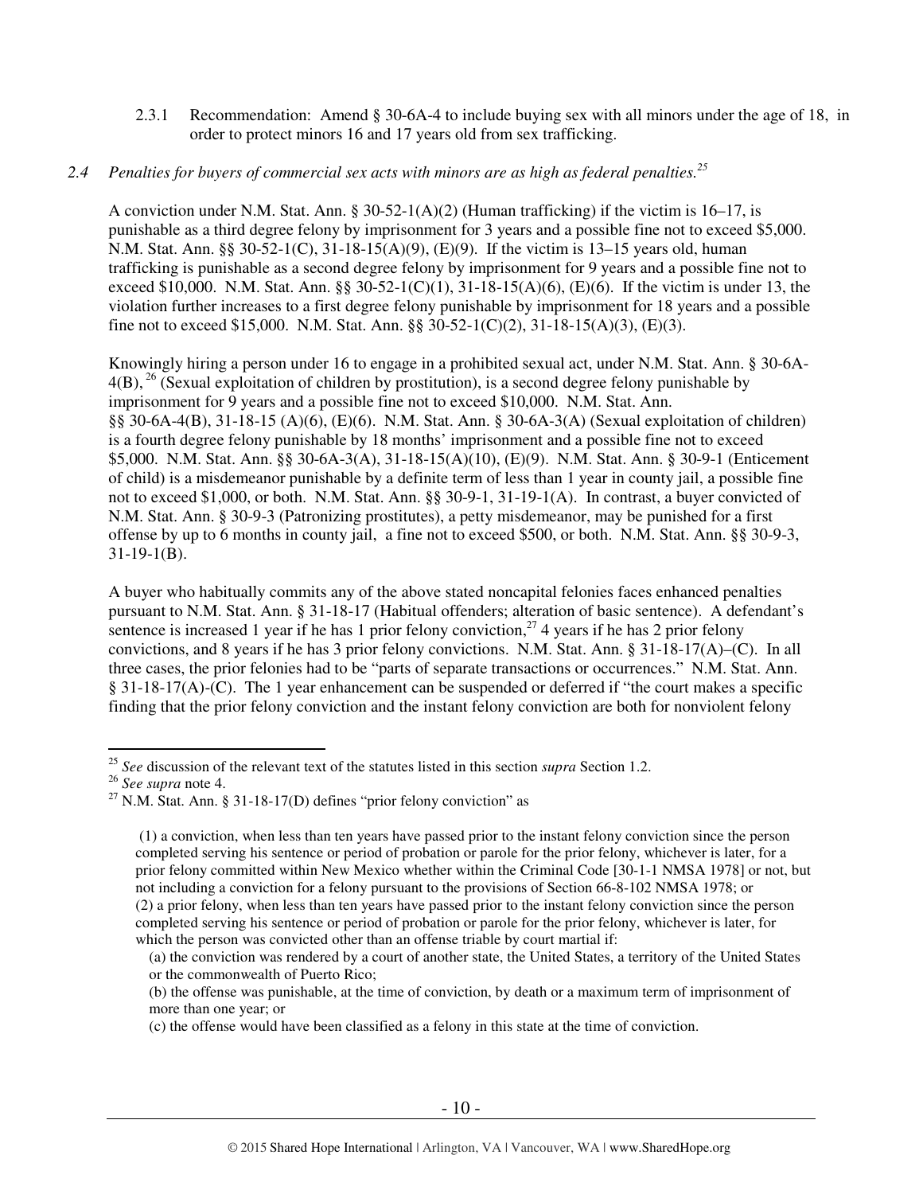2.3.1 Recommendation: Amend § 30-6A-4 to include buying sex with all minors under the age of 18, in order to protect minors 16 and 17 years old from sex trafficking.

*2.4 Penalties for buyers of commercial sex acts with minors are as high as federal penalties.*[25]

A conviction under N.M. Stat. Ann. § 30-52-1(A)(2) (Human trafficking) if the victim is 16–17, is punishable as a third degree felony by imprisonment for 3 years and a possible fine not to exceed $5,000. N.M. Stat. Ann. §§ 30-52-1(C), 31-18-15(A)(9), (E)(9). If the victim is 13–15 years old, human trafficking is punishable as a second degree felony by imprisonment for 9 years and a possible fine not to exceed $10,000. N.M. Stat. Ann. §§ 30-52-1(C)(1), 31-18-15(A)(6), (E)(6). If the victim is under 13, the violation further increases to a first degree felony punishable by imprisonment for 18 years and a possible fine not to exceed $15,000. N.M. Stat. Ann. §§ 30-52-1(C)(2), 31-18-15(A)(3), (E)(3).

Knowingly hiring a person under 16 to engage in a prohibited sexual act, under N.M. Stat. Ann. § 30-6A-4(B),[26] (Sexual exploitation of children by prostitution), is a second degree felony punishable by imprisonment for 9 years and a possible fine not to exceed $10,000. N.M. Stat. Ann. §§ 30-6A-4(B), 31-18-15 (A)(6), (E)(6). N.M. Stat. Ann. § 30-6A-3(A) (Sexual exploitation of children) is a fourth degree felony punishable by 18 months' imprisonment and a possible fine not to exceed $5,000. N.M. Stat. Ann. §§ 30-6A-3(A), 31-18-15(A)(10), (E)(9). N.M. Stat. Ann. § 30-9-1 (Enticement of child) is a misdemeanor punishable by a definite term of less than 1 year in county jail, a possible fine not to exceed $1,000, or both. N.M. Stat. Ann. §§ 30-9-1, 31-19-1(A). In contrast, a buyer convicted of N.M. Stat. Ann. § 30-9-3 (Patronizing prostitutes), a petty misdemeanor, may be punished for a first offense by up to 6 months in county jail, a fine not to exceed $500, or both. N.M. Stat. Ann. §§ 30-9-3, 31-19-1(B).

A buyer who habitually commits any of the above stated noncapital felonies faces enhanced penalties pursuant to N.M. Stat. Ann. § 31-18-17 (Habitual offenders; alteration of basic sentence). A defendant's sentence is increased 1 year if he has 1 prior felony conviction,[27] 4 years if he has 2 prior felony convictions, and 8 years if he has 3 prior felony convictions. N.M. Stat. Ann. § 31-18-17(A)–(C). In all three cases, the prior felonies had to be "parts of separate transactions or occurrences." N.M. Stat. Ann. § 31-18-17(A)-(C). The 1 year enhancement can be suspended or deferred if "the court makes a specific finding that the prior felony conviction and the instant felony conviction are both for nonviolent felony

---

[25] *See* discussion of the relevant text of the statutes listed in this section *supra* Section 1.2.

[26] *See supra* note 4.

[27] N.M. Stat. Ann. § 31-18-17(D) defines "prior felony conviction" as

(1) a conviction, when less than ten years have passed prior to the instant felony conviction since the person completed serving his sentence or period of probation or parole for the prior felony, whichever is later, for a prior felony committed within New Mexico whether within the Criminal Code [30-1-1 NMSA 1978] or not, but not including a conviction for a felony pursuant to the provisions of Section 66-8-102 NMSA 1978; or
(2) a prior felony, when less than ten years have passed prior to the instant felony conviction since the person completed serving his sentence or period of probation or parole for the prior felony, whichever is later, for which the person was convicted other than an offense triable by court martial if:

(a) the conviction was rendered by a court of another state, the United States, a territory of the United States or the commonwealth of Puerto Rico;
(b) the offense was punishable, at the time of conviction, by death or a maximum term of imprisonment of more than one year; or
(c) the offense would have been classified as a felony in this state at the time of conviction.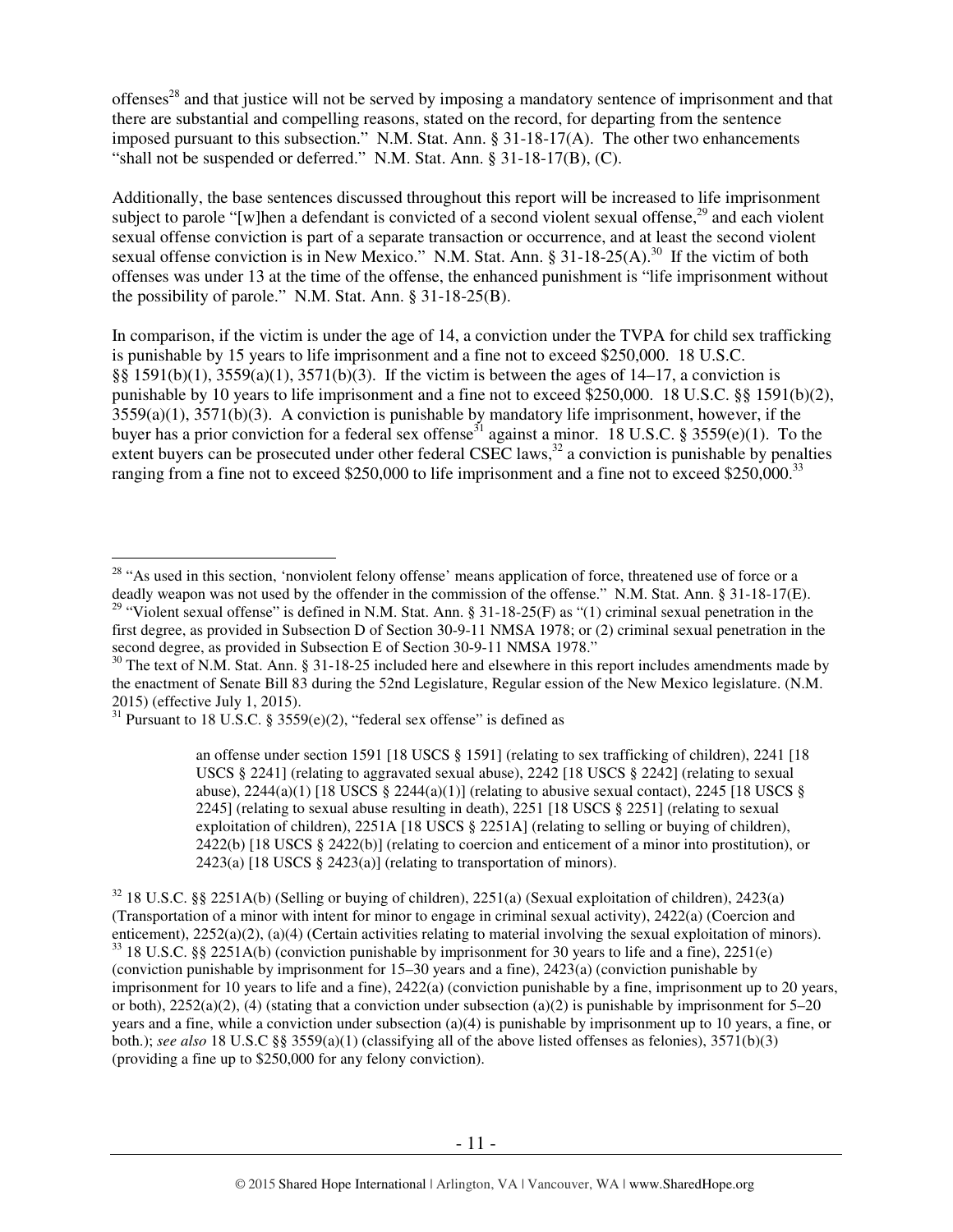offenses[28] and that justice will not be served by imposing a mandatory sentence of imprisonment and that there are substantial and compelling reasons, stated on the record, for departing from the sentence imposed pursuant to this subsection." N.M. Stat. Ann. § 31-18-17(A). The other two enhancements "shall not be suspended or deferred." N.M. Stat. Ann. § 31-18-17(B), (C).

Additionally, the base sentences discussed throughout this report will be increased to life imprisonment subject to parole "[w]hen a defendant is convicted of a second violent sexual offense,[29] and each violent sexual offense conviction is part of a separate transaction or occurrence, and at least the second violent sexual offense conviction is in New Mexico." N.M. Stat. Ann. § 31-18-25(A).[30] If the victim of both offenses was under 13 at the time of the offense, the enhanced punishment is "life imprisonment without the possibility of parole." N.M. Stat. Ann. § 31-18-25(B).

In comparison, if the victim is under the age of 14, a conviction under the TVPA for child sex trafficking is punishable by 15 years to life imprisonment and a fine not to exceed $250,000. 18 U.S.C. §§ 1591(b)(1), 3559(a)(1), 3571(b)(3). If the victim is between the ages of 14–17, a conviction is punishable by 10 years to life imprisonment and a fine not to exceed $250,000. 18 U.S.C. §§ 1591(b)(2), 3559(a)(1), 3571(b)(3). A conviction is punishable by mandatory life imprisonment, however, if the buyer has a prior conviction for a federal sex offense[31] against a minor. 18 U.S.C. § 3559(e)(1). To the extent buyers can be prosecuted under other federal CSEC laws,[32] a conviction is punishable by penalties ranging from a fine not to exceed $250,000 to life imprisonment and a fine not to exceed $250,000.[33]

---

[28] "As used in this section, 'nonviolent felony offense' means application of force, threatened use of force or a deadly weapon was not used by the offender in the commission of the offense." N.M. Stat. Ann. § 31-18-17(E).

[29] "Violent sexual offense" is defined in N.M. Stat. Ann. § 31-18-25(F) as "(1) criminal sexual penetration in the first degree, as provided in Subsection D of Section 30-9-11 NMSA 1978; or (2) criminal sexual penetration in the second degree, as provided in Subsection E of Section 30-9-11 NMSA 1978."

[30] The text of N.M. Stat. Ann. § 31-18-25 included here and elsewhere in this report includes amendments made by the enactment of Senate Bill 83 during the 52nd Legislature, Regular ession of the New Mexico legislature. (N.M. 2015) (effective July 1, 2015).

[31] Pursuant to 18 U.S.C. § 3559(e)(2), "federal sex offense" is defined as

> an offense under section 1591 [18 USCS § 1591] (relating to sex trafficking of children), 2241 [18 USCS § 2241] (relating to aggravated sexual abuse), 2242 [18 USCS § 2242] (relating to sexual abuse), 2244(a)(1) [18 USCS § 2244(a)(1)] (relating to abusive sexual contact), 2245 [18 USCS § 2245] (relating to sexual abuse resulting in death), 2251 [18 USCS § 2251] (relating to sexual exploitation of children), 2251A [18 USCS § 2251A] (relating to selling or buying of children), 2422(b) [18 USCS § 2422(b)] (relating to coercion and enticement of a minor into prostitution), or 2423(a) [18 USCS § 2423(a)] (relating to transportation of minors).

[32] 18 U.S.C. §§ 2251A(b) (Selling or buying of children), 2251(a) (Sexual exploitation of children), 2423(a) (Transportation of a minor with intent for minor to engage in criminal sexual activity), 2422(a) (Coercion and enticement), 2252(a)(2), (a)(4) (Certain activities relating to material involving the sexual exploitation of minors).

[33] 18 U.S.C. §§ 2251A(b) (conviction punishable by imprisonment for 30 years to life and a fine), 2251(e) (conviction punishable by imprisonment for 15–30 years and a fine), 2423(a) (conviction punishable by imprisonment for 10 years to life and a fine), 2422(a) (conviction punishable by a fine, imprisonment up to 20 years, or both), 2252(a)(2), (4) (stating that a conviction under subsection (a)(2) is punishable by imprisonment for 5–20 years and a fine, while a conviction under subsection (a)(4) is punishable by imprisonment up to 10 years, a fine, or both.); *see also* 18 U.S.C §§ 3559(a)(1) (classifying all of the above listed offenses as felonies), 3571(b)(3) (providing a fine up to $250,000 for any felony conviction).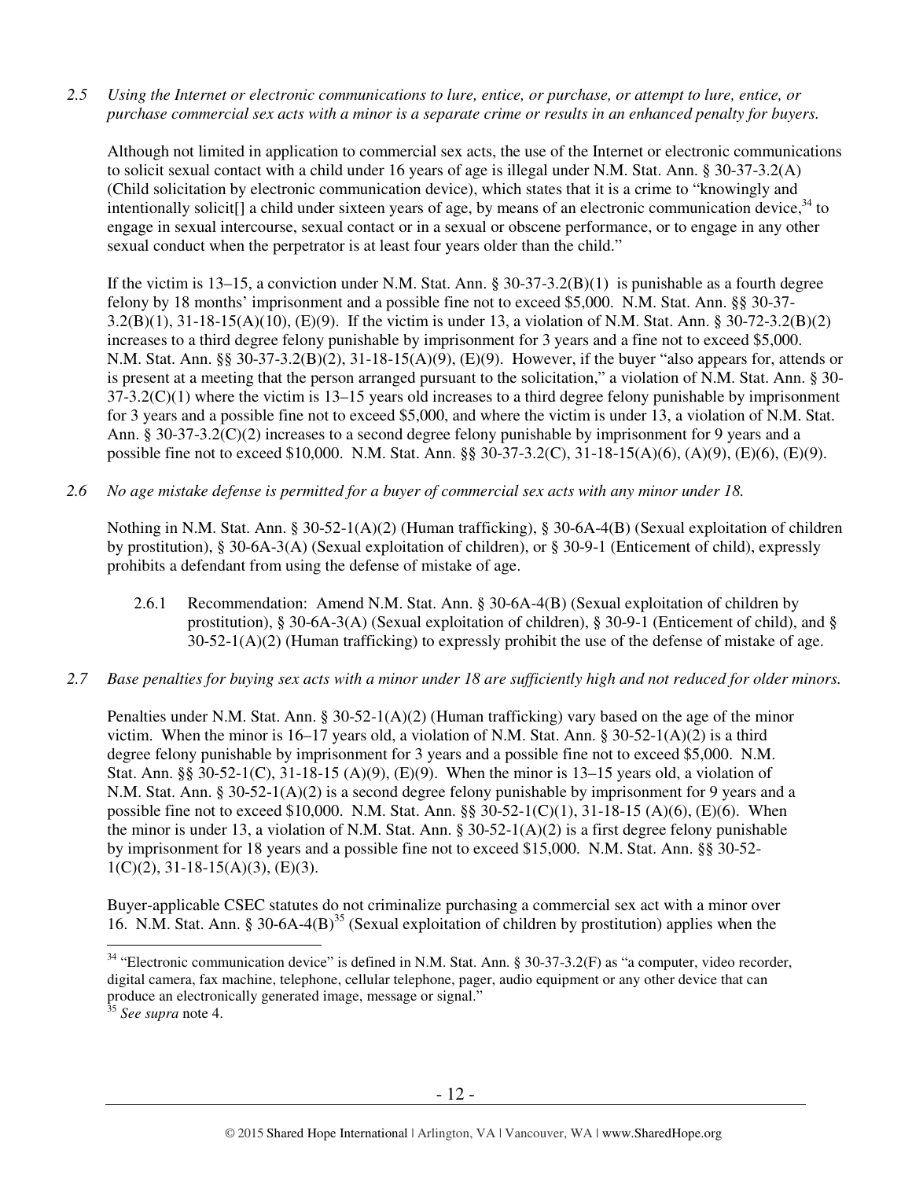*2.5 Using the Internet or electronic communications to lure, entice, or purchase, or attempt to lure, entice, or purchase commercial sex acts with a minor is a separate crime or results in an enhanced penalty for buyers.*

Although not limited in application to commercial sex acts, the use of the Internet or electronic communications to solicit sexual contact with a child under 16 years of age is illegal under N.M. Stat. Ann. § 30-37-3.2(A) (Child solicitation by electronic communication device), which states that it is a crime to "knowingly and intentionally solicit[] a child under sixteen years of age, by means of an electronic communication device,[34] to engage in sexual intercourse, sexual contact or in a sexual or obscene performance, or to engage in any other sexual conduct when the perpetrator is at least four years older than the child."

If the victim is 13–15, a conviction under N.M. Stat. Ann. § 30-37-3.2(B)(1) is punishable as a fourth degree felony by 18 months' imprisonment and a possible fine not to exceed $5,000. N.M. Stat. Ann. §§ 30-37-3.2(B)(1), 31-18-15(A)(10), (E)(9). If the victim is under 13, a violation of N.M. Stat. Ann. § 30-72-3.2(B)(2) increases to a third degree felony punishable by imprisonment for 3 years and a fine not to exceed $5,000. N.M. Stat. Ann. §§ 30-37-3.2(B)(2), 31-18-15(A)(9), (E)(9). However, if the buyer "also appears for, attends or is present at a meeting that the person arranged pursuant to the solicitation," a violation of N.M. Stat. Ann. § 30-37-3.2(C)(1) where the victim is 13–15 years old increases to a third degree felony punishable by imprisonment for 3 years and a possible fine not to exceed $5,000, and where the victim is under 13, a violation of N.M. Stat. Ann. § 30-37-3.2(C)(2) increases to a second degree felony punishable by imprisonment for 9 years and a possible fine not to exceed $10,000. N.M. Stat. Ann. §§ 30-37-3.2(C), 31-18-15(A)(6), (A)(9), (E)(6), (E)(9).

*2.6 No age mistake defense is permitted for a buyer of commercial sex acts with any minor under 18.*

Nothing in N.M. Stat. Ann. § 30-52-1(A)(2) (Human trafficking), § 30-6A-4(B) (Sexual exploitation of children by prostitution), § 30-6A-3(A) (Sexual exploitation of children), or § 30-9-1 (Enticement of child), expressly prohibits a defendant from using the defense of mistake of age.

2.6.1 Recommendation: Amend N.M. Stat. Ann. § 30-6A-4(B) (Sexual exploitation of children by prostitution), § 30-6A-3(A) (Sexual exploitation of children), § 30-9-1 (Enticement of child), and § 30-52-1(A)(2) (Human trafficking) to expressly prohibit the use of the defense of mistake of age.

*2.7 Base penalties for buying sex acts with a minor under 18 are sufficiently high and not reduced for older minors.*

Penalties under N.M. Stat. Ann. § 30-52-1(A)(2) (Human trafficking) vary based on the age of the minor victim. When the minor is 16–17 years old, a violation of N.M. Stat. Ann. § 30-52-1(A)(2) is a third degree felony punishable by imprisonment for 3 years and a possible fine not to exceed $5,000. N.M. Stat. Ann. §§ 30-52-1(C), 31-18-15 (A)(9), (E)(9). When the minor is 13–15 years old, a violation of N.M. Stat. Ann. § 30-52-1(A)(2) is a second degree felony punishable by imprisonment for 9 years and a possible fine not to exceed $10,000. N.M. Stat. Ann. §§ 30-52-1(C)(1), 31-18-15 (A)(6), (E)(6). When the minor is under 13, a violation of N.M. Stat. Ann. § 30-52-1(A)(2) is a first degree felony punishable by imprisonment for 18 years and a possible fine not to exceed $15,000. N.M. Stat. Ann. §§ 30-52-1(C)(2), 31-18-15(A)(3), (E)(3).

Buyer-applicable CSEC statutes do not criminalize purchasing a commercial sex act with a minor over 16. N.M. Stat. Ann. § 30-6A-4(B)[35] (Sexual exploitation of children by prostitution) applies when the

---

[34] "Electronic communication device" is defined in N.M. Stat. Ann. § 30-37-3.2(F) as "a computer, video recorder, digital camera, fax machine, telephone, cellular telephone, pager, audio equipment or any other device that can produce an electronically generated image, message or signal."

[35] *See supra* note 4.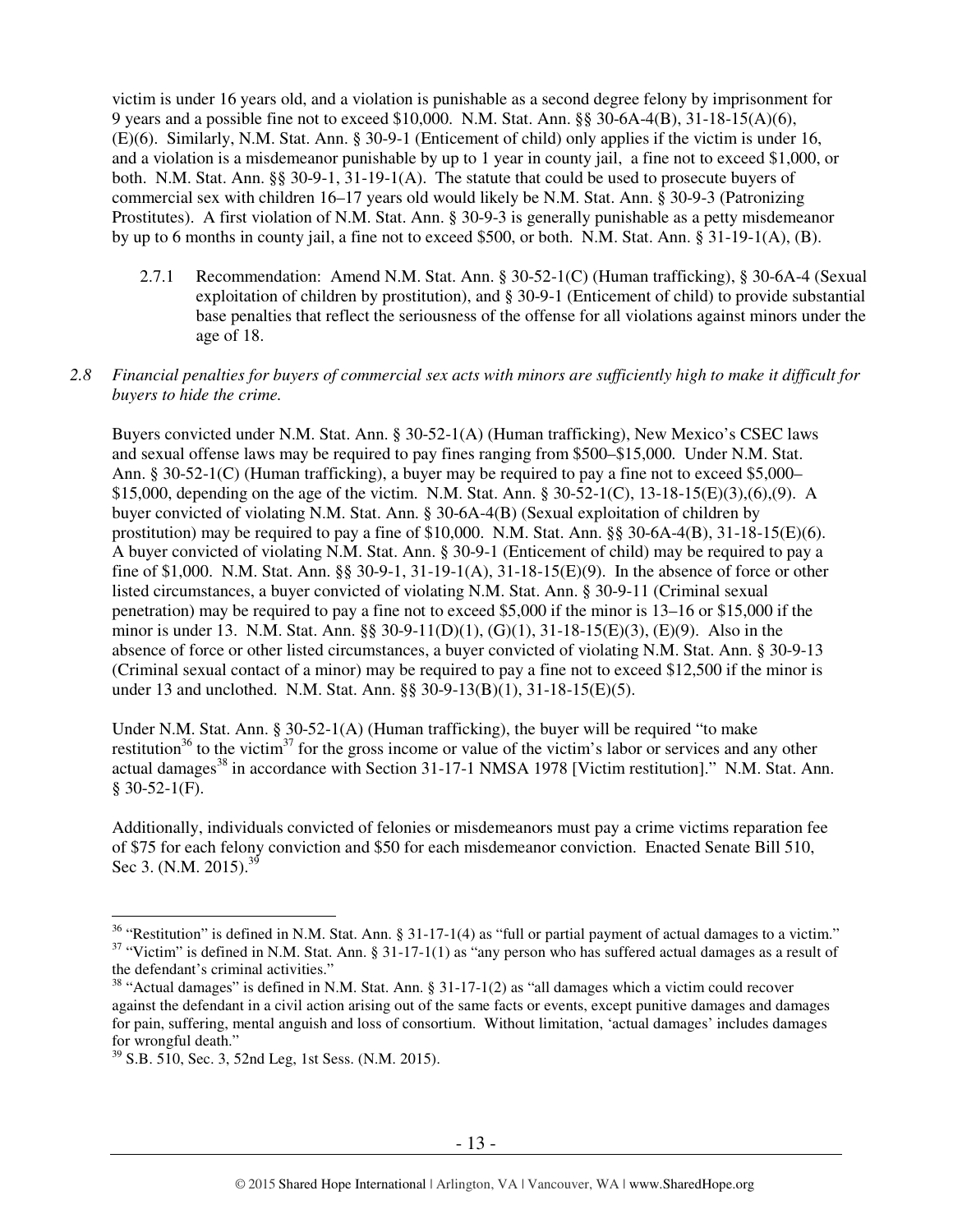victim is under 16 years old, and a violation is punishable as a second degree felony by imprisonment for 9 years and a possible fine not to exceed $10,000. N.M. Stat. Ann. §§ 30-6A-4(B), 31-18-15(A)(6), (E)(6). Similarly, N.M. Stat. Ann. § 30-9-1 (Enticement of child) only applies if the victim is under 16, and a violation is a misdemeanor punishable by up to 1 year in county jail, a fine not to exceed $1,000, or both. N.M. Stat. Ann. §§ 30-9-1, 31-19-1(A). The statute that could be used to prosecute buyers of commercial sex with children 16–17 years old would likely be N.M. Stat. Ann. § 30-9-3 (Patronizing Prostitutes). A first violation of N.M. Stat. Ann. § 30-9-3 is generally punishable as a petty misdemeanor by up to 6 months in county jail, a fine not to exceed $500, or both. N.M. Stat. Ann. § 31-19-1(A), (B).

2.7.1 Recommendation: Amend N.M. Stat. Ann. § 30-52-1(C) (Human trafficking), § 30-6A-4 (Sexual exploitation of children by prostitution), and § 30-9-1 (Enticement of child) to provide substantial base penalties that reflect the seriousness of the offense for all violations against minors under the age of 18.

*2.8 Financial penalties for buyers of commercial sex acts with minors are sufficiently high to make it difficult for buyers to hide the crime.*

Buyers convicted under N.M. Stat. Ann. § 30-52-1(A) (Human trafficking), New Mexico's CSEC laws and sexual offense laws may be required to pay fines ranging from $500–$15,000. Under N.M. Stat. Ann. § 30-52-1(C) (Human trafficking), a buyer may be required to pay a fine not to exceed $5,000–$15,000, depending on the age of the victim. N.M. Stat. Ann. § 30-52-1(C), 13-18-15(E)(3),(6),(9). A buyer convicted of violating N.M. Stat. Ann. § 30-6A-4(B) (Sexual exploitation of children by prostitution) may be required to pay a fine of $10,000. N.M. Stat. Ann. §§ 30-6A-4(B), 31-18-15(E)(6). A buyer convicted of violating N.M. Stat. Ann. § 30-9-1 (Enticement of child) may be required to pay a fine of $1,000. N.M. Stat. Ann. §§ 30-9-1, 31-19-1(A), 31-18-15(E)(9). In the absence of force or other listed circumstances, a buyer convicted of violating N.M. Stat. Ann. § 30-9-11 (Criminal sexual penetration) may be required to pay a fine not to exceed $5,000 if the minor is 13–16 or $15,000 if the minor is under 13. N.M. Stat. Ann. §§ 30-9-11(D)(1), (G)(1), 31-18-15(E)(3), (E)(9). Also in the absence of force or other listed circumstances, a buyer convicted of violating N.M. Stat. Ann. § 30-9-13 (Criminal sexual contact of a minor) may be required to pay a fine not to exceed $12,500 if the minor is under 13 and unclothed. N.M. Stat. Ann. §§ 30-9-13(B)(1), 31-18-15(E)(5).

Under N.M. Stat. Ann. § 30-52-1(A) (Human trafficking), the buyer will be required "to make restitution[36] to the victim[37] for the gross income or value of the victim's labor or services and any other actual damages[38] in accordance with Section 31-17-1 NMSA 1978 [Victim restitution]." N.M. Stat. Ann. § 30-52-1(F).

Additionally, individuals convicted of felonies or misdemeanors must pay a crime victims reparation fee of $75 for each felony conviction and $50 for each misdemeanor conviction. Enacted Senate Bill 510, Sec 3. (N.M. 2015).[39]

---

[36] "Restitution" is defined in N.M. Stat. Ann. § 31-17-1(4) as "full or partial payment of actual damages to a victim."

[37] "Victim" is defined in N.M. Stat. Ann. § 31-17-1(1) as "any person who has suffered actual damages as a result of the defendant's criminal activities."

[38] "Actual damages" is defined in N.M. Stat. Ann. § 31-17-1(2) as "all damages which a victim could recover against the defendant in a civil action arising out of the same facts or events, except punitive damages and damages for pain, suffering, mental anguish and loss of consortium. Without limitation, 'actual damages' includes damages for wrongful death."

[39] S.B. 510, Sec. 3, 52nd Leg, 1st Sess. (N.M. 2015).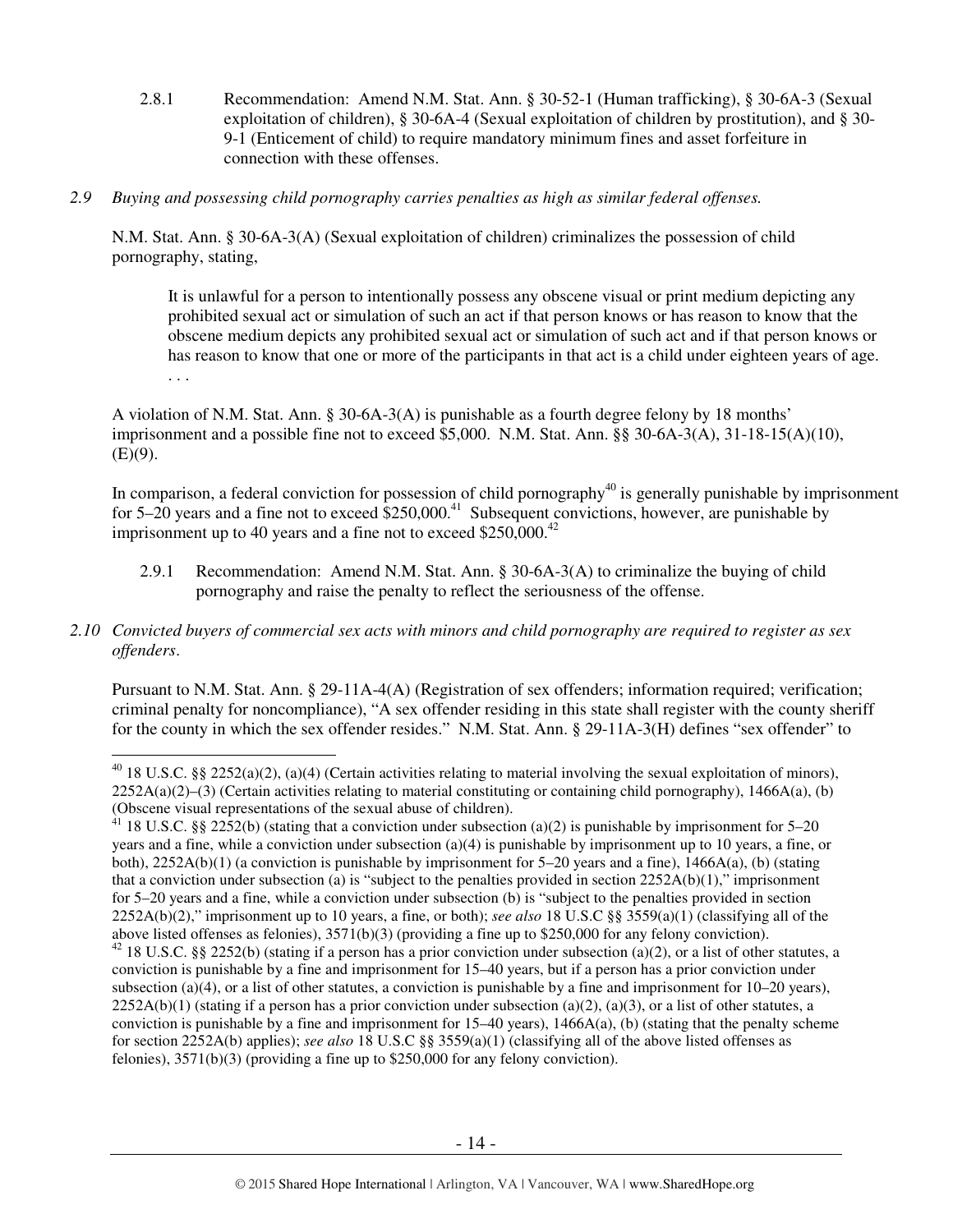2.8.1 Recommendation: Amend N.M. Stat. Ann. § 30-52-1 (Human trafficking), § 30-6A-3 (Sexual exploitation of children), § 30-6A-4 (Sexual exploitation of children by prostitution), and § 30-9-1 (Enticement of child) to require mandatory minimum fines and asset forfeiture in connection with these offenses.

*2.9 Buying and possessing child pornography carries penalties as high as similar federal offenses.*

N.M. Stat. Ann. § 30-6A-3(A) (Sexual exploitation of children) criminalizes the possession of child pornography, stating,

> It is unlawful for a person to intentionally possess any obscene visual or print medium depicting any prohibited sexual act or simulation of such an act if that person knows or has reason to know that the obscene medium depicts any prohibited sexual act or simulation of such act and if that person knows or has reason to know that one or more of the participants in that act is a child under eighteen years of age. . . .

A violation of N.M. Stat. Ann. § 30-6A-3(A) is punishable as a fourth degree felony by 18 months' imprisonment and a possible fine not to exceed $5,000. N.M. Stat. Ann. §§ 30-6A-3(A), 31-18-15(A)(10), (E)(9).

In comparison, a federal conviction for possession of child pornography[40] is generally punishable by imprisonment for 5–20 years and a fine not to exceed $250,000.[41] Subsequent convictions, however, are punishable by imprisonment up to 40 years and a fine not to exceed $250,000.[42]

2.9.1 Recommendation: Amend N.M. Stat. Ann. § 30-6A-3(A) to criminalize the buying of child pornography and raise the penalty to reflect the seriousness of the offense.

*2.10 Convicted buyers of commercial sex acts with minors and child pornography are required to register as sex offenders.*

Pursuant to N.M. Stat. Ann. § 29-11A-4(A) (Registration of sex offenders; information required; verification; criminal penalty for noncompliance), "A sex offender residing in this state shall register with the county sheriff for the county in which the sex offender resides." N.M. Stat. Ann. § 29-11A-3(H) defines "sex offender" to

---

[40] 18 U.S.C. §§ 2252(a)(2), (a)(4) (Certain activities relating to material involving the sexual exploitation of minors), 2252A(a)(2)–(3) (Certain activities relating to material constituting or containing child pornography), 1466A(a), (b) (Obscene visual representations of the sexual abuse of children).

[41] 18 U.S.C. §§ 2252(b) (stating that a conviction under subsection (a)(2) is punishable by imprisonment for 5–20 years and a fine, while a conviction under subsection (a)(4) is punishable by imprisonment up to 10 years, a fine, or both), 2252A(b)(1) (a conviction is punishable by imprisonment for 5–20 years and a fine), 1466A(a), (b) (stating that a conviction under subsection (a) is "subject to the penalties provided in section 2252A(b)(1)," imprisonment for 5–20 years and a fine, while a conviction under subsection (b) is "subject to the penalties provided in section 2252A(b)(2)," imprisonment up to 10 years, a fine, or both); *see also* 18 U.S.C §§ 3559(a)(1) (classifying all of the above listed offenses as felonies), 3571(b)(3) (providing a fine up to $250,000 for any felony conviction).

[42] 18 U.S.C. §§ 2252(b) (stating if a person has a prior conviction under subsection (a)(2), or a list of other statutes, a conviction is punishable by a fine and imprisonment for 15–40 years, but if a person has a prior conviction under subsection (a)(4), or a list of other statutes, a conviction is punishable by a fine and imprisonment for 10–20 years), 2252A(b)(1) (stating if a person has a prior conviction under subsection (a)(2), (a)(3), or a list of other statutes, a conviction is punishable by a fine and imprisonment for 15–40 years), 1466A(a), (b) (stating that the penalty scheme for section 2252A(b) applies); *see also* 18 U.S.C §§ 3559(a)(1) (classifying all of the above listed offenses as felonies), 3571(b)(3) (providing a fine up to $250,000 for any felony conviction).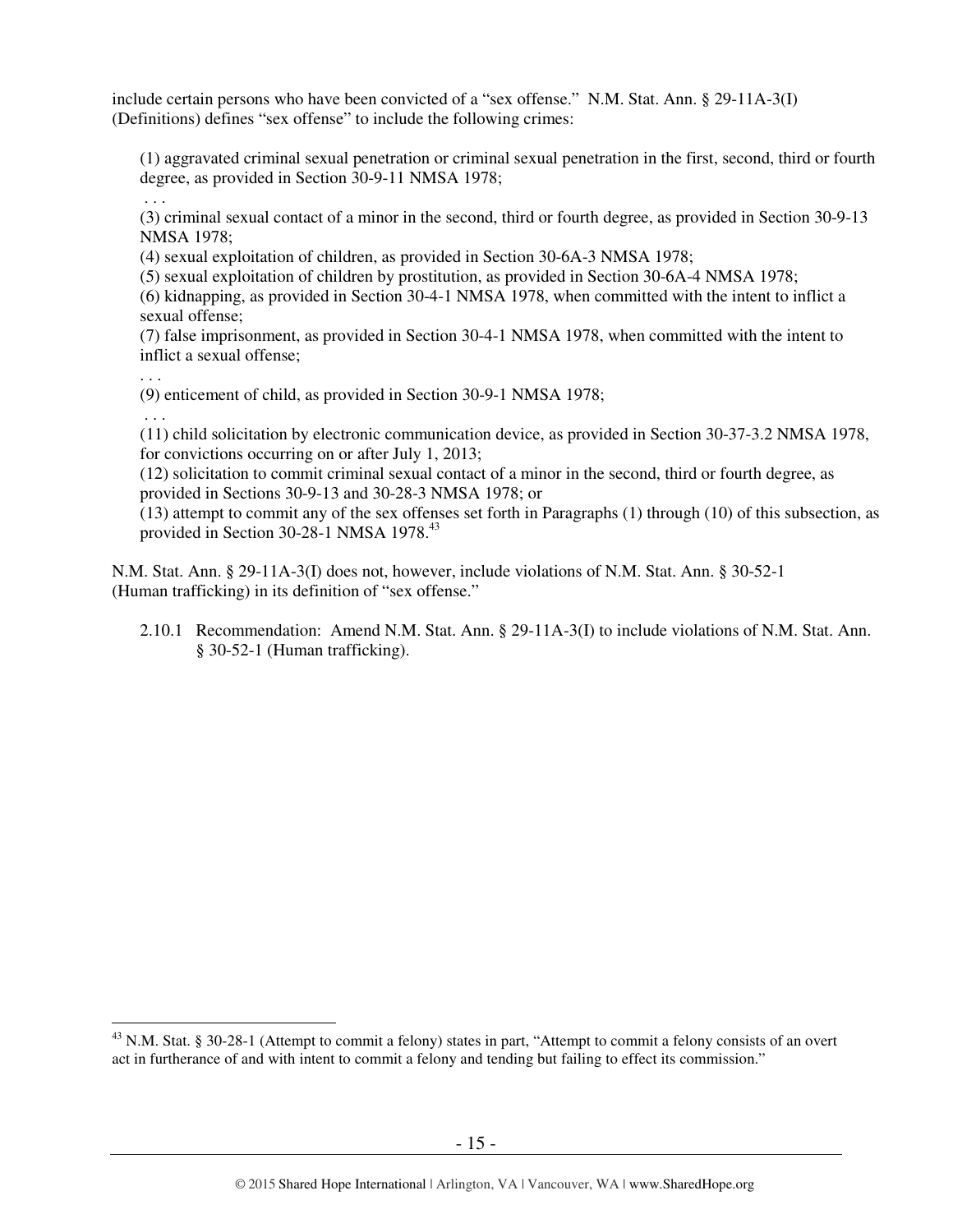include certain persons who have been convicted of a "sex offense." N.M. Stat. Ann. § 29-11A-3(I) (Definitions) defines "sex offense" to include the following crimes:

> (1) aggravated criminal sexual penetration or criminal sexual penetration in the first, second, third or fourth degree, as provided in Section 30-9-11 NMSA 1978;
> . . .
> (3) criminal sexual contact of a minor in the second, third or fourth degree, as provided in Section 30-9-13 NMSA 1978;
> (4) sexual exploitation of children, as provided in Section 30-6A-3 NMSA 1978;
> (5) sexual exploitation of children by prostitution, as provided in Section 30-6A-4 NMSA 1978;
> (6) kidnapping, as provided in Section 30-4-1 NMSA 1978, when committed with the intent to inflict a sexual offense;
> (7) false imprisonment, as provided in Section 30-4-1 NMSA 1978, when committed with the intent to inflict a sexual offense;
> . . .
> (9) enticement of child, as provided in Section 30-9-1 NMSA 1978;
> . . .
> (11) child solicitation by electronic communication device, as provided in Section 30-37-3.2 NMSA 1978, for convictions occurring on or after July 1, 2013;
> (12) solicitation to commit criminal sexual contact of a minor in the second, third or fourth degree, as provided in Sections 30-9-13 and 30-28-3 NMSA 1978; or
> (13) attempt to commit any of the sex offenses set forth in Paragraphs (1) through (10) of this subsection, as provided in Section 30-28-1 NMSA 1978.[43]

N.M. Stat. Ann. § 29-11A-3(I) does not, however, include violations of N.M. Stat. Ann. § 30-52-1 (Human trafficking) in its definition of "sex offense."

2.10.1 Recommendation: Amend N.M. Stat. Ann. § 29-11A-3(I) to include violations of N.M. Stat. Ann. § 30-52-1 (Human trafficking).

---

[43] N.M. Stat. § 30-28-1 (Attempt to commit a felony) states in part, "Attempt to commit a felony consists of an overt act in furtherance of and with intent to commit a felony and tending but failing to effect its commission."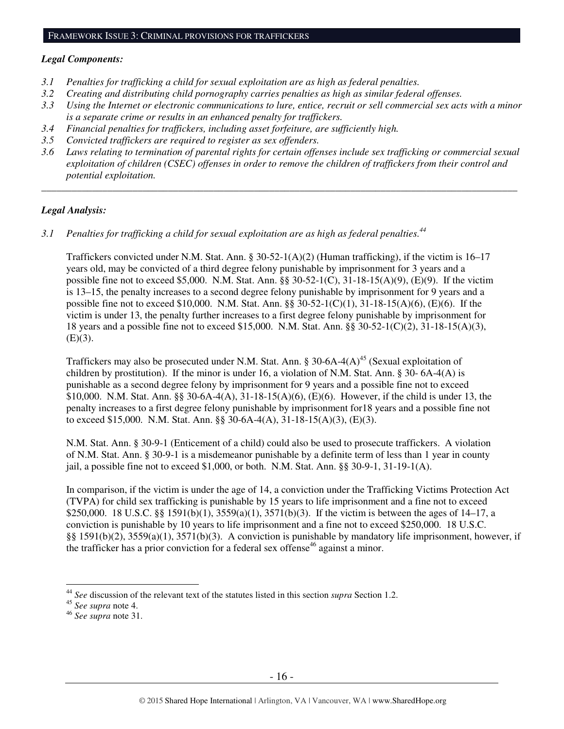## FRAMEWORK ISSUE 3: CRIMINAL PROVISIONS FOR TRAFFICKERS

***Legal Components:***

*3.1 Penalties for trafficking a child for sexual exploitation are as high as federal penalties.*
*3.2 Creating and distributing child pornography carries penalties as high as similar federal offenses.*
*3.3 Using the Internet or electronic communications to lure, entice, recruit or sell commercial sex acts with a minor is a separate crime or results in an enhanced penalty for traffickers.*
*3.4 Financial penalties for traffickers, including asset forfeiture, are sufficiently high.*
*3.5 Convicted traffickers are required to register as sex offenders.*
*3.6 Laws relating to termination of parental rights for certain offenses include sex trafficking or commercial sexual exploitation of children (CSEC) offenses in order to remove the children of traffickers from their control and potential exploitation.*

---

***Legal Analysis:***

*3.1 Penalties for trafficking a child for sexual exploitation are as high as federal penalties.*[44]

Traffickers convicted under N.M. Stat. Ann. § 30-52-1(A)(2) (Human trafficking), if the victim is 16–17 years old, may be convicted of a third degree felony punishable by imprisonment for 3 years and a possible fine not to exceed $5,000. N.M. Stat. Ann. §§ 30-52-1(C), 31-18-15(A)(9), (E)(9). If the victim is 13–15, the penalty increases to a second degree felony punishable by imprisonment for 9 years and a possible fine not to exceed $10,000. N.M. Stat. Ann. §§ 30-52-1(C)(1), 31-18-15(A)(6), (E)(6). If the victim is under 13, the penalty further increases to a first degree felony punishable by imprisonment for 18 years and a possible fine not to exceed $15,000. N.M. Stat. Ann. §§ 30-52-1(C)(2), 31-18-15(A)(3), (E)(3).

Traffickers may also be prosecuted under N.M. Stat. Ann. § 30-6A-4(A)[45] (Sexual exploitation of children by prostitution). If the minor is under 16, a violation of N.M. Stat. Ann. § 30- 6A-4(A) is punishable as a second degree felony by imprisonment for 9 years and a possible fine not to exceed $10,000. N.M. Stat. Ann. §§ 30-6A-4(A), 31-18-15(A)(6), (E)(6). However, if the child is under 13, the penalty increases to a first degree felony punishable by imprisonment for18 years and a possible fine not to exceed $15,000. N.M. Stat. Ann. §§ 30-6A-4(A), 31-18-15(A)(3), (E)(3).

N.M. Stat. Ann. § 30-9-1 (Enticement of a child) could also be used to prosecute traffickers. A violation of N.M. Stat. Ann. § 30-9-1 is a misdemeanor punishable by a definite term of less than 1 year in county jail, a possible fine not to exceed $1,000, or both. N.M. Stat. Ann. §§ 30-9-1, 31-19-1(A).

In comparison, if the victim is under the age of 14, a conviction under the Trafficking Victims Protection Act (TVPA) for child sex trafficking is punishable by 15 years to life imprisonment and a fine not to exceed $250,000. 18 U.S.C. §§ 1591(b)(1), 3559(a)(1), 3571(b)(3). If the victim is between the ages of 14–17, a conviction is punishable by 10 years to life imprisonment and a fine not to exceed $250,000. 18 U.S.C. §§ 1591(b)(2), 3559(a)(1), 3571(b)(3). A conviction is punishable by mandatory life imprisonment, however, if the trafficker has a prior conviction for a federal sex offense[46] against a minor.

---

[44] *See* discussion of the relevant text of the statutes listed in this section *supra* Section 1.2.
[45] *See supra* note 4.
[46] *See supra* note 31.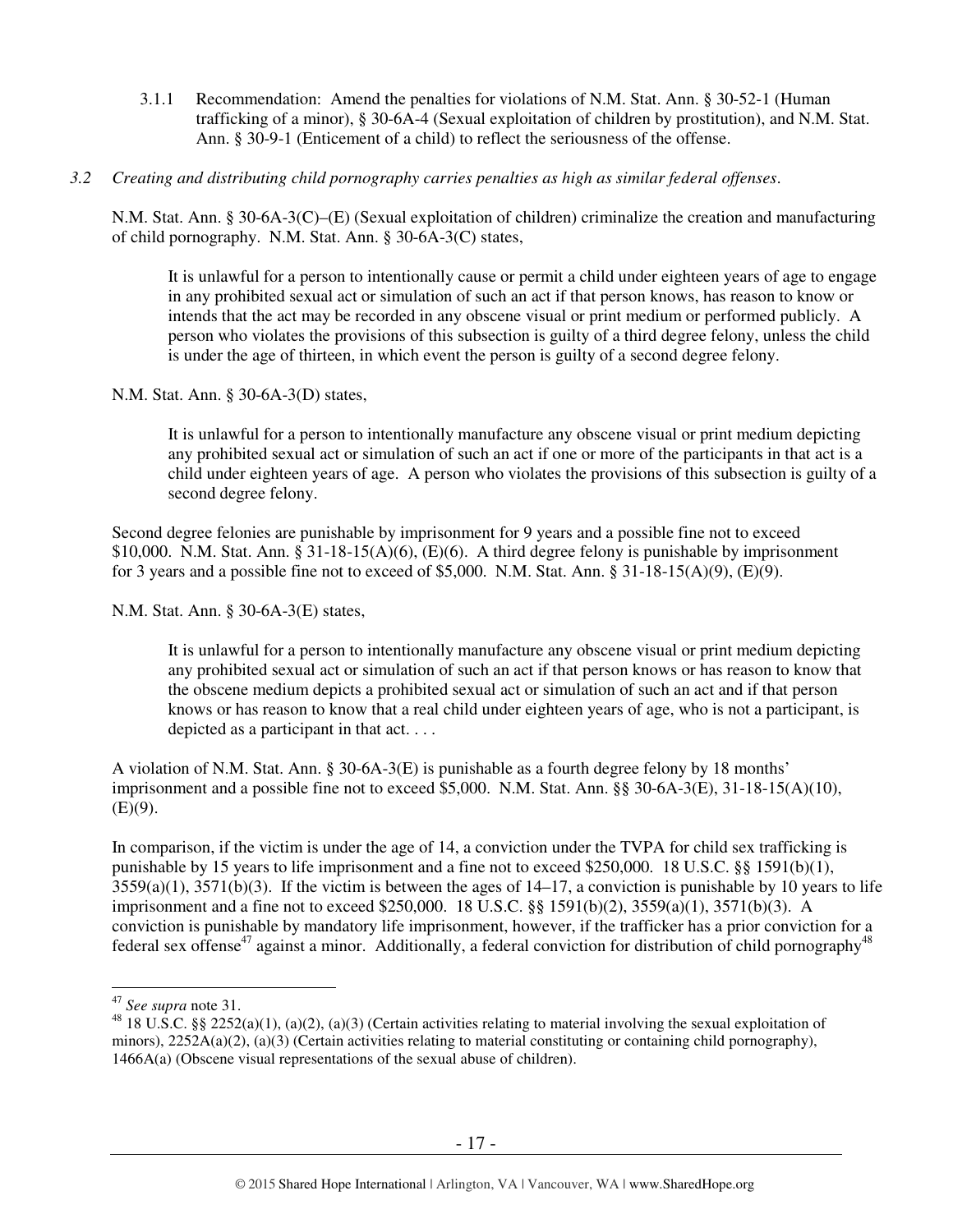3.1.1 Recommendation: Amend the penalties for violations of N.M. Stat. Ann. § 30-52-1 (Human trafficking of a minor), § 30-6A-4 (Sexual exploitation of children by prostitution), and N.M. Stat. Ann. § 30-9-1 (Enticement of a child) to reflect the seriousness of the offense.

*3.2 Creating and distributing child pornography carries penalties as high as similar federal offenses.*

N.M. Stat. Ann. § 30-6A-3(C)–(E) (Sexual exploitation of children) criminalize the creation and manufacturing of child pornography. N.M. Stat. Ann. § 30-6A-3(C) states,

> It is unlawful for a person to intentionally cause or permit a child under eighteen years of age to engage in any prohibited sexual act or simulation of such an act if that person knows, has reason to know or intends that the act may be recorded in any obscene visual or print medium or performed publicly. A person who violates the provisions of this subsection is guilty of a third degree felony, unless the child is under the age of thirteen, in which event the person is guilty of a second degree felony.

N.M. Stat. Ann. § 30-6A-3(D) states,

> It is unlawful for a person to intentionally manufacture any obscene visual or print medium depicting any prohibited sexual act or simulation of such an act if one or more of the participants in that act is a child under eighteen years of age. A person who violates the provisions of this subsection is guilty of a second degree felony.

Second degree felonies are punishable by imprisonment for 9 years and a possible fine not to exceed \$10,000. N.M. Stat. Ann. § 31-18-15(A)(6), (E)(6). A third degree felony is punishable by imprisonment for 3 years and a possible fine not to exceed of \$5,000. N.M. Stat. Ann. § 31-18-15(A)(9), (E)(9).

N.M. Stat. Ann. § 30-6A-3(E) states,

> It is unlawful for a person to intentionally manufacture any obscene visual or print medium depicting any prohibited sexual act or simulation of such an act if that person knows or has reason to know that the obscene medium depicts a prohibited sexual act or simulation of such an act and if that person knows or has reason to know that a real child under eighteen years of age, who is not a participant, is depicted as a participant in that act. . . .

A violation of N.M. Stat. Ann. § 30-6A-3(E) is punishable as a fourth degree felony by 18 months' imprisonment and a possible fine not to exceed \$5,000. N.M. Stat. Ann. §§ 30-6A-3(E), 31-18-15(A)(10), (E)(9).

In comparison, if the victim is under the age of 14, a conviction under the TVPA for child sex trafficking is punishable by 15 years to life imprisonment and a fine not to exceed \$250,000. 18 U.S.C. §§ 1591(b)(1), 3559(a)(1), 3571(b)(3). If the victim is between the ages of 14–17, a conviction is punishable by 10 years to life imprisonment and a fine not to exceed \$250,000. 18 U.S.C. §§ 1591(b)(2), 3559(a)(1), 3571(b)(3). A conviction is punishable by mandatory life imprisonment, however, if the trafficker has a prior conviction for a federal sex offense[47] against a minor. Additionally, a federal conviction for distribution of child pornography[48]

---

[47] *See supra* note 31.

[48] 18 U.S.C. §§ 2252(a)(1), (a)(2), (a)(3) (Certain activities relating to material involving the sexual exploitation of minors), 2252A(a)(2), (a)(3) (Certain activities relating to material constituting or containing child pornography), 1466A(a) (Obscene visual representations of the sexual abuse of children).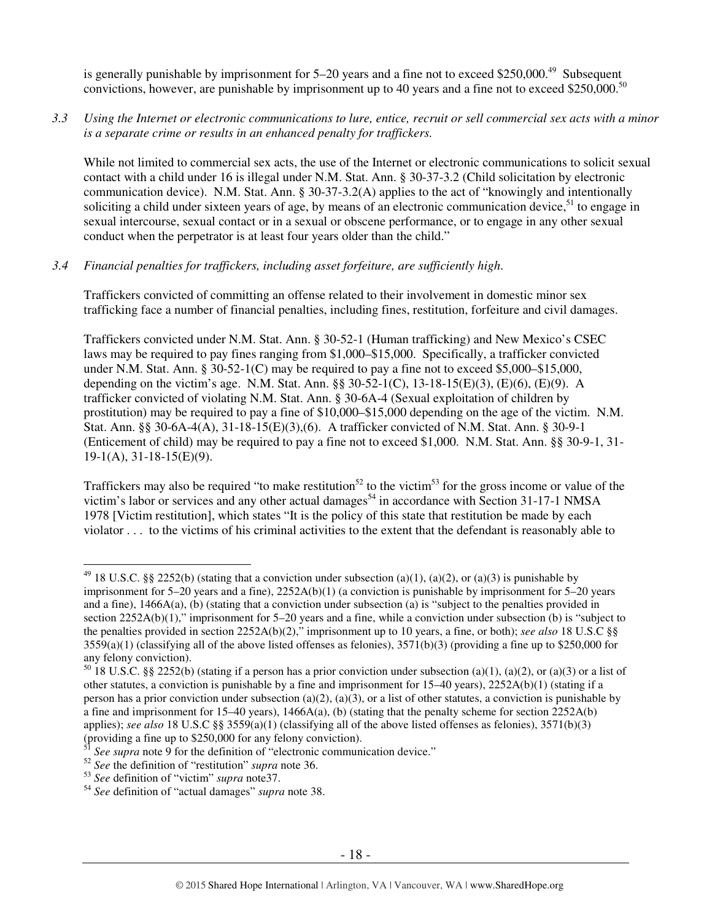is generally punishable by imprisonment for 5–20 years and a fine not to exceed $250,000.[49] Subsequent convictions, however, are punishable by imprisonment up to 40 years and a fine not to exceed $250,000.[50]

*3.3 Using the Internet or electronic communications to lure, entice, recruit or sell commercial sex acts with a minor is a separate crime or results in an enhanced penalty for traffickers.*

While not limited to commercial sex acts, the use of the Internet or electronic communications to solicit sexual contact with a child under 16 is illegal under N.M. Stat. Ann. § 30-37-3.2 (Child solicitation by electronic communication device). N.M. Stat. Ann. § 30-37-3.2(A) applies to the act of "knowingly and intentionally soliciting a child under sixteen years of age, by means of an electronic communication device,[51] to engage in sexual intercourse, sexual contact or in a sexual or obscene performance, or to engage in any other sexual conduct when the perpetrator is at least four years older than the child."

*3.4 Financial penalties for traffickers, including asset forfeiture, are sufficiently high.*

Traffickers convicted of committing an offense related to their involvement in domestic minor sex trafficking face a number of financial penalties, including fines, restitution, forfeiture and civil damages.

Traffickers convicted under N.M. Stat. Ann. § 30-52-1 (Human trafficking) and New Mexico's CSEC laws may be required to pay fines ranging from $1,000–$15,000. Specifically, a trafficker convicted under N.M. Stat. Ann. § 30-52-1(C) may be required to pay a fine not to exceed $5,000–$15,000, depending on the victim's age. N.M. Stat. Ann. §§ 30-52-1(C), 13-18-15(E)(3), (E)(6), (E)(9). A trafficker convicted of violating N.M. Stat. Ann. § 30-6A-4 (Sexual exploitation of children by prostitution) may be required to pay a fine of $10,000–$15,000 depending on the age of the victim. N.M. Stat. Ann. §§ 30-6A-4(A), 31-18-15(E)(3),(6). A trafficker convicted of N.M. Stat. Ann. § 30-9-1 (Enticement of child) may be required to pay a fine not to exceed $1,000. N.M. Stat. Ann. §§ 30-9-1, 31-19-1(A), 31-18-15(E)(9).

Traffickers may also be required "to make restitution[52] to the victim[53] for the gross income or value of the victim's labor or services and any other actual damages[54] in accordance with Section 31-17-1 NMSA 1978 [Victim restitution], which states "It is the policy of this state that restitution be made by each violator . . . to the victims of his criminal activities to the extent that the defendant is reasonably able to

---

[49] 18 U.S.C. §§ 2252(b) (stating that a conviction under subsection (a)(1), (a)(2), or (a)(3) is punishable by imprisonment for 5–20 years and a fine), 2252A(b)(1) (a conviction is punishable by imprisonment for 5–20 years and a fine), 1466A(a), (b) (stating that a conviction under subsection (a) is "subject to the penalties provided in section 2252A(b)(1)," imprisonment for 5–20 years and a fine, while a conviction under subsection (b) is "subject to the penalties provided in section 2252A(b)(2)," imprisonment up to 10 years, a fine, or both); *see also* 18 U.S.C §§ 3559(a)(1) (classifying all of the above listed offenses as felonies), 3571(b)(3) (providing a fine up to $250,000 for any felony conviction).

[50] 18 U.S.C. §§ 2252(b) (stating if a person has a prior conviction under subsection (a)(1), (a)(2), or (a)(3) or a list of other statutes, a conviction is punishable by a fine and imprisonment for 15–40 years), 2252A(b)(1) (stating if a person has a prior conviction under subsection (a)(2), (a)(3), or a list of other statutes, a conviction is punishable by a fine and imprisonment for 15–40 years), 1466A(a), (b) (stating that the penalty scheme for section 2252A(b) applies); *see also* 18 U.S.C §§ 3559(a)(1) (classifying all of the above listed offenses as felonies), 3571(b)(3) (providing a fine up to $250,000 for any felony conviction).

[51] *See supra* note 9 for the definition of "electronic communication device."

[52] *See* the definition of "restitution" *supra* note 36.

[53] *See* definition of "victim" *supra* note37.

[54] *See* definition of "actual damages" *supra* note 38.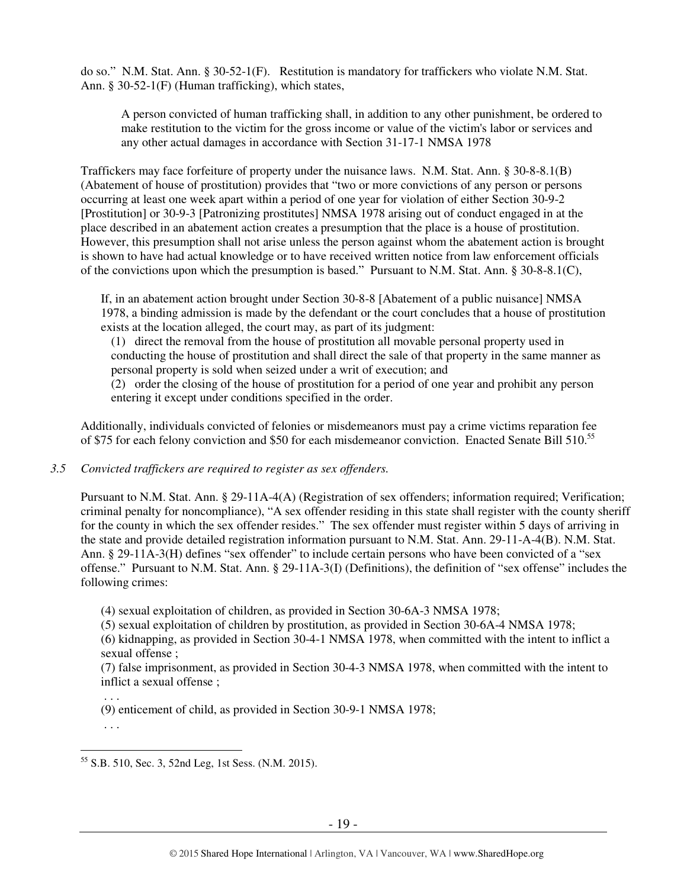do so." N.M. Stat. Ann. § 30-52-1(F). Restitution is mandatory for traffickers who violate N.M. Stat. Ann. § 30-52-1(F) (Human trafficking), which states,

> A person convicted of human trafficking shall, in addition to any other punishment, be ordered to make restitution to the victim for the gross income or value of the victim's labor or services and any other actual damages in accordance with Section 31-17-1 NMSA 1978

Traffickers may face forfeiture of property under the nuisance laws. N.M. Stat. Ann. § 30-8-8.1(B) (Abatement of house of prostitution) provides that "two or more convictions of any person or persons occurring at least one week apart within a period of one year for violation of either Section 30-9-2 [Prostitution] or 30-9-3 [Patronizing prostitutes] NMSA 1978 arising out of conduct engaged in at the place described in an abatement action creates a presumption that the place is a house of prostitution. However, this presumption shall not arise unless the person against whom the abatement action is brought is shown to have had actual knowledge or to have received written notice from law enforcement officials of the convictions upon which the presumption is based." Pursuant to N.M. Stat. Ann. § 30-8-8.1(C),

> If, in an abatement action brought under Section 30-8-8 [Abatement of a public nuisance] NMSA 1978, a binding admission is made by the defendant or the court concludes that a house of prostitution exists at the location alleged, the court may, as part of its judgment:
>
> (1) direct the removal from the house of prostitution all movable personal property used in conducting the house of prostitution and shall direct the sale of that property in the same manner as personal property is sold when seized under a writ of execution; and
>
> (2) order the closing of the house of prostitution for a period of one year and prohibit any person entering it except under conditions specified in the order.

Additionally, individuals convicted of felonies or misdemeanors must pay a crime victims reparation fee of $75 for each felony conviction and $50 for each misdemeanor conviction. Enacted Senate Bill 510.[55]

*3.5 Convicted traffickers are required to register as sex offenders.*

Pursuant to N.M. Stat. Ann. § 29-11A-4(A) (Registration of sex offenders; information required; Verification; criminal penalty for noncompliance), "A sex offender residing in this state shall register with the county sheriff for the county in which the sex offender resides." The sex offender must register within 5 days of arriving in the state and provide detailed registration information pursuant to N.M. Stat. Ann. 29-11-A-4(B). N.M. Stat. Ann. § 29-11A-3(H) defines "sex offender" to include certain persons who have been convicted of a "sex offense." Pursuant to N.M. Stat. Ann. § 29-11A-3(I) (Definitions), the definition of "sex offense" includes the following crimes:

> (4) sexual exploitation of children, as provided in Section 30-6A-3 NMSA 1978;
>
> (5) sexual exploitation of children by prostitution, as provided in Section 30-6A-4 NMSA 1978;
>
> (6) kidnapping, as provided in Section 30-4-1 NMSA 1978, when committed with the intent to inflict a sexual offense ;
>
> (7) false imprisonment, as provided in Section 30-4-3 NMSA 1978, when committed with the intent to inflict a sexual offense ;
>
> . . .
>
> (9) enticement of child, as provided in Section 30-9-1 NMSA 1978;
>
> . . .

[55] S.B. 510, Sec. 3, 52nd Leg, 1st Sess. (N.M. 2015).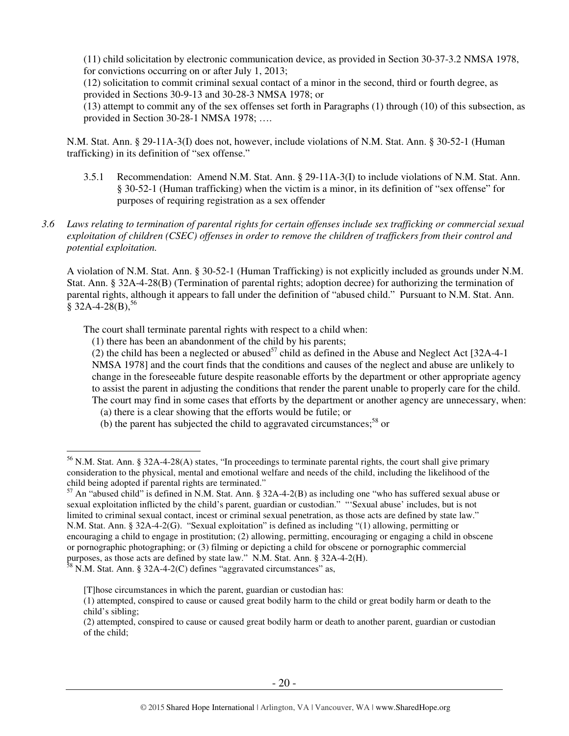(11) child solicitation by electronic communication device, as provided in Section 30-37-3.2 NMSA 1978, for convictions occurring on or after July 1, 2013;
(12) solicitation to commit criminal sexual contact of a minor in the second, third or fourth degree, as provided in Sections 30-9-13 and 30-28-3 NMSA 1978; or
(13) attempt to commit any of the sex offenses set forth in Paragraphs (1) through (10) of this subsection, as provided in Section 30-28-1 NMSA 1978; ….

N.M. Stat. Ann. § 29-11A-3(I) does not, however, include violations of N.M. Stat. Ann. § 30-52-1 (Human trafficking) in its definition of "sex offense."

3.5.1 Recommendation: Amend N.M. Stat. Ann. § 29-11A-3(I) to include violations of N.M. Stat. Ann. § 30-52-1 (Human trafficking) when the victim is a minor, in its definition of "sex offense" for purposes of requiring registration as a sex offender

*3.6 Laws relating to termination of parental rights for certain offenses include sex trafficking or commercial sexual exploitation of children (CSEC) offenses in order to remove the children of traffickers from their control and potential exploitation.*

A violation of N.M. Stat. Ann. § 30-52-1 (Human Trafficking) is not explicitly included as grounds under N.M. Stat. Ann. § 32A-4-28(B) (Termination of parental rights; adoption decree) for authorizing the termination of parental rights, although it appears to fall under the definition of "abused child." Pursuant to N.M. Stat. Ann. § 32A-4-28(B),[56]

> The court shall terminate parental rights with respect to a child when:
> (1) there has been an abandonment of the child by his parents;
> (2) the child has been a neglected or abused[57] child as defined in the Abuse and Neglect Act [32A-4-1 NMSA 1978] and the court finds that the conditions and causes of the neglect and abuse are unlikely to change in the foreseeable future despite reasonable efforts by the department or other appropriate agency to assist the parent in adjusting the conditions that render the parent unable to properly care for the child. The court may find in some cases that efforts by the department or another agency are unnecessary, when:
> (a) there is a clear showing that the efforts would be futile; or
> (b) the parent has subjected the child to aggravated circumstances;[58] or

---

[56] N.M. Stat. Ann. § 32A-4-28(A) states, "In proceedings to terminate parental rights, the court shall give primary consideration to the physical, mental and emotional welfare and needs of the child, including the likelihood of the child being adopted if parental rights are terminated."

[57] An "abused child" is defined in N.M. Stat. Ann. § 32A-4-2(B) as including one "who has suffered sexual abuse or sexual exploitation inflicted by the child's parent, guardian or custodian." "'Sexual abuse' includes, but is not limited to criminal sexual contact, incest or criminal sexual penetration, as those acts are defined by state law." N.M. Stat. Ann. § 32A-4-2(G). "Sexual exploitation" is defined as including "(1) allowing, permitting or encouraging a child to engage in prostitution; (2) allowing, permitting, encouraging or engaging a child in obscene or pornographic photographing; or (3) filming or depicting a child for obscene or pornographic commercial purposes, as those acts are defined by state law." N.M. Stat. Ann. § 32A-4-2(H).

[58] N.M. Stat. Ann. § 32A-4-2(C) defines "aggravated circumstances" as,

> [T]hose circumstances in which the parent, guardian or custodian has:
> (1) attempted, conspired to cause or caused great bodily harm to the child or great bodily harm or death to the child's sibling;
> (2) attempted, conspired to cause or caused great bodily harm or death to another parent, guardian or custodian of the child;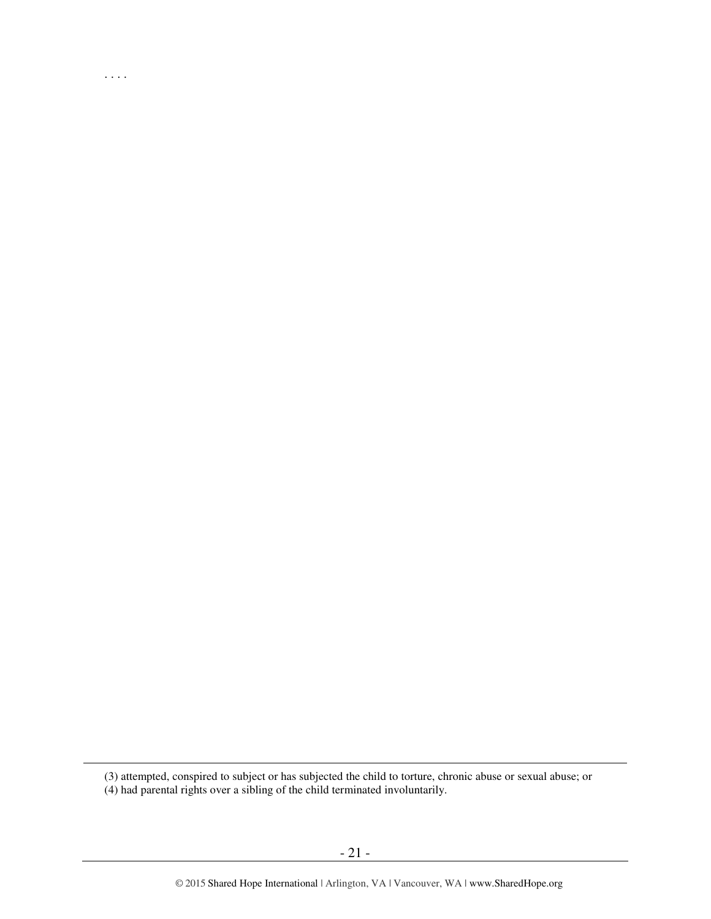. . . .

(3) attempted, conspired to subject or has subjected the child to torture, chronic abuse or sexual abuse; or
(4) had parental rights over a sibling of the child terminated involuntarily.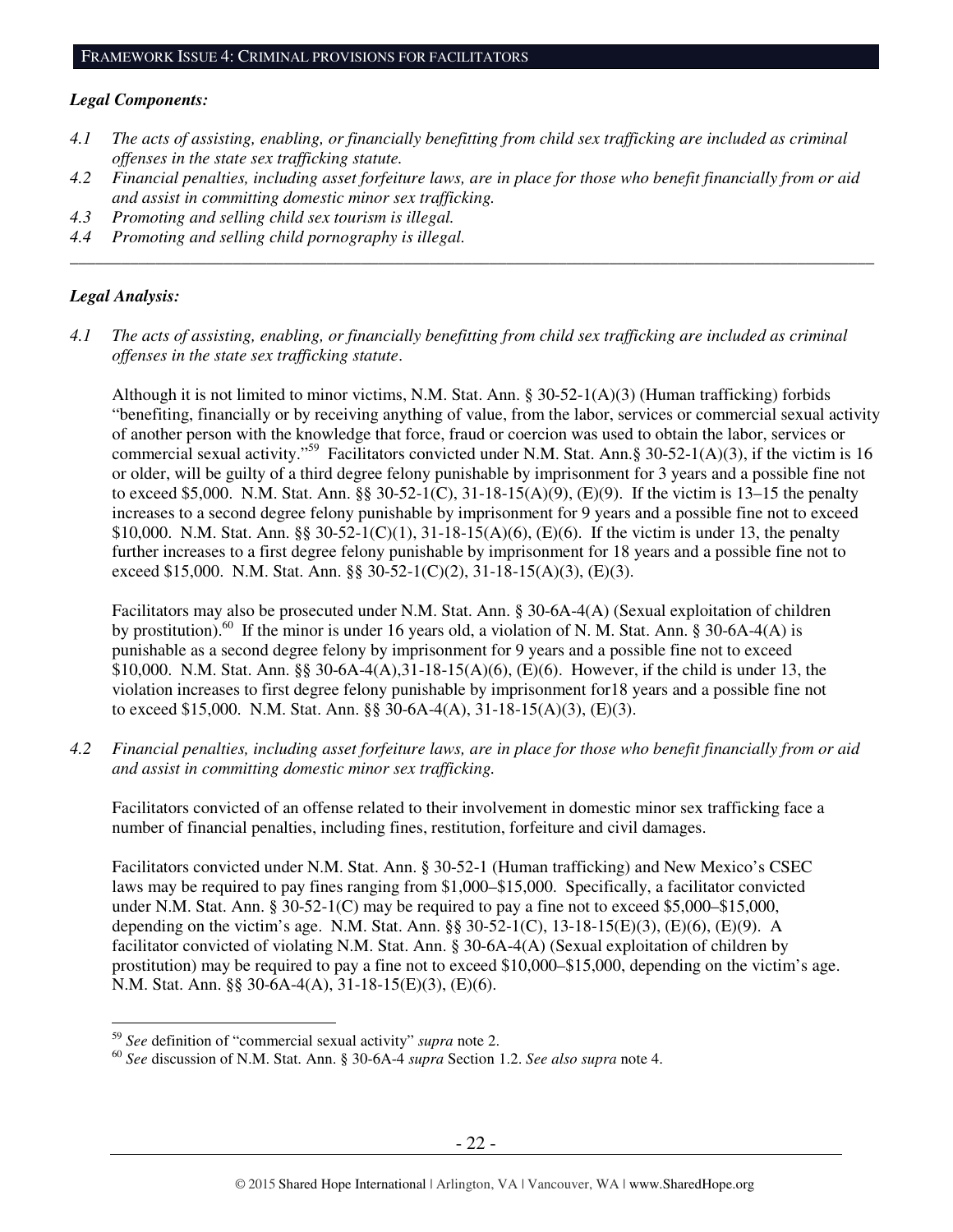## Framework Issue 4: Criminal provisions for facilitators

***Legal Components:***

*4.1 The acts of assisting, enabling, or financially benefitting from child sex trafficking are included as criminal offenses in the state sex trafficking statute.*

*4.2 Financial penalties, including asset forfeiture laws, are in place for those who benefit financially from or aid and assist in committing domestic minor sex trafficking.*

*4.3 Promoting and selling child sex tourism is illegal.*

*4.4 Promoting and selling child pornography is illegal.*

---

***Legal Analysis:***

*4.1 The acts of assisting, enabling, or financially benefitting from child sex trafficking are included as criminal offenses in the state sex trafficking statute.*

Although it is not limited to minor victims, N.M. Stat. Ann. § 30-52-1(A)(3) (Human trafficking) forbids "benefiting, financially or by receiving anything of value, from the labor, services or commercial sexual activity of another person with the knowledge that force, fraud or coercion was used to obtain the labor, services or commercial sexual activity."[59] Facilitators convicted under N.M. Stat. Ann.§ 30-52-1(A)(3), if the victim is 16 or older, will be guilty of a third degree felony punishable by imprisonment for 3 years and a possible fine not to exceed $5,000. N.M. Stat. Ann. §§ 30-52-1(C), 31-18-15(A)(9), (E)(9). If the victim is 13–15 the penalty increases to a second degree felony punishable by imprisonment for 9 years and a possible fine not to exceed $10,000. N.M. Stat. Ann. §§ 30-52-1(C)(1), 31-18-15(A)(6), (E)(6). If the victim is under 13, the penalty further increases to a first degree felony punishable by imprisonment for 18 years and a possible fine not to exceed $15,000. N.M. Stat. Ann. §§ 30-52-1(C)(2), 31-18-15(A)(3), (E)(3).

Facilitators may also be prosecuted under N.M. Stat. Ann. § 30-6A-4(A) (Sexual exploitation of children by prostitution).[60] If the minor is under 16 years old, a violation of N. M. Stat. Ann. § 30-6A-4(A) is punishable as a second degree felony by imprisonment for 9 years and a possible fine not to exceed $10,000. N.M. Stat. Ann. §§ 30-6A-4(A),31-18-15(A)(6), (E)(6). However, if the child is under 13, the violation increases to first degree felony punishable by imprisonment for18 years and a possible fine not to exceed $15,000. N.M. Stat. Ann. §§ 30-6A-4(A), 31-18-15(A)(3), (E)(3).

*4.2 Financial penalties, including asset forfeiture laws, are in place for those who benefit financially from or aid and assist in committing domestic minor sex trafficking.*

Facilitators convicted of an offense related to their involvement in domestic minor sex trafficking face a number of financial penalties, including fines, restitution, forfeiture and civil damages.

Facilitators convicted under N.M. Stat. Ann. § 30-52-1 (Human trafficking) and New Mexico's CSEC laws may be required to pay fines ranging from $1,000–$15,000. Specifically, a facilitator convicted under N.M. Stat. Ann. § 30-52-1(C) may be required to pay a fine not to exceed $5,000–$15,000, depending on the victim's age. N.M. Stat. Ann. §§ 30-52-1(C), 13-18-15(E)(3), (E)(6), (E)(9). A facilitator convicted of violating N.M. Stat. Ann. § 30-6A-4(A) (Sexual exploitation of children by prostitution) may be required to pay a fine not to exceed $10,000–$15,000, depending on the victim's age. N.M. Stat. Ann. §§ 30-6A-4(A), 31-18-15(E)(3), (E)(6).

---

[59] *See* definition of "commercial sexual activity" *supra* note 2.

[60] *See* discussion of N.M. Stat. Ann. § 30-6A-4 *supra* Section 1.2. *See also supra* note 4.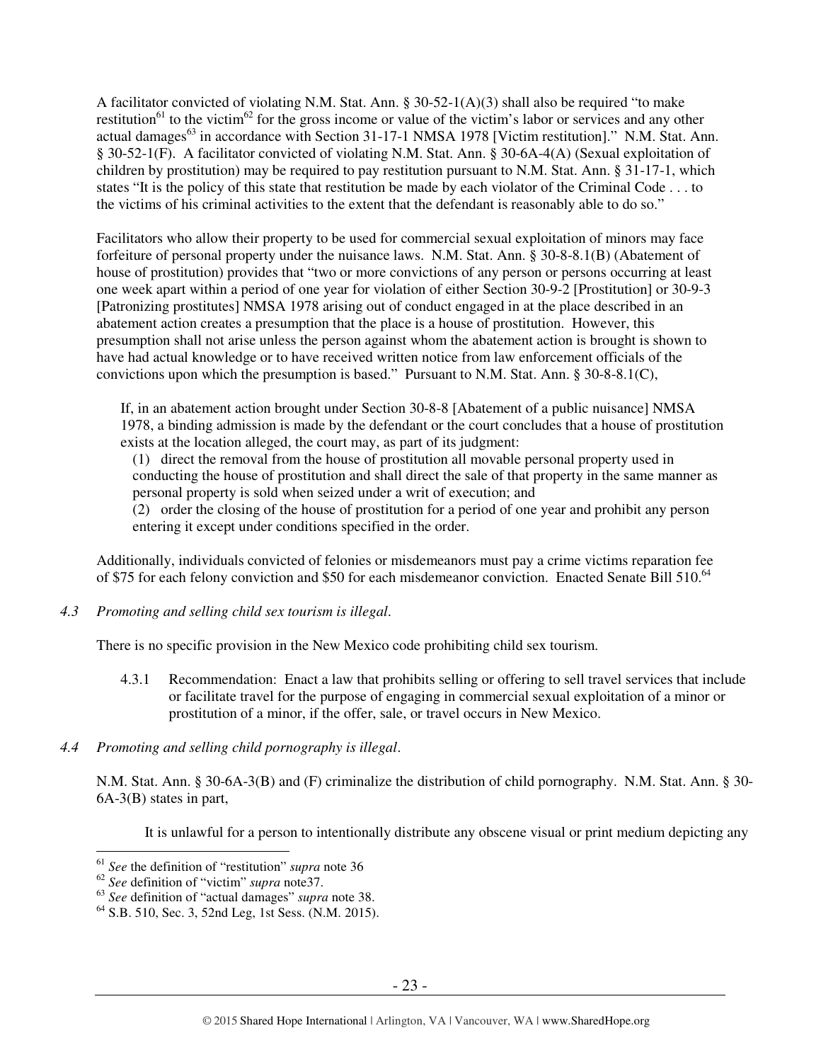A facilitator convicted of violating N.M. Stat. Ann. § 30-52-1(A)(3) shall also be required "to make restitution[61] to the victim[62] for the gross income or value of the victim's labor or services and any other actual damages[63] in accordance with Section 31-17-1 NMSA 1978 [Victim restitution]." N.M. Stat. Ann. § 30-52-1(F). A facilitator convicted of violating N.M. Stat. Ann. § 30-6A-4(A) (Sexual exploitation of children by prostitution) may be required to pay restitution pursuant to N.M. Stat. Ann. § 31-17-1, which states "It is the policy of this state that restitution be made by each violator of the Criminal Code . . . to the victims of his criminal activities to the extent that the defendant is reasonably able to do so."

Facilitators who allow their property to be used for commercial sexual exploitation of minors may face forfeiture of personal property under the nuisance laws. N.M. Stat. Ann. § 30-8-8.1(B) (Abatement of house of prostitution) provides that "two or more convictions of any person or persons occurring at least one week apart within a period of one year for violation of either Section 30-9-2 [Prostitution] or 30-9-3 [Patronizing prostitutes] NMSA 1978 arising out of conduct engaged in at the place described in an abatement action creates a presumption that the place is a house of prostitution. However, this presumption shall not arise unless the person against whom the abatement action is brought is shown to have had actual knowledge or to have received written notice from law enforcement officials of the convictions upon which the presumption is based." Pursuant to N.M. Stat. Ann. § 30-8-8.1(C),

> If, in an abatement action brought under Section 30-8-8 [Abatement of a public nuisance] NMSA 1978, a binding admission is made by the defendant or the court concludes that a house of prostitution exists at the location alleged, the court may, as part of its judgment:
>
> (1) direct the removal from the house of prostitution all movable personal property used in conducting the house of prostitution and shall direct the sale of that property in the same manner as personal property is sold when seized under a writ of execution; and
>
> (2) order the closing of the house of prostitution for a period of one year and prohibit any person entering it except under conditions specified in the order.

Additionally, individuals convicted of felonies or misdemeanors must pay a crime victims reparation fee of $75 for each felony conviction and $50 for each misdemeanor conviction. Enacted Senate Bill 510.[64]

*4.3 Promoting and selling child sex tourism is illegal.*

There is no specific provision in the New Mexico code prohibiting child sex tourism.

4.3.1 Recommendation: Enact a law that prohibits selling or offering to sell travel services that include or facilitate travel for the purpose of engaging in commercial sexual exploitation of a minor or prostitution of a minor, if the offer, sale, or travel occurs in New Mexico.

*4.4 Promoting and selling child pornography is illegal.*

N.M. Stat. Ann. § 30-6A-3(B) and (F) criminalize the distribution of child pornography. N.M. Stat. Ann. § 30-6A-3(B) states in part,

> It is unlawful for a person to intentionally distribute any obscene visual or print medium depicting any

---

[61] *See* the definition of "restitution" *supra* note 36

[62] *See* definition of "victim" *supra* note37.

[63] *See* definition of "actual damages" *supra* note 38.

[64] S.B. 510, Sec. 3, 52nd Leg, 1st Sess. (N.M. 2015).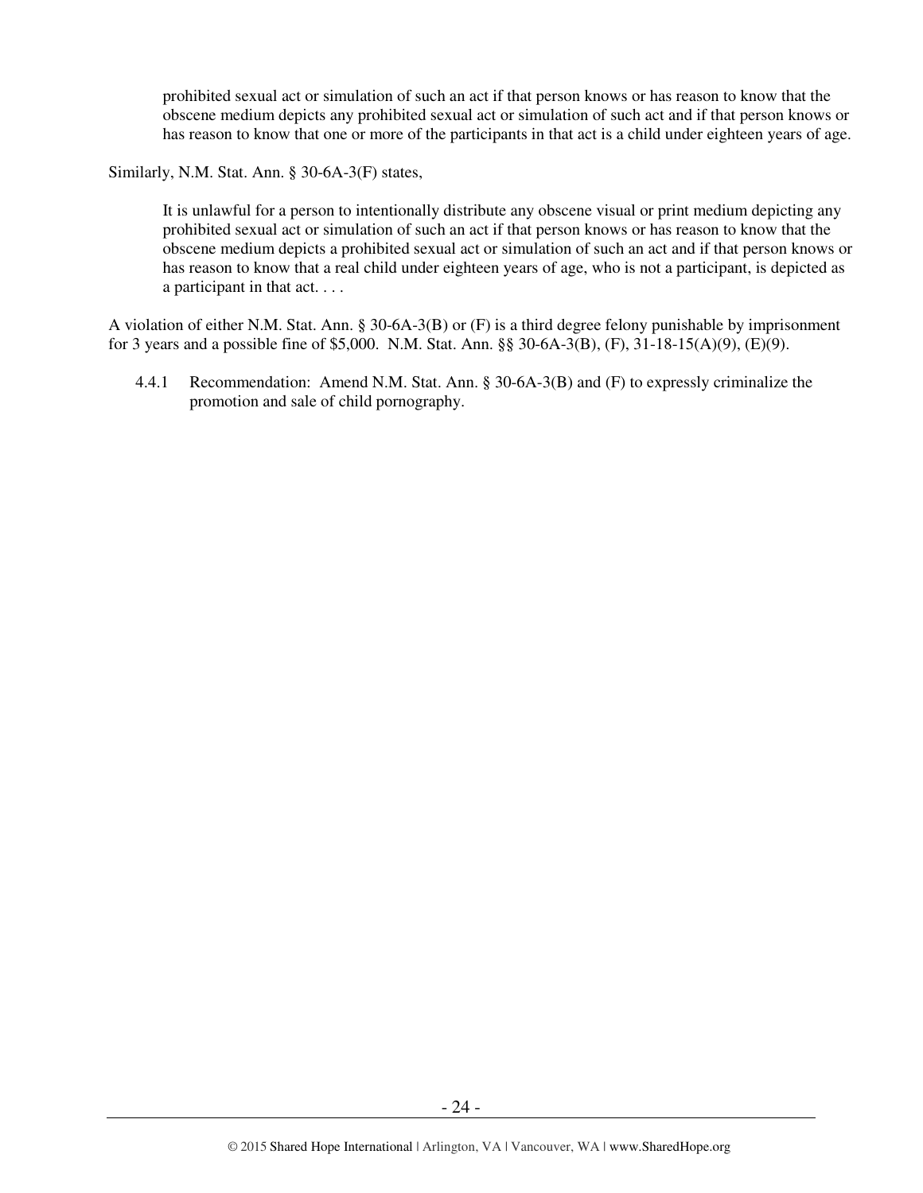> prohibited sexual act or simulation of such an act if that person knows or has reason to know that the obscene medium depicts any prohibited sexual act or simulation of such act and if that person knows or has reason to know that one or more of the participants in that act is a child under eighteen years of age.

Similarly, N.M. Stat. Ann. § 30-6A-3(F) states,

> It is unlawful for a person to intentionally distribute any obscene visual or print medium depicting any prohibited sexual act or simulation of such an act if that person knows or has reason to know that the obscene medium depicts a prohibited sexual act or simulation of such an act and if that person knows or has reason to know that a real child under eighteen years of age, who is not a participant, is depicted as a participant in that act. . . .

A violation of either N.M. Stat. Ann. § 30-6A-3(B) or (F) is a third degree felony punishable by imprisonment for 3 years and a possible fine of $5,000. N.M. Stat. Ann. §§ 30-6A-3(B), (F), 31-18-15(A)(9), (E)(9).

4.4.1 Recommendation: Amend N.M. Stat. Ann. § 30-6A-3(B) and (F) to expressly criminalize the promotion and sale of child pornography.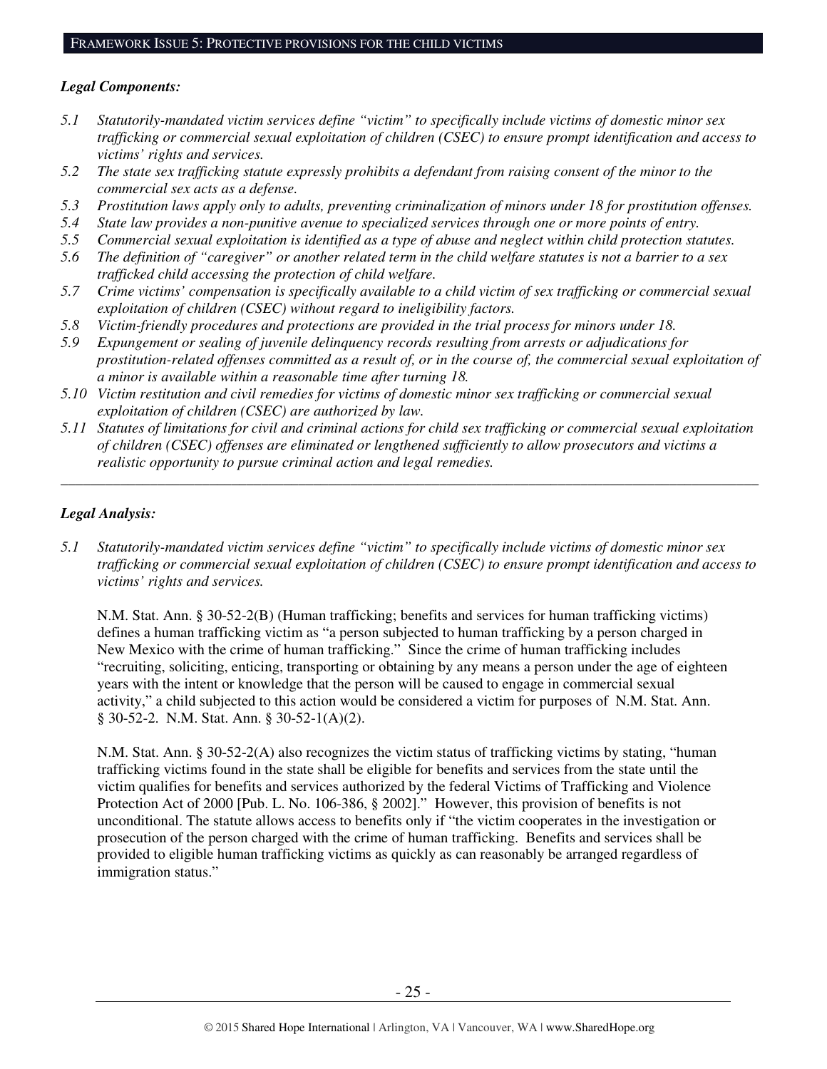FRAMEWORK ISSUE 5: PROTECTIVE PROVISIONS FOR THE CHILD VICTIMS

***Legal Components:***

- *5.1 Statutorily-mandated victim services define "victim" to specifically include victims of domestic minor sex trafficking or commercial sexual exploitation of children (CSEC) to ensure prompt identification and access to victims' rights and services.*
- *5.2 The state sex trafficking statute expressly prohibits a defendant from raising consent of the minor to the commercial sex acts as a defense.*
- *5.3 Prostitution laws apply only to adults, preventing criminalization of minors under 18 for prostitution offenses.*
- *5.4 State law provides a non-punitive avenue to specialized services through one or more points of entry.*
- *5.5 Commercial sexual exploitation is identified as a type of abuse and neglect within child protection statutes.*
- *5.6 The definition of "caregiver" or another related term in the child welfare statutes is not a barrier to a sex trafficked child accessing the protection of child welfare.*
- *5.7 Crime victims' compensation is specifically available to a child victim of sex trafficking or commercial sexual exploitation of children (CSEC) without regard to ineligibility factors.*
- *5.8 Victim-friendly procedures and protections are provided in the trial process for minors under 18.*
- *5.9 Expungement or sealing of juvenile delinquency records resulting from arrests or adjudications for prostitution-related offenses committed as a result of, or in the course of, the commercial sexual exploitation of a minor is available within a reasonable time after turning 18.*
- *5.10 Victim restitution and civil remedies for victims of domestic minor sex trafficking or commercial sexual exploitation of children (CSEC) are authorized by law.*
- *5.11 Statutes of limitations for civil and criminal actions for child sex trafficking or commercial sexual exploitation of children (CSEC) offenses are eliminated or lengthened sufficiently to allow prosecutors and victims a realistic opportunity to pursue criminal action and legal remedies.*

---

***Legal Analysis:***

*5.1 Statutorily-mandated victim services define "victim" to specifically include victims of domestic minor sex trafficking or commercial sexual exploitation of children (CSEC) to ensure prompt identification and access to victims' rights and services.*

N.M. Stat. Ann. § 30-52-2(B) (Human trafficking; benefits and services for human trafficking victims) defines a human trafficking victim as "a person subjected to human trafficking by a person charged in New Mexico with the crime of human trafficking." Since the crime of human trafficking includes "recruiting, soliciting, enticing, transporting or obtaining by any means a person under the age of eighteen years with the intent or knowledge that the person will be caused to engage in commercial sexual activity," a child subjected to this action would be considered a victim for purposes of N.M. Stat. Ann. § 30-52-2. N.M. Stat. Ann. § 30-52-1(A)(2).

N.M. Stat. Ann. § 30-52-2(A) also recognizes the victim status of trafficking victims by stating, "human trafficking victims found in the state shall be eligible for benefits and services from the state until the victim qualifies for benefits and services authorized by the federal Victims of Trafficking and Violence Protection Act of 2000 [Pub. L. No. 106-386, § 2002]." However, this provision of benefits is not unconditional. The statute allows access to benefits only if "the victim cooperates in the investigation or prosecution of the person charged with the crime of human trafficking. Benefits and services shall be provided to eligible human trafficking victims as quickly as can reasonably be arranged regardless of immigration status."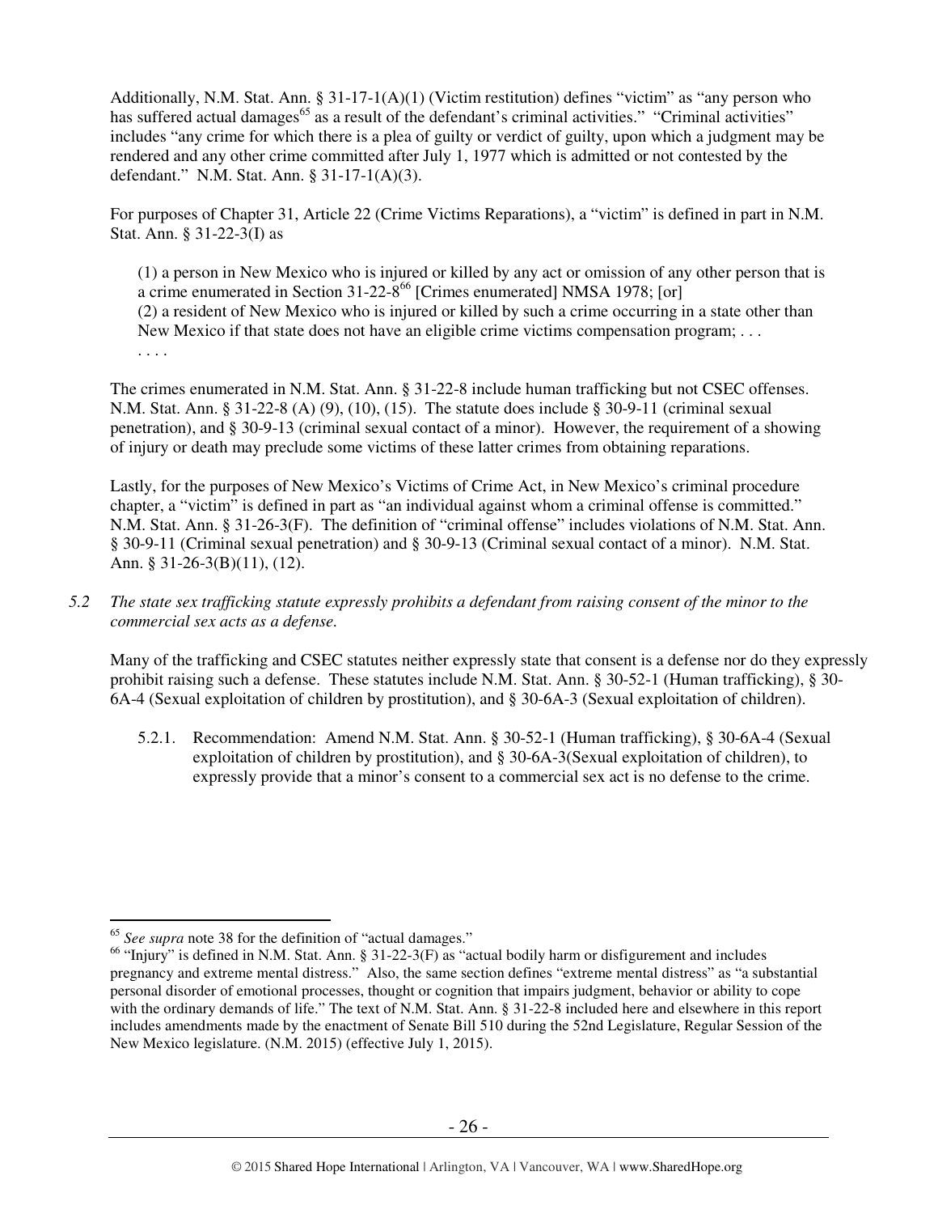Additionally, N.M. Stat. Ann. § 31-17-1(A)(1) (Victim restitution) defines "victim" as "any person who has suffered actual damages[65] as a result of the defendant's criminal activities." "Criminal activities" includes "any crime for which there is a plea of guilty or verdict of guilty, upon which a judgment may be rendered and any other crime committed after July 1, 1977 which is admitted or not contested by the defendant." N.M. Stat. Ann. § 31-17-1(A)(3).

For purposes of Chapter 31, Article 22 (Crime Victims Reparations), a "victim" is defined in part in N.M. Stat. Ann. § 31-22-3(I) as

> (1) a person in New Mexico who is injured or killed by any act or omission of any other person that is a crime enumerated in Section 31-22-8[66] [Crimes enumerated] NMSA 1978; [or]
> (2) a resident of New Mexico who is injured or killed by such a crime occurring in a state other than New Mexico if that state does not have an eligible crime victims compensation program; . . .
> . . . .

The crimes enumerated in N.M. Stat. Ann. § 31-22-8 include human trafficking but not CSEC offenses. N.M. Stat. Ann. § 31-22-8 (A) (9), (10), (15). The statute does include § 30-9-11 (criminal sexual penetration), and § 30-9-13 (criminal sexual contact of a minor). However, the requirement of a showing of injury or death may preclude some victims of these latter crimes from obtaining reparations.

Lastly, for the purposes of New Mexico's Victims of Crime Act, in New Mexico's criminal procedure chapter, a "victim" is defined in part as "an individual against whom a criminal offense is committed." N.M. Stat. Ann. § 31-26-3(F). The definition of "criminal offense" includes violations of N.M. Stat. Ann. § 30-9-11 (Criminal sexual penetration) and § 30-9-13 (Criminal sexual contact of a minor). N.M. Stat. Ann. § 31-26-3(B)(11), (12).

*5.2 The state sex trafficking statute expressly prohibits a defendant from raising consent of the minor to the commercial sex acts as a defense.*

Many of the trafficking and CSEC statutes neither expressly state that consent is a defense nor do they expressly prohibit raising such a defense. These statutes include N.M. Stat. Ann. § 30-52-1 (Human trafficking), § 30-6A-4 (Sexual exploitation of children by prostitution), and § 30-6A-3 (Sexual exploitation of children).

5.2.1. Recommendation: Amend N.M. Stat. Ann. § 30-52-1 (Human trafficking), § 30-6A-4 (Sexual exploitation of children by prostitution), and § 30-6A-3(Sexual exploitation of children), to expressly provide that a minor's consent to a commercial sex act is no defense to the crime.

---

[65] *See supra* note 38 for the definition of "actual damages."

[66] "Injury" is defined in N.M. Stat. Ann. § 31-22-3(F) as "actual bodily harm or disfigurement and includes pregnancy and extreme mental distress." Also, the same section defines "extreme mental distress" as "a substantial personal disorder of emotional processes, thought or cognition that impairs judgment, behavior or ability to cope with the ordinary demands of life." The text of N.M. Stat. Ann. § 31-22-8 included here and elsewhere in this report includes amendments made by the enactment of Senate Bill 510 during the 52nd Legislature, Regular Session of the New Mexico legislature. (N.M. 2015) (effective July 1, 2015).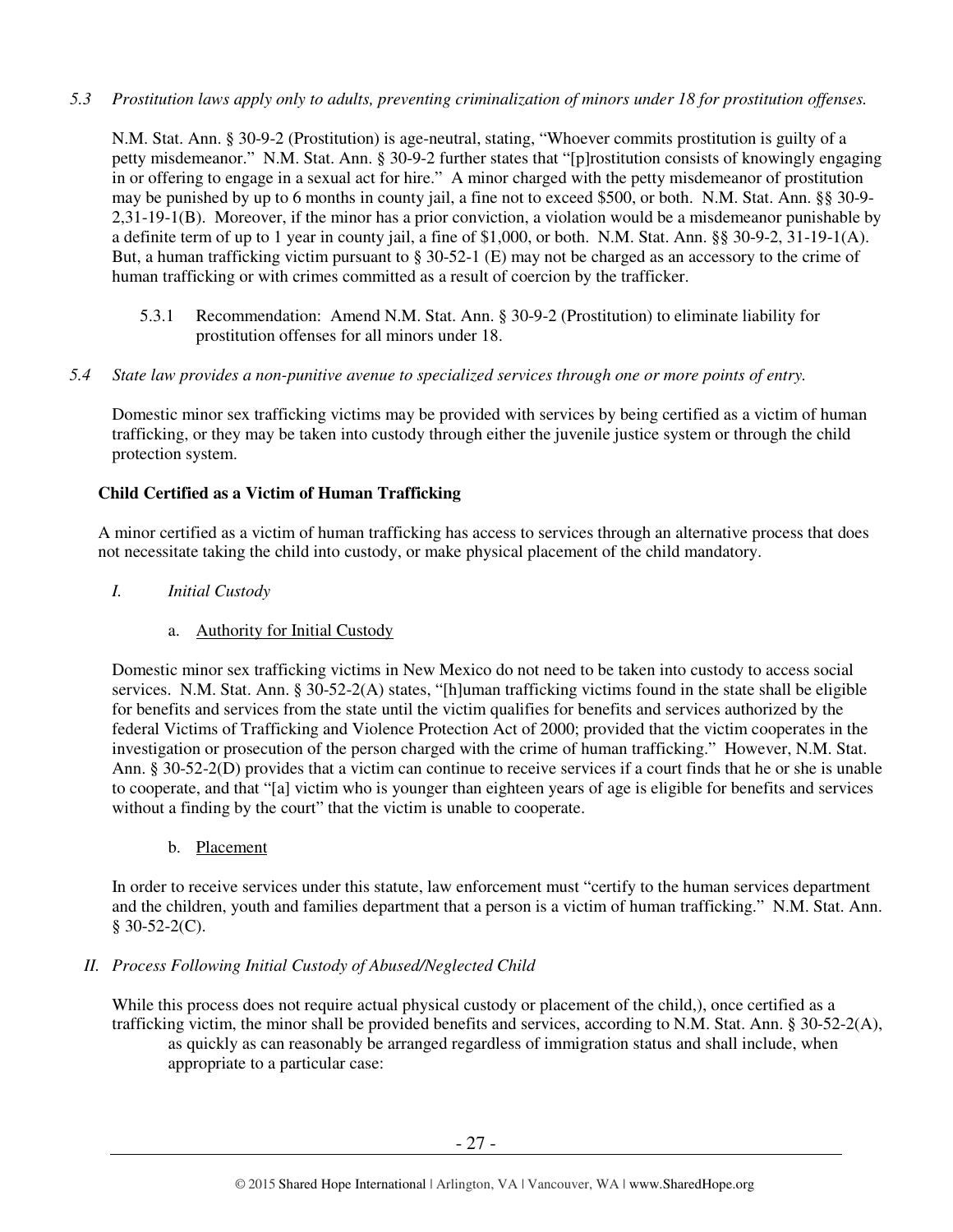*5.3 Prostitution laws apply only to adults, preventing criminalization of minors under 18 for prostitution offenses.*

N.M. Stat. Ann. § 30-9-2 (Prostitution) is age-neutral, stating, "Whoever commits prostitution is guilty of a petty misdemeanor." N.M. Stat. Ann. § 30-9-2 further states that "[p]rostitution consists of knowingly engaging in or offering to engage in a sexual act for hire." A minor charged with the petty misdemeanor of prostitution may be punished by up to 6 months in county jail, a fine not to exceed $500, or both. N.M. Stat. Ann. §§ 30-9-2,31-19-1(B). Moreover, if the minor has a prior conviction, a violation would be a misdemeanor punishable by a definite term of up to 1 year in county jail, a fine of $1,000, or both. N.M. Stat. Ann. §§ 30-9-2, 31-19-1(A). But, a human trafficking victim pursuant to § 30-52-1 (E) may not be charged as an accessory to the crime of human trafficking or with crimes committed as a result of coercion by the trafficker.

5.3.1 Recommendation: Amend N.M. Stat. Ann. § 30-9-2 (Prostitution) to eliminate liability for prostitution offenses for all minors under 18.

*5.4 State law provides a non-punitive avenue to specialized services through one or more points of entry.*

Domestic minor sex trafficking victims may be provided with services by being certified as a victim of human trafficking, or they may be taken into custody through either the juvenile justice system or through the child protection system.

**Child Certified as a Victim of Human Trafficking**

A minor certified as a victim of human trafficking has access to services through an alternative process that does not necessitate taking the child into custody, or make physical placement of the child mandatory.

*I. Initial Custody*

a. Authority for Initial Custody

Domestic minor sex trafficking victims in New Mexico do not need to be taken into custody to access social services. N.M. Stat. Ann. § 30-52-2(A) states, "[h]uman trafficking victims found in the state shall be eligible for benefits and services from the state until the victim qualifies for benefits and services authorized by the federal Victims of Trafficking and Violence Protection Act of 2000; provided that the victim cooperates in the investigation or prosecution of the person charged with the crime of human trafficking." However, N.M. Stat. Ann. § 30-52-2(D) provides that a victim can continue to receive services if a court finds that he or she is unable to cooperate, and that "[a] victim who is younger than eighteen years of age is eligible for benefits and services without a finding by the court" that the victim is unable to cooperate.

b. Placement

In order to receive services under this statute, law enforcement must "certify to the human services department and the children, youth and families department that a person is a victim of human trafficking." N.M. Stat. Ann. § 30-52-2(C).

*II. Process Following Initial Custody of Abused/Neglected Child*

While this process does not require actual physical custody or placement of the child,), once certified as a trafficking victim, the minor shall be provided benefits and services, according to N.M. Stat. Ann. § 30-52-2(A),

> as quickly as can reasonably be arranged regardless of immigration status and shall include, when appropriate to a particular case: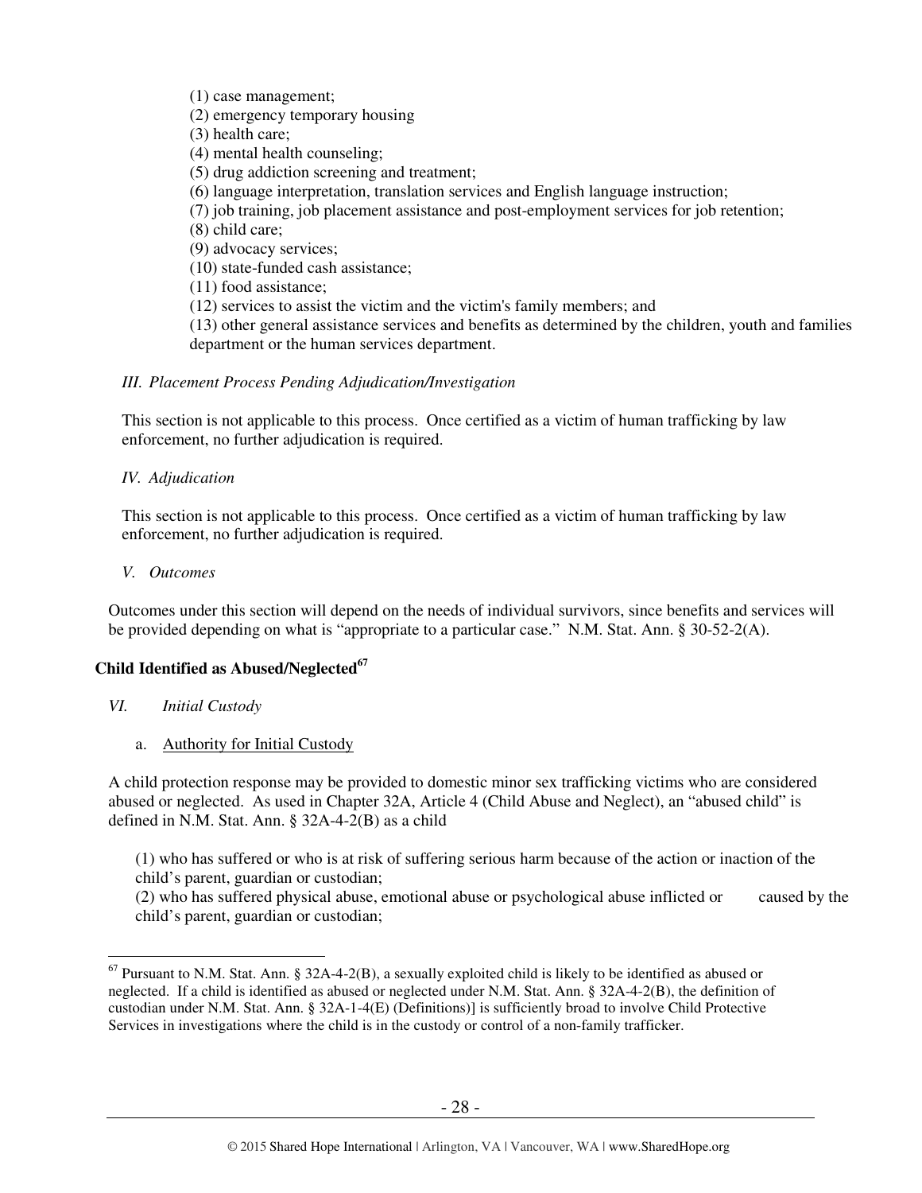(1) case management;
(2) emergency temporary housing
(3) health care;
(4) mental health counseling;
(5) drug addiction screening and treatment;
(6) language interpretation, translation services and English language instruction;
(7) job training, job placement assistance and post-employment services for job retention;
(8) child care;
(9) advocacy services;
(10) state-funded cash assistance;
(11) food assistance;
(12) services to assist the victim and the victim's family members; and
(13) other general assistance services and benefits as determined by the children, youth and families department or the human services department.

*III. Placement Process Pending Adjudication/Investigation*

This section is not applicable to this process. Once certified as a victim of human trafficking by law enforcement, no further adjudication is required.

*IV. Adjudication*

This section is not applicable to this process. Once certified as a victim of human trafficking by law enforcement, no further adjudication is required.

*V. Outcomes*

Outcomes under this section will depend on the needs of individual survivors, since benefits and services will be provided depending on what is "appropriate to a particular case." N.M. Stat. Ann. § 30-52-2(A).

**Child Identified as Abused/Neglected**[67]

*VI. Initial Custody*

a. Authority for Initial Custody

A child protection response may be provided to domestic minor sex trafficking victims who are considered abused or neglected. As used in Chapter 32A, Article 4 (Child Abuse and Neglect), an "abused child" is defined in N.M. Stat. Ann. § 32A-4-2(B) as a child

> (1) who has suffered or who is at risk of suffering serious harm because of the action or inaction of the child's parent, guardian or custodian;
> (2) who has suffered physical abuse, emotional abuse or psychological abuse inflicted or caused by the child's parent, guardian or custodian;

[67] Pursuant to N.M. Stat. Ann. § 32A-4-2(B), a sexually exploited child is likely to be identified as abused or neglected. If a child is identified as abused or neglected under N.M. Stat. Ann. § 32A-4-2(B), the definition of custodian under N.M. Stat. Ann. § 32A-1-4(E) (Definitions)] is sufficiently broad to involve Child Protective Services in investigations where the child is in the custody or control of a non-family trafficker.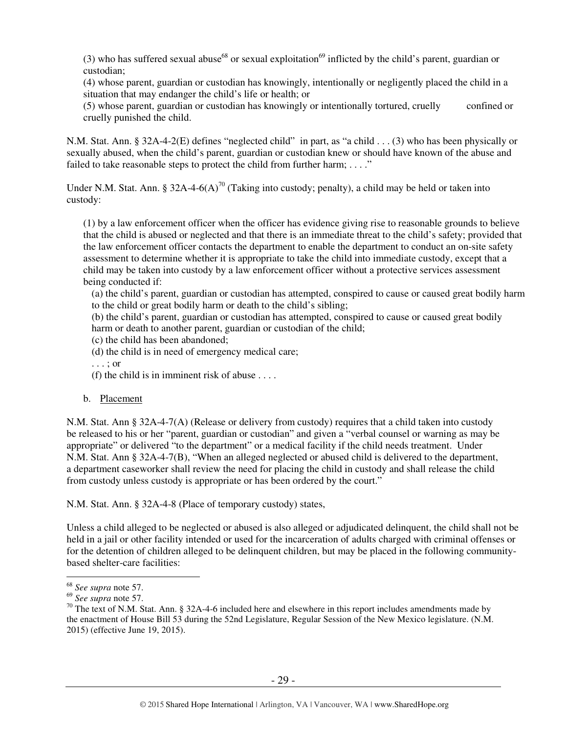(3) who has suffered sexual abuse[68] or sexual exploitation[69] inflicted by the child's parent, guardian or custodian;

(4) whose parent, guardian or custodian has knowingly, intentionally or negligently placed the child in a situation that may endanger the child's life or health; or

(5) whose parent, guardian or custodian has knowingly or intentionally tortured, cruelly confined or cruelly punished the child.

N.M. Stat. Ann. § 32A-4-2(E) defines "neglected child" in part, as "a child . . . (3) who has been physically or sexually abused, when the child's parent, guardian or custodian knew or should have known of the abuse and failed to take reasonable steps to protect the child from further harm; . . . ."

Under N.M. Stat. Ann. § 32A-4-6(A)[70] (Taking into custody; penalty), a child may be held or taken into custody:

(1) by a law enforcement officer when the officer has evidence giving rise to reasonable grounds to believe that the child is abused or neglected and that there is an immediate threat to the child's safety; provided that the law enforcement officer contacts the department to enable the department to conduct an on-site safety assessment to determine whether it is appropriate to take the child into immediate custody, except that a child may be taken into custody by a law enforcement officer without a protective services assessment being conducted if:

(a) the child's parent, guardian or custodian has attempted, conspired to cause or caused great bodily harm to the child or great bodily harm or death to the child's sibling;

(b) the child's parent, guardian or custodian has attempted, conspired to cause or caused great bodily harm or death to another parent, guardian or custodian of the child;

(c) the child has been abandoned;

(d) the child is in need of emergency medical care;

. . . ; or

(f) the child is in imminent risk of abuse . . . .

b. Placement

N.M. Stat. Ann § 32A-4-7(A) (Release or delivery from custody) requires that a child taken into custody be released to his or her "parent, guardian or custodian" and given a "verbal counsel or warning as may be appropriate" or delivered "to the department" or a medical facility if the child needs treatment. Under N.M. Stat. Ann § 32A-4-7(B), "When an alleged neglected or abused child is delivered to the department, a department caseworker shall review the need for placing the child in custody and shall release the child from custody unless custody is appropriate or has been ordered by the court."

N.M. Stat. Ann. § 32A-4-8 (Place of temporary custody) states,

Unless a child alleged to be neglected or abused is also alleged or adjudicated delinquent, the child shall not be held in a jail or other facility intended or used for the incarceration of adults charged with criminal offenses or for the detention of children alleged to be delinquent children, but may be placed in the following community-based shelter-care facilities:

---

[68] *See supra* note 57.

[69] *See supra* note 57.

[70] The text of N.M. Stat. Ann. § 32A-4-6 included here and elsewhere in this report includes amendments made by the enactment of House Bill 53 during the 52nd Legislature, Regular Session of the New Mexico legislature. (N.M. 2015) (effective June 19, 2015).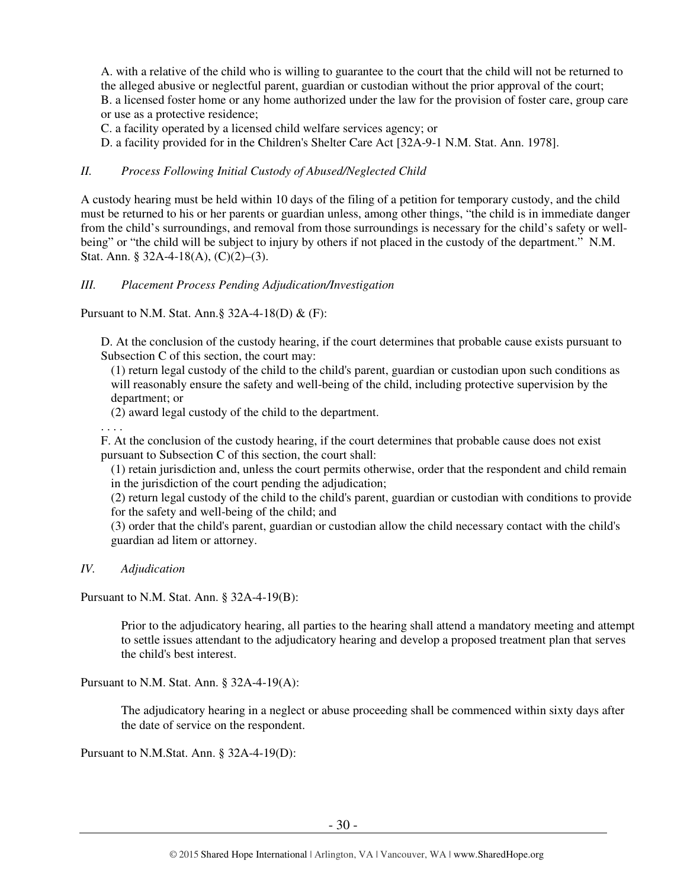A. with a relative of the child who is willing to guarantee to the court that the child will not be returned to the alleged abusive or neglectful parent, guardian or custodian without the prior approval of the court;
B. a licensed foster home or any home authorized under the law for the provision of foster care, group care or use as a protective residence;
C. a facility operated by a licensed child welfare services agency; or
D. a facility provided for in the Children's Shelter Care Act [32A-9-1 N.M. Stat. Ann. 1978].

## *II. Process Following Initial Custody of Abused/Neglected Child*

A custody hearing must be held within 10 days of the filing of a petition for temporary custody, and the child must be returned to his or her parents or guardian unless, among other things, "the child is in immediate danger from the child's surroundings, and removal from those surroundings is necessary for the child's safety or well-being" or "the child will be subject to injury by others if not placed in the custody of the department." N.M. Stat. Ann. § 32A-4-18(A), (C)(2)–(3).

## *III. Placement Process Pending Adjudication/Investigation*

Pursuant to N.M. Stat. Ann.§ 32A-4-18(D) & (F):

> D. At the conclusion of the custody hearing, if the court determines that probable cause exists pursuant to Subsection C of this section, the court may:
> (1) return legal custody of the child to the child's parent, guardian or custodian upon such conditions as will reasonably ensure the safety and well-being of the child, including protective supervision by the department; or
> (2) award legal custody of the child to the department.
> . . . .
> F. At the conclusion of the custody hearing, if the court determines that probable cause does not exist pursuant to Subsection C of this section, the court shall:
> (1) retain jurisdiction and, unless the court permits otherwise, order that the respondent and child remain in the jurisdiction of the court pending the adjudication;
> (2) return legal custody of the child to the child's parent, guardian or custodian with conditions to provide for the safety and well-being of the child; and
> (3) order that the child's parent, guardian or custodian allow the child necessary contact with the child's guardian ad litem or attorney.

## *IV. Adjudication*

Pursuant to N.M. Stat. Ann. § 32A-4-19(B):

> Prior to the adjudicatory hearing, all parties to the hearing shall attend a mandatory meeting and attempt to settle issues attendant to the adjudicatory hearing and develop a proposed treatment plan that serves the child's best interest.

Pursuant to N.M. Stat. Ann. § 32A-4-19(A):

> The adjudicatory hearing in a neglect or abuse proceeding shall be commenced within sixty days after the date of service on the respondent.

Pursuant to N.M.Stat. Ann. § 32A-4-19(D):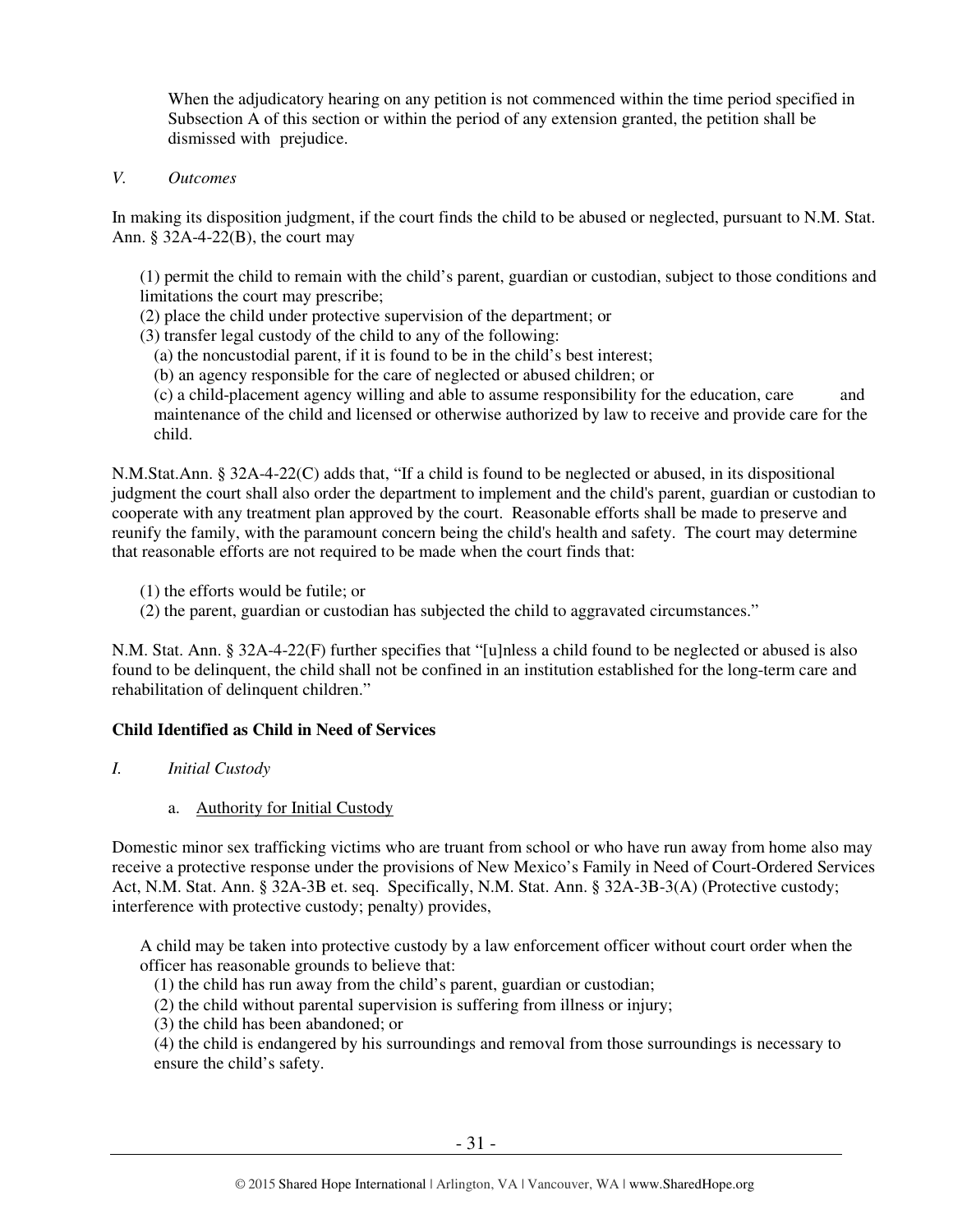> When the adjudicatory hearing on any petition is not commenced within the time period specified in Subsection A of this section or within the period of any extension granted, the petition shall be dismissed with prejudice.

*V. Outcomes*

In making its disposition judgment, if the court finds the child to be abused or neglected, pursuant to N.M. Stat. Ann. § 32A-4-22(B), the court may

> (1) permit the child to remain with the child's parent, guardian or custodian, subject to those conditions and limitations the court may prescribe;
> (2) place the child under protective supervision of the department; or
> (3) transfer legal custody of the child to any of the following:
> (a) the noncustodial parent, if it is found to be in the child's best interest;
> (b) an agency responsible for the care of neglected or abused children; or
> (c) a child-placement agency willing and able to assume responsibility for the education, care and maintenance of the child and licensed or otherwise authorized by law to receive and provide care for the child.

N.M.Stat.Ann. § 32A-4-22(C) adds that, "If a child is found to be neglected or abused, in its dispositional judgment the court shall also order the department to implement and the child's parent, guardian or custodian to cooperate with any treatment plan approved by the court. Reasonable efforts shall be made to preserve and reunify the family, with the paramount concern being the child's health and safety. The court may determine that reasonable efforts are not required to be made when the court finds that:

> (1) the efforts would be futile; or
> (2) the parent, guardian or custodian has subjected the child to aggravated circumstances."

N.M. Stat. Ann. § 32A-4-22(F) further specifies that "[u]nless a child found to be neglected or abused is also found to be delinquent, the child shall not be confined in an institution established for the long-term care and rehabilitation of delinquent children."

**Child Identified as Child in Need of Services**

*I. Initial Custody*

a. Authority for Initial Custody

Domestic minor sex trafficking victims who are truant from school or who have run away from home also may receive a protective response under the provisions of New Mexico's Family in Need of Court-Ordered Services Act, N.M. Stat. Ann. § 32A-3B et. seq. Specifically, N.M. Stat. Ann. § 32A-3B-3(A) (Protective custody; interference with protective custody; penalty) provides,

> A child may be taken into protective custody by a law enforcement officer without court order when the officer has reasonable grounds to believe that:
> (1) the child has run away from the child's parent, guardian or custodian;
> (2) the child without parental supervision is suffering from illness or injury;
> (3) the child has been abandoned; or
> (4) the child is endangered by his surroundings and removal from those surroundings is necessary to ensure the child's safety.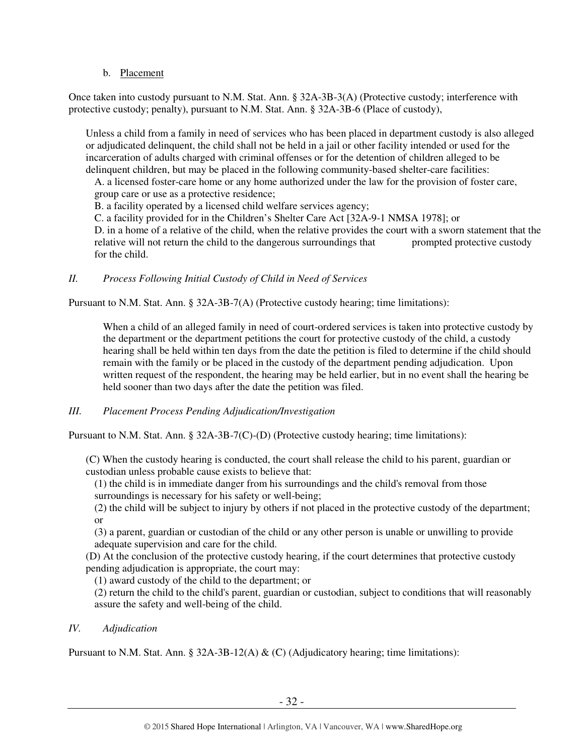b. Placement

Once taken into custody pursuant to N.M. Stat. Ann. § 32A-3B-3(A) (Protective custody; interference with protective custody; penalty), pursuant to N.M. Stat. Ann. § 32A-3B-6 (Place of custody),

> Unless a child from a family in need of services who has been placed in department custody is also alleged or adjudicated delinquent, the child shall not be held in a jail or other facility intended or used for the incarceration of adults charged with criminal offenses or for the detention of children alleged to be delinquent children, but may be placed in the following community-based shelter-care facilities:
>
> A. a licensed foster-care home or any home authorized under the law for the provision of foster care, group care or use as a protective residence;
>
> B. a facility operated by a licensed child welfare services agency;
>
> C. a facility provided for in the Children's Shelter Care Act [32A-9-1 NMSA 1978]; or
>
> D. in a home of a relative of the child, when the relative provides the court with a sworn statement that the relative will not return the child to the dangerous surroundings that prompted protective custody for the child.

## *II. Process Following Initial Custody of Child in Need of Services*

Pursuant to N.M. Stat. Ann. § 32A-3B-7(A) (Protective custody hearing; time limitations):

> When a child of an alleged family in need of court-ordered services is taken into protective custody by the department or the department petitions the court for protective custody of the child, a custody hearing shall be held within ten days from the date the petition is filed to determine if the child should remain with the family or be placed in the custody of the department pending adjudication. Upon written request of the respondent, the hearing may be held earlier, but in no event shall the hearing be held sooner than two days after the date the petition was filed.

## *III. Placement Process Pending Adjudication/Investigation*

Pursuant to N.M. Stat. Ann. § 32A-3B-7(C)-(D) (Protective custody hearing; time limitations):

> (C) When the custody hearing is conducted, the court shall release the child to his parent, guardian or custodian unless probable cause exists to believe that:
>
> (1) the child is in immediate danger from his surroundings and the child's removal from those surroundings is necessary for his safety or well-being;
>
> (2) the child will be subject to injury by others if not placed in the protective custody of the department; or
>
> (3) a parent, guardian or custodian of the child or any other person is unable or unwilling to provide adequate supervision and care for the child.
>
> (D) At the conclusion of the protective custody hearing, if the court determines that protective custody pending adjudication is appropriate, the court may:
>
> (1) award custody of the child to the department; or
>
> (2) return the child to the child's parent, guardian or custodian, subject to conditions that will reasonably assure the safety and well-being of the child.

## *IV. Adjudication*

Pursuant to N.M. Stat. Ann. § 32A-3B-12(A) & (C) (Adjudicatory hearing; time limitations):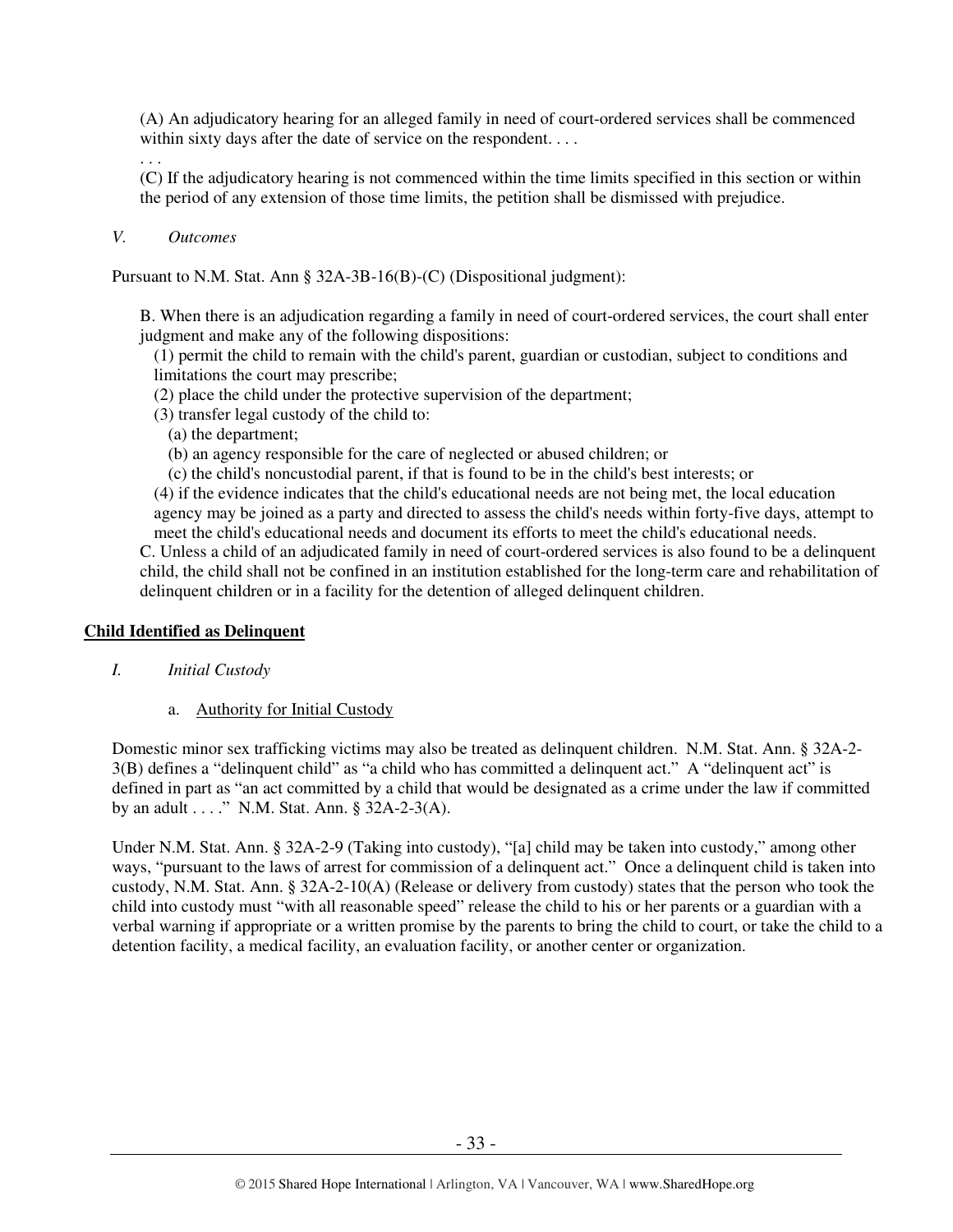(A) An adjudicatory hearing for an alleged family in need of court-ordered services shall be commenced within sixty days after the date of service on the respondent. . . .

. . .

(C) If the adjudicatory hearing is not commenced within the time limits specified in this section or within the period of any extension of those time limits, the petition shall be dismissed with prejudice.

*V. Outcomes*

Pursuant to N.M. Stat. Ann § 32A-3B-16(B)-(C) (Dispositional judgment):

> B. When there is an adjudication regarding a family in need of court-ordered services, the court shall enter judgment and make any of the following dispositions:
>
> (1) permit the child to remain with the child's parent, guardian or custodian, subject to conditions and limitations the court may prescribe;
>
> (2) place the child under the protective supervision of the department;
>
> (3) transfer legal custody of the child to:
>
> (a) the department;
>
> (b) an agency responsible for the care of neglected or abused children; or
>
> (c) the child's noncustodial parent, if that is found to be in the child's best interests; or
>
> (4) if the evidence indicates that the child's educational needs are not being met, the local education agency may be joined as a party and directed to assess the child's needs within forty-five days, attempt to meet the child's educational needs and document its efforts to meet the child's educational needs.
>
> C. Unless a child of an adjudicated family in need of court-ordered services is also found to be a delinquent child, the child shall not be confined in an institution established for the long-term care and rehabilitation of delinquent children or in a facility for the detention of alleged delinquent children.

**Child Identified as Delinquent**

*I. Initial Custody*

a. Authority for Initial Custody

Domestic minor sex trafficking victims may also be treated as delinquent children. N.M. Stat. Ann. § 32A-2-3(B) defines a "delinquent child" as "a child who has committed a delinquent act." A "delinquent act" is defined in part as "an act committed by a child that would be designated as a crime under the law if committed by an adult . . . ." N.M. Stat. Ann. § 32A-2-3(A).

Under N.M. Stat. Ann. § 32A-2-9 (Taking into custody), "[a] child may be taken into custody," among other ways, "pursuant to the laws of arrest for commission of a delinquent act." Once a delinquent child is taken into custody, N.M. Stat. Ann. § 32A-2-10(A) (Release or delivery from custody) states that the person who took the child into custody must "with all reasonable speed" release the child to his or her parents or a guardian with a verbal warning if appropriate or a written promise by the parents to bring the child to court, or take the child to a detention facility, a medical facility, an evaluation facility, or another center or organization.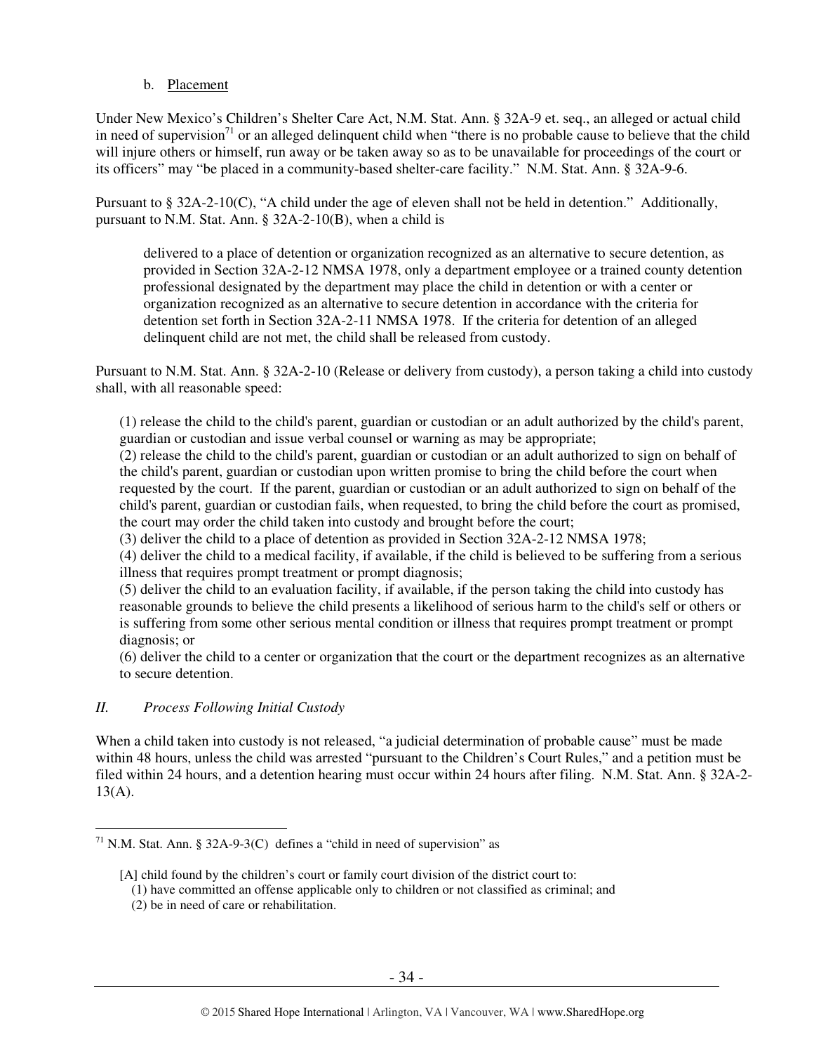b. Placement

Under New Mexico's Children's Shelter Care Act, N.M. Stat. Ann. § 32A-9 et. seq., an alleged or actual child in need of supervision[71] or an alleged delinquent child when "there is no probable cause to believe that the child will injure others or himself, run away or be taken away so as to be unavailable for proceedings of the court or its officers" may "be placed in a community-based shelter-care facility." N.M. Stat. Ann. § 32A-9-6.

Pursuant to § 32A-2-10(C), "A child under the age of eleven shall not be held in detention." Additionally, pursuant to N.M. Stat. Ann. § 32A-2-10(B), when a child is

> delivered to a place of detention or organization recognized as an alternative to secure detention, as provided in Section 32A-2-12 NMSA 1978, only a department employee or a trained county detention professional designated by the department may place the child in detention or with a center or organization recognized as an alternative to secure detention in accordance with the criteria for detention set forth in Section 32A-2-11 NMSA 1978. If the criteria for detention of an alleged delinquent child are not met, the child shall be released from custody.

Pursuant to N.M. Stat. Ann. § 32A-2-10 (Release or delivery from custody), a person taking a child into custody shall, with all reasonable speed:

> (1) release the child to the child's parent, guardian or custodian or an adult authorized by the child's parent, guardian or custodian and issue verbal counsel or warning as may be appropriate;
> (2) release the child to the child's parent, guardian or custodian or an adult authorized to sign on behalf of the child's parent, guardian or custodian upon written promise to bring the child before the court when requested by the court. If the parent, guardian or custodian or an adult authorized to sign on behalf of the child's parent, guardian or custodian fails, when requested, to bring the child before the court as promised, the court may order the child taken into custody and brought before the court;
> (3) deliver the child to a place of detention as provided in Section 32A-2-12 NMSA 1978;
> (4) deliver the child to a medical facility, if available, if the child is believed to be suffering from a serious illness that requires prompt treatment or prompt diagnosis;
> (5) deliver the child to an evaluation facility, if available, if the person taking the child into custody has reasonable grounds to believe the child presents a likelihood of serious harm to the child's self or others or is suffering from some other serious mental condition or illness that requires prompt treatment or prompt diagnosis; or
> (6) deliver the child to a center or organization that the court or the department recognizes as an alternative to secure detention.

## *II. Process Following Initial Custody*

When a child taken into custody is not released, "a judicial determination of probable cause" must be made within 48 hours, unless the child was arrested "pursuant to the Children's Court Rules," and a petition must be filed within 24 hours, and a detention hearing must occur within 24 hours after filing. N.M. Stat. Ann. § 32A-2-13(A).

---

[71] N.M. Stat. Ann. § 32A-9-3(C) defines a "child in need of supervision" as

> [A] child found by the children's court or family court division of the district court to:
> (1) have committed an offense applicable only to children or not classified as criminal; and
> (2) be in need of care or rehabilitation.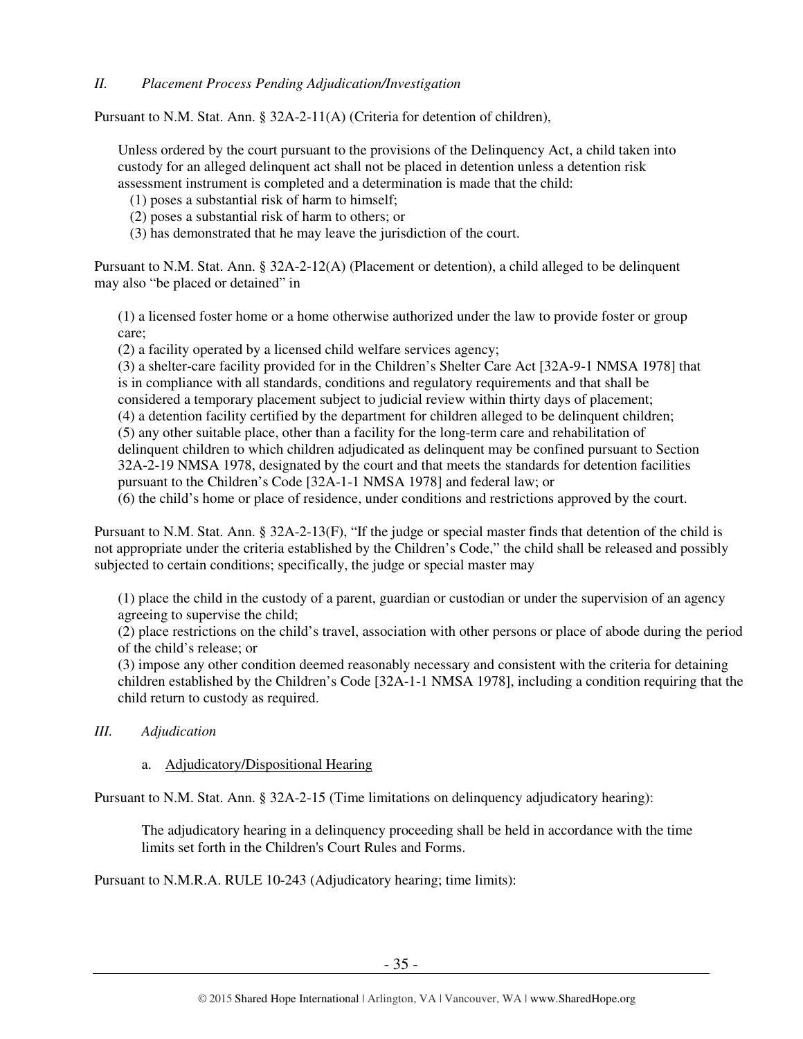## *II. Placement Process Pending Adjudication/Investigation*

Pursuant to N.M. Stat. Ann. § 32A-2-11(A) (Criteria for detention of children),

> Unless ordered by the court pursuant to the provisions of the Delinquency Act, a child taken into custody for an alleged delinquent act shall not be placed in detention unless a detention risk assessment instrument is completed and a determination is made that the child:
> (1) poses a substantial risk of harm to himself;
> (2) poses a substantial risk of harm to others; or
> (3) has demonstrated that he may leave the jurisdiction of the court.

Pursuant to N.M. Stat. Ann. § 32A-2-12(A) (Placement or detention), a child alleged to be delinquent may also "be placed or detained" in

> (1) a licensed foster home or a home otherwise authorized under the law to provide foster or group care;
> (2) a facility operated by a licensed child welfare services agency;
> (3) a shelter-care facility provided for in the Children's Shelter Care Act [32A-9-1 NMSA 1978] that is in compliance with all standards, conditions and regulatory requirements and that shall be considered a temporary placement subject to judicial review within thirty days of placement;
> (4) a detention facility certified by the department for children alleged to be delinquent children;
> (5) any other suitable place, other than a facility for the long-term care and rehabilitation of delinquent children to which children adjudicated as delinquent may be confined pursuant to Section 32A-2-19 NMSA 1978, designated by the court and that meets the standards for detention facilities pursuant to the Children's Code [32A-1-1 NMSA 1978] and federal law; or
> (6) the child's home or place of residence, under conditions and restrictions approved by the court.

Pursuant to N.M. Stat. Ann. § 32A-2-13(F), "If the judge or special master finds that detention of the child is not appropriate under the criteria established by the Children's Code," the child shall be released and possibly subjected to certain conditions; specifically, the judge or special master may

> (1) place the child in the custody of a parent, guardian or custodian or under the supervision of an agency agreeing to supervise the child;
> (2) place restrictions on the child's travel, association with other persons or place of abode during the period of the child's release; or
> (3) impose any other condition deemed reasonably necessary and consistent with the criteria for detaining children established by the Children's Code [32A-1-1 NMSA 1978], including a condition requiring that the child return to custody as required.

## *III. Adjudication*

### a. Adjudicatory/Dispositional Hearing

Pursuant to N.M. Stat. Ann. § 32A-2-15 (Time limitations on delinquency adjudicatory hearing):

> The adjudicatory hearing in a delinquency proceeding shall be held in accordance with the time limits set forth in the Children's Court Rules and Forms.

Pursuant to N.M.R.A. RULE 10-243 (Adjudicatory hearing; time limits):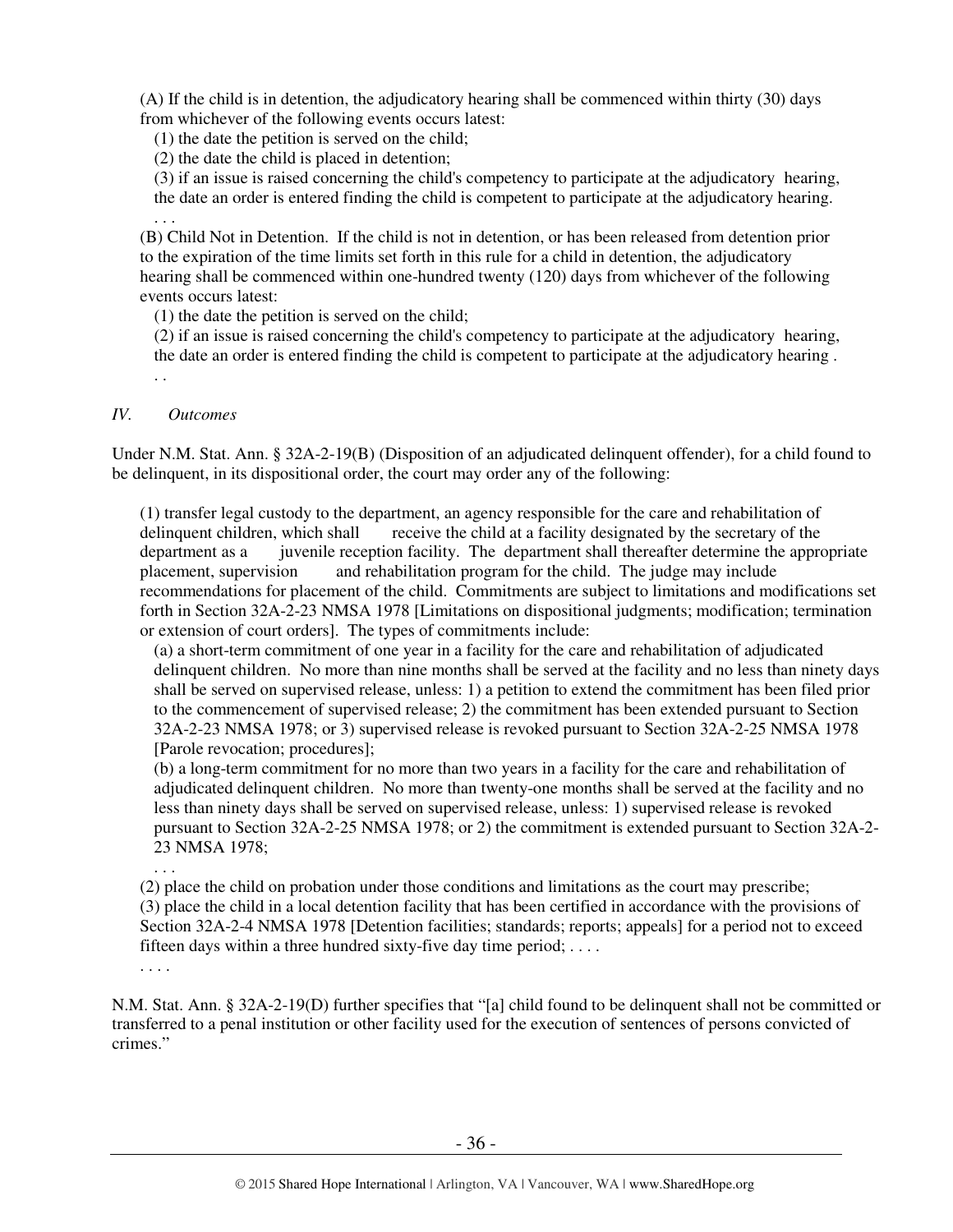(A) If the child is in detention, the adjudicatory hearing shall be commenced within thirty (30) days from whichever of the following events occurs latest:

(1) the date the petition is served on the child;

(2) the date the child is placed in detention;

(3) if an issue is raised concerning the child's competency to participate at the adjudicatory hearing, the date an order is entered finding the child is competent to participate at the adjudicatory hearing. . . .

(B) Child Not in Detention. If the child is not in detention, or has been released from detention prior to the expiration of the time limits set forth in this rule for a child in detention, the adjudicatory hearing shall be commenced within one-hundred twenty (120) days from whichever of the following events occurs latest:

(1) the date the petition is served on the child;

(2) if an issue is raised concerning the child's competency to participate at the adjudicatory hearing, the date an order is entered finding the child is competent to participate at the adjudicatory hearing . . .

*IV. Outcomes*

Under N.M. Stat. Ann. § 32A-2-19(B) (Disposition of an adjudicated delinquent offender), for a child found to be delinquent, in its dispositional order, the court may order any of the following:

(1) transfer legal custody to the department, an agency responsible for the care and rehabilitation of delinquent children, which shall receive the child at a facility designated by the secretary of the department as a juvenile reception facility. The department shall thereafter determine the appropriate placement, supervision and rehabilitation program for the child. The judge may include recommendations for placement of the child. Commitments are subject to limitations and modifications set forth in Section 32A-2-23 NMSA 1978 [Limitations on dispositional judgments; modification; termination or extension of court orders]. The types of commitments include:

(a) a short-term commitment of one year in a facility for the care and rehabilitation of adjudicated delinquent children. No more than nine months shall be served at the facility and no less than ninety days shall be served on supervised release, unless: 1) a petition to extend the commitment has been filed prior to the commencement of supervised release; 2) the commitment has been extended pursuant to Section 32A-2-23 NMSA 1978; or 3) supervised release is revoked pursuant to Section 32A-2-25 NMSA 1978 [Parole revocation; procedures];

(b) a long-term commitment for no more than two years in a facility for the care and rehabilitation of adjudicated delinquent children. No more than twenty-one months shall be served at the facility and no less than ninety days shall be served on supervised release, unless: 1) supervised release is revoked pursuant to Section 32A-2-25 NMSA 1978; or 2) the commitment is extended pursuant to Section 32A-2-23 NMSA 1978;

. . .

(2) place the child on probation under those conditions and limitations as the court may prescribe;

(3) place the child in a local detention facility that has been certified in accordance with the provisions of Section 32A-2-4 NMSA 1978 [Detention facilities; standards; reports; appeals] for a period not to exceed fifteen days within a three hundred sixty-five day time period; . . . .

. . . .

N.M. Stat. Ann. § 32A-2-19(D) further specifies that "[a] child found to be delinquent shall not be committed or transferred to a penal institution or other facility used for the execution of sentences of persons convicted of crimes."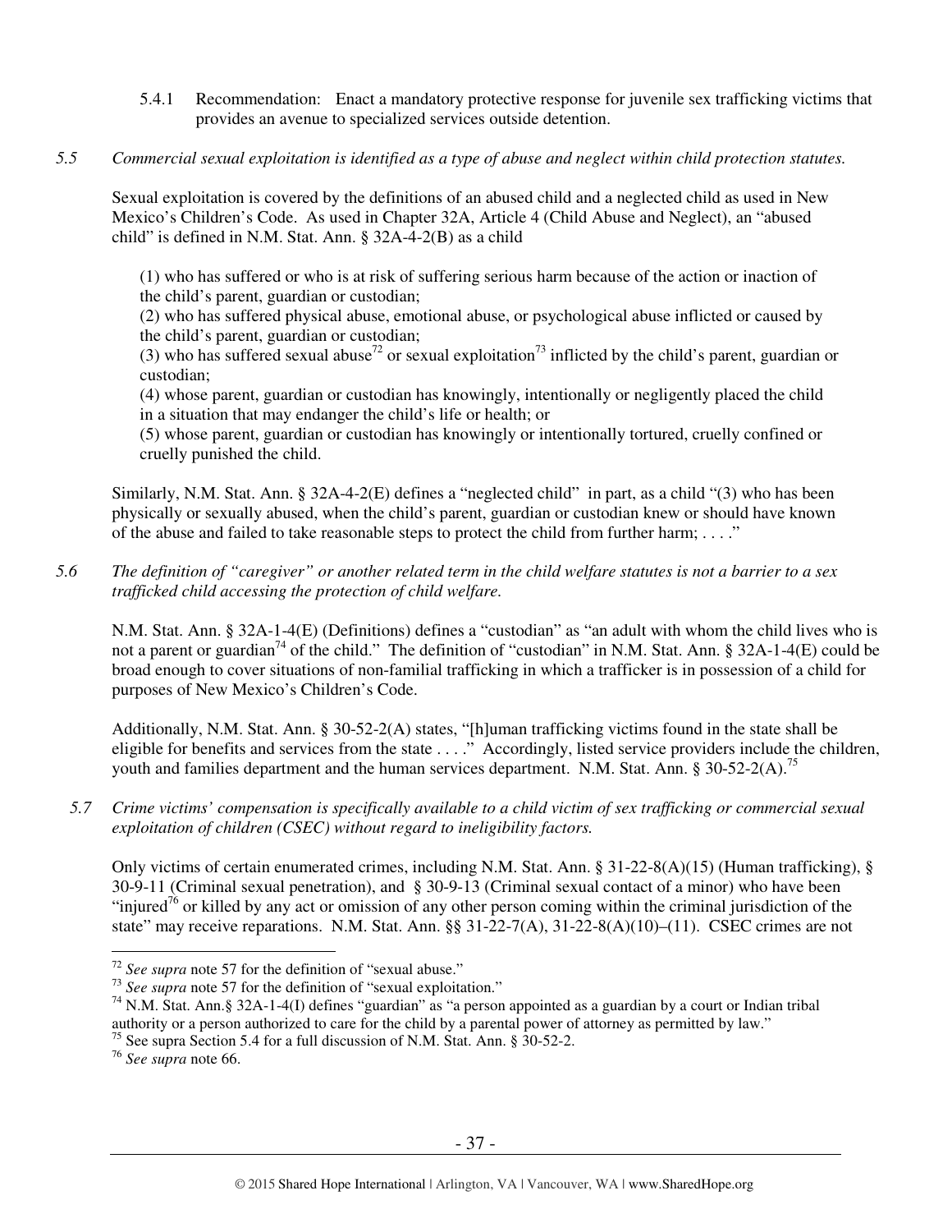5.4.1 Recommendation: Enact a mandatory protective response for juvenile sex trafficking victims that provides an avenue to specialized services outside detention.

*5.5 Commercial sexual exploitation is identified as a type of abuse and neglect within child protection statutes.*

Sexual exploitation is covered by the definitions of an abused child and a neglected child as used in New Mexico's Children's Code. As used in Chapter 32A, Article 4 (Child Abuse and Neglect), an "abused child" is defined in N.M. Stat. Ann. § 32A-4-2(B) as a child

> (1) who has suffered or who is at risk of suffering serious harm because of the action or inaction of the child's parent, guardian or custodian;
> (2) who has suffered physical abuse, emotional abuse, or psychological abuse inflicted or caused by the child's parent, guardian or custodian;
> (3) who has suffered sexual abuse[72] or sexual exploitation[73] inflicted by the child's parent, guardian or custodian;
> (4) whose parent, guardian or custodian has knowingly, intentionally or negligently placed the child in a situation that may endanger the child's life or health; or
> (5) whose parent, guardian or custodian has knowingly or intentionally tortured, cruelly confined or cruelly punished the child.

Similarly, N.M. Stat. Ann. § 32A-4-2(E) defines a "neglected child" in part, as a child "(3) who has been physically or sexually abused, when the child's parent, guardian or custodian knew or should have known of the abuse and failed to take reasonable steps to protect the child from further harm; . . . ."

*5.6 The definition of "caregiver" or another related term in the child welfare statutes is not a barrier to a sex trafficked child accessing the protection of child welfare.*

N.M. Stat. Ann. § 32A-1-4(E) (Definitions) defines a "custodian" as "an adult with whom the child lives who is not a parent or guardian[74] of the child." The definition of "custodian" in N.M. Stat. Ann. § 32A-1-4(E) could be broad enough to cover situations of non-familial trafficking in which a trafficker is in possession of a child for purposes of New Mexico's Children's Code.

Additionally, N.M. Stat. Ann. § 30-52-2(A) states, "[h]uman trafficking victims found in the state shall be eligible for benefits and services from the state . . . ." Accordingly, listed service providers include the children, youth and families department and the human services department. N.M. Stat. Ann. § 30-52-2(A).[75]

*5.7 Crime victims' compensation is specifically available to a child victim of sex trafficking or commercial sexual exploitation of children (CSEC) without regard to ineligibility factors.*

Only victims of certain enumerated crimes, including N.M. Stat. Ann. § 31-22-8(A)(15) (Human trafficking), § 30-9-11 (Criminal sexual penetration), and § 30-9-13 (Criminal sexual contact of a minor) who have been "injured[76] or killed by any act or omission of any other person coming within the criminal jurisdiction of the state" may receive reparations. N.M. Stat. Ann. §§ 31-22-7(A), 31-22-8(A)(10)–(11). CSEC crimes are not

---

[72] *See supra* note 57 for the definition of "sexual abuse."

[73] *See supra* note 57 for the definition of "sexual exploitation."

[74] N.M. Stat. Ann.§ 32A-1-4(I) defines "guardian" as "a person appointed as a guardian by a court or Indian tribal authority or a person authorized to care for the child by a parental power of attorney as permitted by law."

[75] See supra Section 5.4 for a full discussion of N.M. Stat. Ann. § 30-52-2.

[76] *See supra* note 66.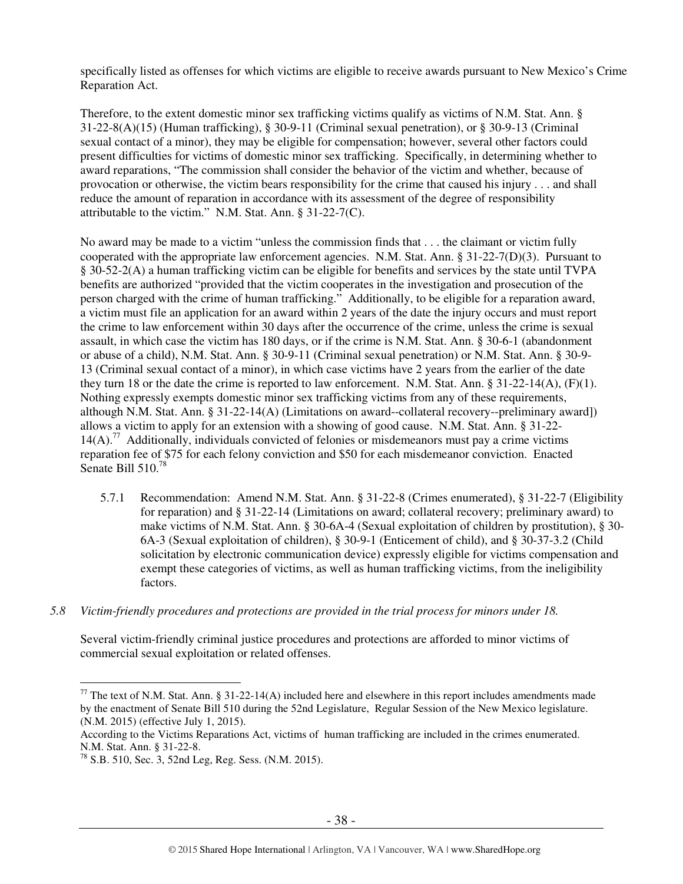specifically listed as offenses for which victims are eligible to receive awards pursuant to New Mexico's Crime Reparation Act.

Therefore, to the extent domestic minor sex trafficking victims qualify as victims of N.M. Stat. Ann. § 31-22-8(A)(15) (Human trafficking), § 30-9-11 (Criminal sexual penetration), or § 30-9-13 (Criminal sexual contact of a minor), they may be eligible for compensation; however, several other factors could present difficulties for victims of domestic minor sex trafficking. Specifically, in determining whether to award reparations, "The commission shall consider the behavior of the victim and whether, because of provocation or otherwise, the victim bears responsibility for the crime that caused his injury . . . and shall reduce the amount of reparation in accordance with its assessment of the degree of responsibility attributable to the victim." N.M. Stat. Ann. § 31-22-7(C).

No award may be made to a victim "unless the commission finds that . . . the claimant or victim fully cooperated with the appropriate law enforcement agencies. N.M. Stat. Ann. § 31-22-7(D)(3). Pursuant to § 30-52-2(A) a human trafficking victim can be eligible for benefits and services by the state until TVPA benefits are authorized "provided that the victim cooperates in the investigation and prosecution of the person charged with the crime of human trafficking." Additionally, to be eligible for a reparation award, a victim must file an application for an award within 2 years of the date the injury occurs and must report the crime to law enforcement within 30 days after the occurrence of the crime, unless the crime is sexual assault, in which case the victim has 180 days, or if the crime is N.M. Stat. Ann. § 30-6-1 (abandonment or abuse of a child), N.M. Stat. Ann. § 30-9-11 (Criminal sexual penetration) or N.M. Stat. Ann. § 30-9-13 (Criminal sexual contact of a minor), in which case victims have 2 years from the earlier of the date they turn 18 or the date the crime is reported to law enforcement. N.M. Stat. Ann. § 31-22-14(A), (F)(1). Nothing expressly exempts domestic minor sex trafficking victims from any of these requirements, although N.M. Stat. Ann. § 31-22-14(A) (Limitations on award--collateral recovery--preliminary award]) allows a victim to apply for an extension with a showing of good cause. N.M. Stat. Ann. § 31-22-14(A).[77] Additionally, individuals convicted of felonies or misdemeanors must pay a crime victims reparation fee of $75 for each felony conviction and $50 for each misdemeanor conviction. Enacted Senate Bill 510.[78]

5.7.1 Recommendation: Amend N.M. Stat. Ann. § 31-22-8 (Crimes enumerated), § 31-22-7 (Eligibility for reparation) and § 31-22-14 (Limitations on award; collateral recovery; preliminary award) to make victims of N.M. Stat. Ann. § 30-6A-4 (Sexual exploitation of children by prostitution), § 30-6A-3 (Sexual exploitation of children), § 30-9-1 (Enticement of child), and § 30-37-3.2 (Child solicitation by electronic communication device) expressly eligible for victims compensation and exempt these categories of victims, as well as human trafficking victims, from the ineligibility factors.

*5.8 Victim-friendly procedures and protections are provided in the trial process for minors under 18.*

Several victim-friendly criminal justice procedures and protections are afforded to minor victims of commercial sexual exploitation or related offenses.

---

[77] The text of N.M. Stat. Ann. § 31-22-14(A) included here and elsewhere in this report includes amendments made by the enactment of Senate Bill 510 during the 52nd Legislature, Regular Session of the New Mexico legislature. (N.M. 2015) (effective July 1, 2015).

According to the Victims Reparations Act, victims of human trafficking are included in the crimes enumerated. N.M. Stat. Ann. § 31-22-8.

[78] S.B. 510, Sec. 3, 52nd Leg, Reg. Sess. (N.M. 2015).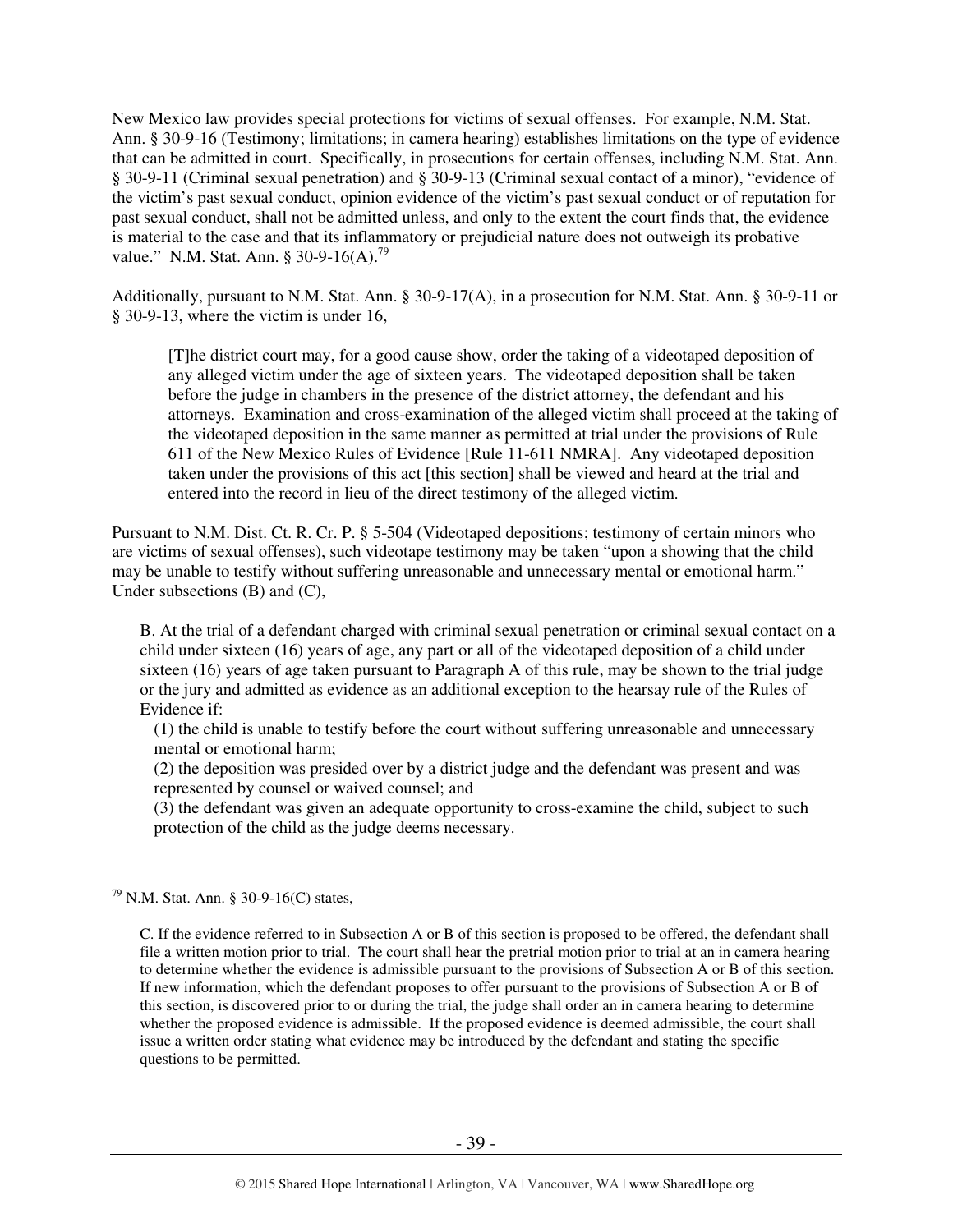New Mexico law provides special protections for victims of sexual offenses. For example, N.M. Stat. Ann. § 30-9-16 (Testimony; limitations; in camera hearing) establishes limitations on the type of evidence that can be admitted in court. Specifically, in prosecutions for certain offenses, including N.M. Stat. Ann. § 30-9-11 (Criminal sexual penetration) and § 30-9-13 (Criminal sexual contact of a minor), "evidence of the victim's past sexual conduct, opinion evidence of the victim's past sexual conduct or of reputation for past sexual conduct, shall not be admitted unless, and only to the extent the court finds that, the evidence is material to the case and that its inflammatory or prejudicial nature does not outweigh its probative value." N.M. Stat. Ann. § 30-9-16(A).[79]

Additionally, pursuant to N.M. Stat. Ann. § 30-9-17(A), in a prosecution for N.M. Stat. Ann. § 30-9-11 or § 30-9-13, where the victim is under 16,

> [T]he district court may, for a good cause show, order the taking of a videotaped deposition of any alleged victim under the age of sixteen years. The videotaped deposition shall be taken before the judge in chambers in the presence of the district attorney, the defendant and his attorneys. Examination and cross-examination of the alleged victim shall proceed at the taking of the videotaped deposition in the same manner as permitted at trial under the provisions of Rule 611 of the New Mexico Rules of Evidence [Rule 11-611 NMRA]. Any videotaped deposition taken under the provisions of this act [this section] shall be viewed and heard at the trial and entered into the record in lieu of the direct testimony of the alleged victim.

Pursuant to N.M. Dist. Ct. R. Cr. P. § 5-504 (Videotaped depositions; testimony of certain minors who are victims of sexual offenses), such videotape testimony may be taken "upon a showing that the child may be unable to testify without suffering unreasonable and unnecessary mental or emotional harm." Under subsections (B) and (C),

> B. At the trial of a defendant charged with criminal sexual penetration or criminal sexual contact on a child under sixteen (16) years of age, any part or all of the videotaped deposition of a child under sixteen (16) years of age taken pursuant to Paragraph A of this rule, may be shown to the trial judge or the jury and admitted as evidence as an additional exception to the hearsay rule of the Rules of Evidence if:
>
> (1) the child is unable to testify before the court without suffering unreasonable and unnecessary mental or emotional harm;
>
> (2) the deposition was presided over by a district judge and the defendant was present and was represented by counsel or waived counsel; and
>
> (3) the defendant was given an adequate opportunity to cross-examine the child, subject to such protection of the child as the judge deems necessary.

---

[79] N.M. Stat. Ann. § 30-9-16(C) states,

> C. If the evidence referred to in Subsection A or B of this section is proposed to be offered, the defendant shall file a written motion prior to trial. The court shall hear the pretrial motion prior to trial at an in camera hearing to determine whether the evidence is admissible pursuant to the provisions of Subsection A or B of this section. If new information, which the defendant proposes to offer pursuant to the provisions of Subsection A or B of this section, is discovered prior to or during the trial, the judge shall order an in camera hearing to determine whether the proposed evidence is admissible. If the proposed evidence is deemed admissible, the court shall issue a written order stating what evidence may be introduced by the defendant and stating the specific questions to be permitted.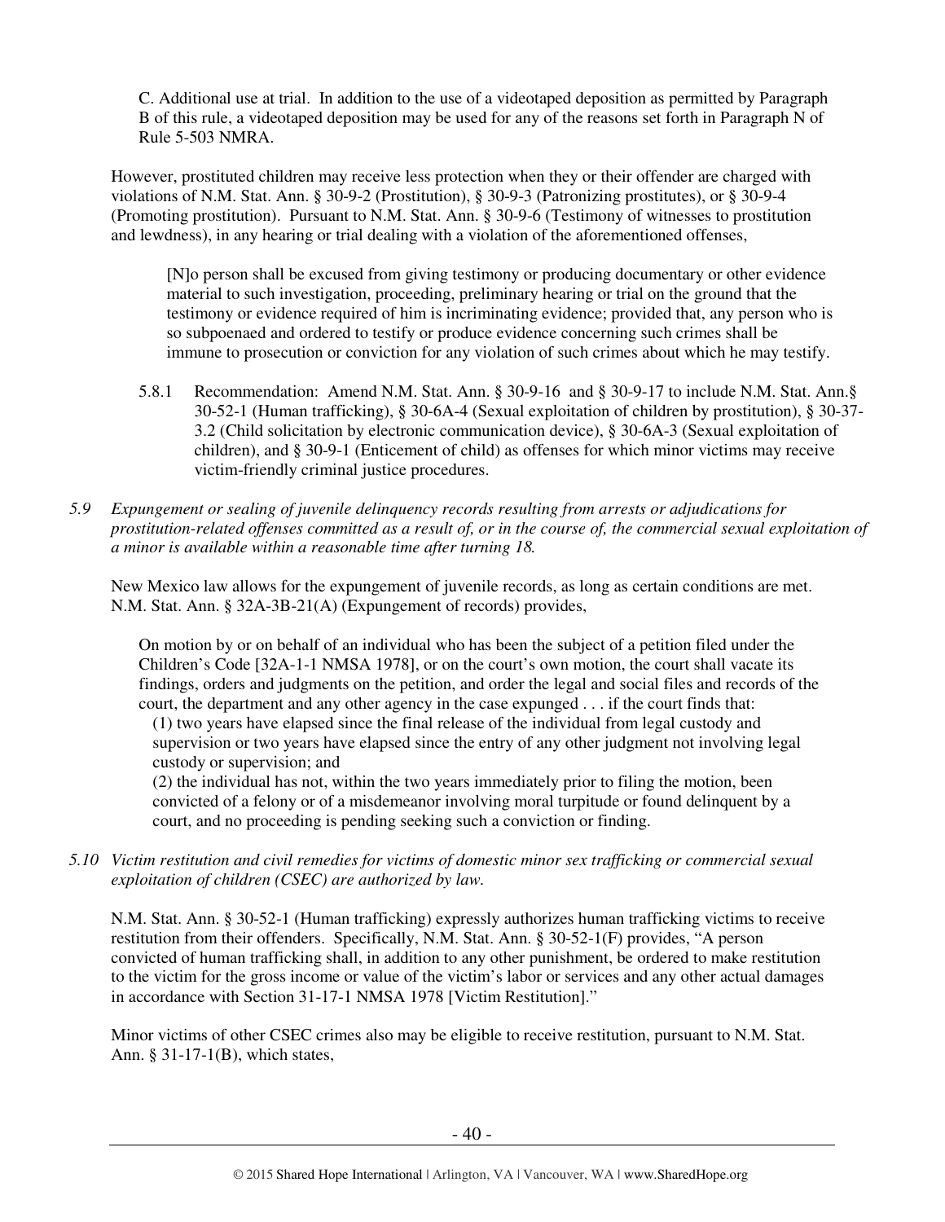> C. Additional use at trial. In addition to the use of a videotaped deposition as permitted by Paragraph B of this rule, a videotaped deposition may be used for any of the reasons set forth in Paragraph N of Rule 5-503 NMRA.

However, prostituted children may receive less protection when they or their offender are charged with violations of N.M. Stat. Ann. § 30-9-2 (Prostitution), § 30-9-3 (Patronizing prostitutes), or § 30-9-4 (Promoting prostitution). Pursuant to N.M. Stat. Ann. § 30-9-6 (Testimony of witnesses to prostitution and lewdness), in any hearing or trial dealing with a violation of the aforementioned offenses,

> [N]o person shall be excused from giving testimony or producing documentary or other evidence material to such investigation, proceeding, preliminary hearing or trial on the ground that the testimony or evidence required of him is incriminating evidence; provided that, any person who is so subpoenaed and ordered to testify or produce evidence concerning such crimes shall be immune to prosecution or conviction for any violation of such crimes about which he may testify.

5.8.1 Recommendation: Amend N.M. Stat. Ann. § 30-9-16 and § 30-9-17 to include N.M. Stat. Ann.§ 30-52-1 (Human trafficking), § 30-6A-4 (Sexual exploitation of children by prostitution), § 30-37-3.2 (Child solicitation by electronic communication device), § 30-6A-3 (Sexual exploitation of children), and § 30-9-1 (Enticement of child) as offenses for which minor victims may receive victim-friendly criminal justice procedures.

*5.9 Expungement or sealing of juvenile delinquency records resulting from arrests or adjudications for prostitution-related offenses committed as a result of, or in the course of, the commercial sexual exploitation of a minor is available within a reasonable time after turning 18.*

New Mexico law allows for the expungement of juvenile records, as long as certain conditions are met. N.M. Stat. Ann. § 32A-3B-21(A) (Expungement of records) provides,

> On motion by or on behalf of an individual who has been the subject of a petition filed under the Children's Code [32A-1-1 NMSA 1978], or on the court's own motion, the court shall vacate its findings, orders and judgments on the petition, and order the legal and social files and records of the court, the department and any other agency in the case expunged . . . if the court finds that:
>
> (1) two years have elapsed since the final release of the individual from legal custody and supervision or two years have elapsed since the entry of any other judgment not involving legal custody or supervision; and
>
> (2) the individual has not, within the two years immediately prior to filing the motion, been convicted of a felony or of a misdemeanor involving moral turpitude or found delinquent by a court, and no proceeding is pending seeking such a conviction or finding.

*5.10 Victim restitution and civil remedies for victims of domestic minor sex trafficking or commercial sexual exploitation of children (CSEC) are authorized by law.*

N.M. Stat. Ann. § 30-52-1 (Human trafficking) expressly authorizes human trafficking victims to receive restitution from their offenders. Specifically, N.M. Stat. Ann. § 30-52-1(F) provides, "A person convicted of human trafficking shall, in addition to any other punishment, be ordered to make restitution to the victim for the gross income or value of the victim's labor or services and any other actual damages in accordance with Section 31-17-1 NMSA 1978 [Victim Restitution]."

Minor victims of other CSEC crimes also may be eligible to receive restitution, pursuant to N.M. Stat. Ann. § 31-17-1(B), which states,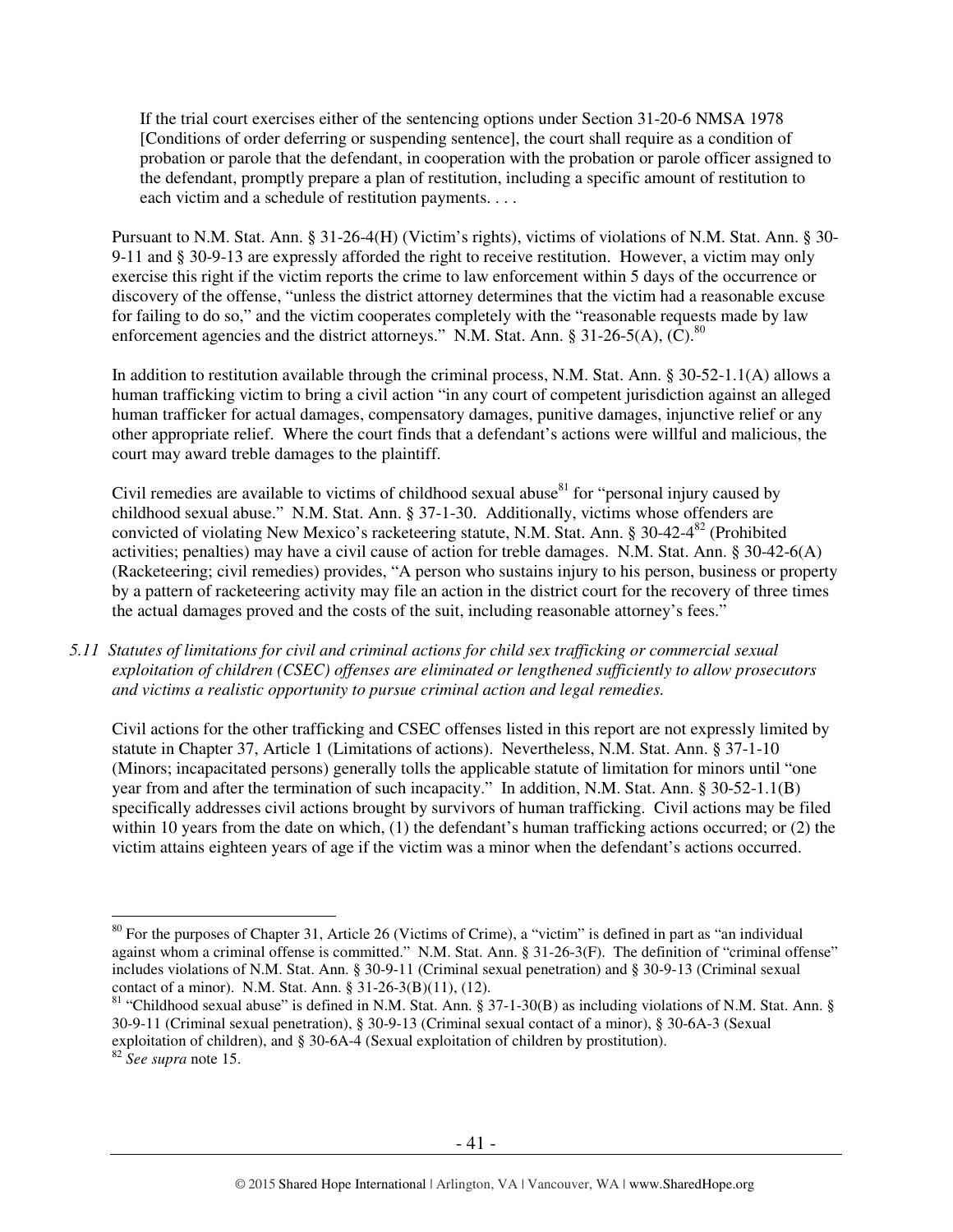> If the trial court exercises either of the sentencing options under Section 31-20-6 NMSA 1978 [Conditions of order deferring or suspending sentence], the court shall require as a condition of probation or parole that the defendant, in cooperation with the probation or parole officer assigned to the defendant, promptly prepare a plan of restitution, including a specific amount of restitution to each victim and a schedule of restitution payments. . . .

Pursuant to N.M. Stat. Ann. § 31-26-4(H) (Victim's rights), victims of violations of N.M. Stat. Ann. § 30-9-11 and § 30-9-13 are expressly afforded the right to receive restitution. However, a victim may only exercise this right if the victim reports the crime to law enforcement within 5 days of the occurrence or discovery of the offense, "unless the district attorney determines that the victim had a reasonable excuse for failing to do so," and the victim cooperates completely with the "reasonable requests made by law enforcement agencies and the district attorneys." N.M. Stat. Ann. § 31-26-5(A), (C).[80]

In addition to restitution available through the criminal process, N.M. Stat. Ann. § 30-52-1.1(A) allows a human trafficking victim to bring a civil action "in any court of competent jurisdiction against an alleged human trafficker for actual damages, compensatory damages, punitive damages, injunctive relief or any other appropriate relief. Where the court finds that a defendant's actions were willful and malicious, the court may award treble damages to the plaintiff.

Civil remedies are available to victims of childhood sexual abuse[81] for "personal injury caused by childhood sexual abuse." N.M. Stat. Ann. § 37-1-30. Additionally, victims whose offenders are convicted of violating New Mexico's racketeering statute, N.M. Stat. Ann. § 30-42-4[82] (Prohibited activities; penalties) may have a civil cause of action for treble damages. N.M. Stat. Ann. § 30-42-6(A) (Racketeering; civil remedies) provides, "A person who sustains injury to his person, business or property by a pattern of racketeering activity may file an action in the district court for the recovery of three times the actual damages proved and the costs of the suit, including reasonable attorney's fees."

*5.11 Statutes of limitations for civil and criminal actions for child sex trafficking or commercial sexual exploitation of children (CSEC) offenses are eliminated or lengthened sufficiently to allow prosecutors and victims a realistic opportunity to pursue criminal action and legal remedies.*

Civil actions for the other trafficking and CSEC offenses listed in this report are not expressly limited by statute in Chapter 37, Article 1 (Limitations of actions). Nevertheless, N.M. Stat. Ann. § 37-1-10 (Minors; incapacitated persons) generally tolls the applicable statute of limitation for minors until "one year from and after the termination of such incapacity." In addition, N.M. Stat. Ann. § 30-52-1.1(B) specifically addresses civil actions brought by survivors of human trafficking. Civil actions may be filed within 10 years from the date on which, (1) the defendant's human trafficking actions occurred; or (2) the victim attains eighteen years of age if the victim was a minor when the defendant's actions occurred.

---

[80] For the purposes of Chapter 31, Article 26 (Victims of Crime), a "victim" is defined in part as "an individual against whom a criminal offense is committed." N.M. Stat. Ann. § 31-26-3(F). The definition of "criminal offense" includes violations of N.M. Stat. Ann. § 30-9-11 (Criminal sexual penetration) and § 30-9-13 (Criminal sexual contact of a minor). N.M. Stat. Ann. § 31-26-3(B)(11), (12).

[81] "Childhood sexual abuse" is defined in N.M. Stat. Ann. § 37-1-30(B) as including violations of N.M. Stat. Ann. § 30-9-11 (Criminal sexual penetration), § 30-9-13 (Criminal sexual contact of a minor), § 30-6A-3 (Sexual exploitation of children), and § 30-6A-4 (Sexual exploitation of children by prostitution).

[82] *See supra* note 15.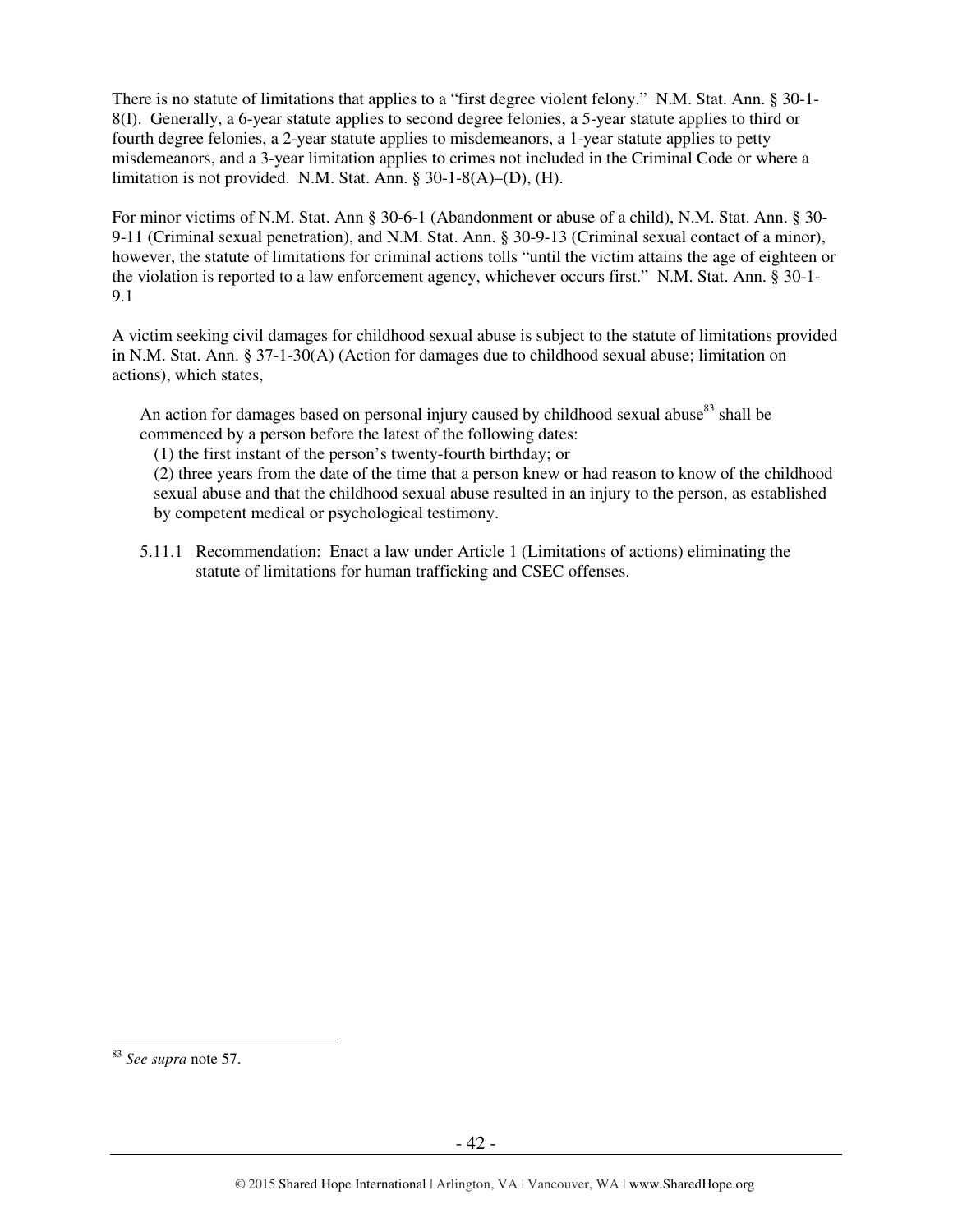There is no statute of limitations that applies to a "first degree violent felony." N.M. Stat. Ann. § 30-1-8(I). Generally, a 6-year statute applies to second degree felonies, a 5-year statute applies to third or fourth degree felonies, a 2-year statute applies to misdemeanors, a 1-year statute applies to petty misdemeanors, and a 3-year limitation applies to crimes not included in the Criminal Code or where a limitation is not provided. N.M. Stat. Ann. § 30-1-8(A)–(D), (H).

For minor victims of N.M. Stat. Ann § 30-6-1 (Abandonment or abuse of a child), N.M. Stat. Ann. § 30-9-11 (Criminal sexual penetration), and N.M. Stat. Ann. § 30-9-13 (Criminal sexual contact of a minor), however, the statute of limitations for criminal actions tolls "until the victim attains the age of eighteen or the violation is reported to a law enforcement agency, whichever occurs first." N.M. Stat. Ann. § 30-1-9.1

A victim seeking civil damages for childhood sexual abuse is subject to the statute of limitations provided in N.M. Stat. Ann. § 37-1-30(A) (Action for damages due to childhood sexual abuse; limitation on actions), which states,

> An action for damages based on personal injury caused by childhood sexual abuse[83] shall be commenced by a person before the latest of the following dates:
>
> (1) the first instant of the person's twenty-fourth birthday; or
>
> (2) three years from the date of the time that a person knew or had reason to know of the childhood sexual abuse and that the childhood sexual abuse resulted in an injury to the person, as established by competent medical or psychological testimony.

5.11.1 Recommendation: Enact a law under Article 1 (Limitations of actions) eliminating the statute of limitations for human trafficking and CSEC offenses.

---

[83] *See supra* note 57.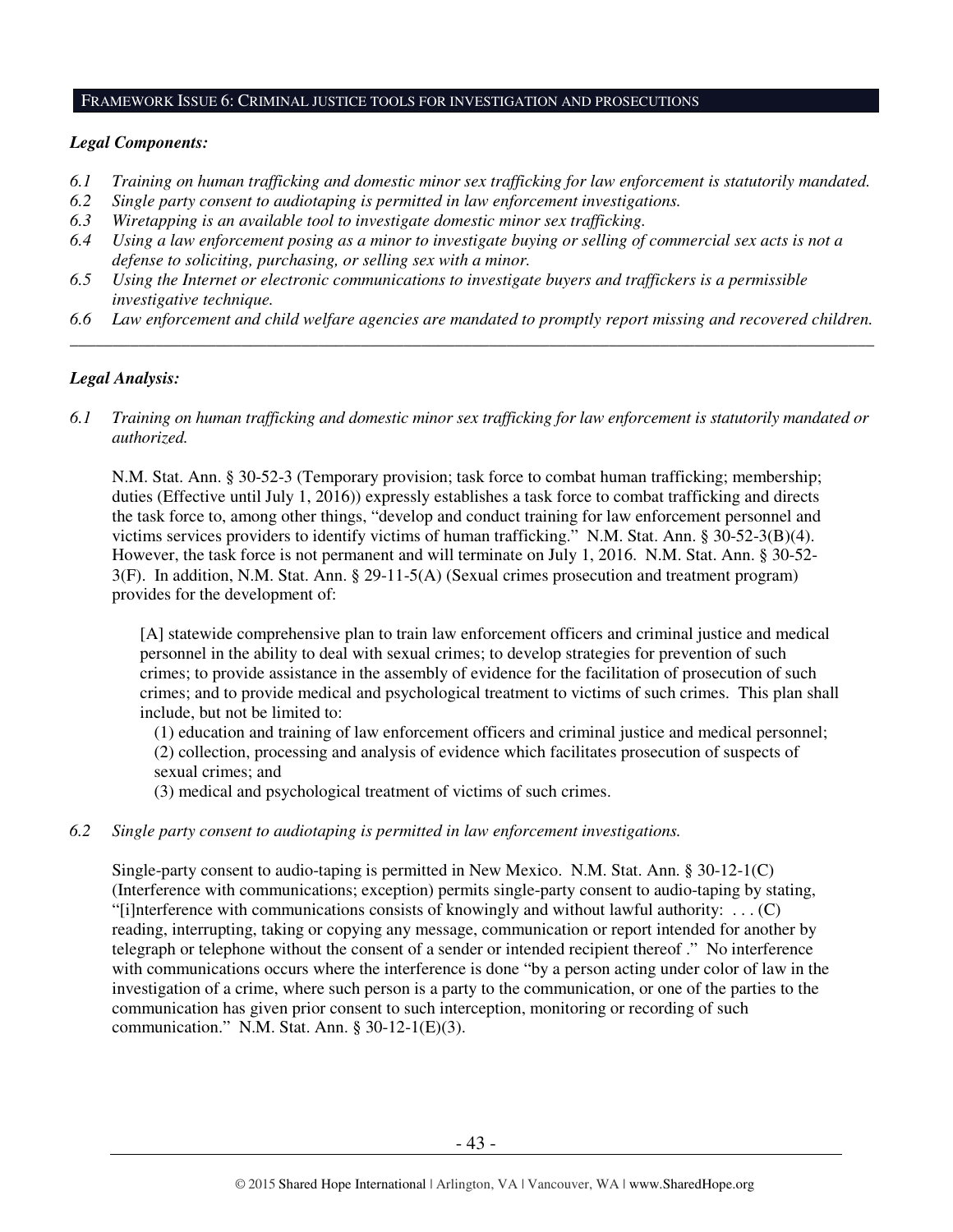## FRAMEWORK ISSUE 6: CRIMINAL JUSTICE TOOLS FOR INVESTIGATION AND PROSECUTIONS

### *Legal Components:*

*6.1 Training on human trafficking and domestic minor sex trafficking for law enforcement is statutorily mandated.*

*6.2 Single party consent to audiotaping is permitted in law enforcement investigations.*

*6.3 Wiretapping is an available tool to investigate domestic minor sex trafficking.*

*6.4 Using a law enforcement posing as a minor to investigate buying or selling of commercial sex acts is not a defense to soliciting, purchasing, or selling sex with a minor.*

*6.5 Using the Internet or electronic communications to investigate buyers and traffickers is a permissible investigative technique.*

*6.6 Law enforcement and child welfare agencies are mandated to promptly report missing and recovered children.*

---

### *Legal Analysis:*

*6.1 Training on human trafficking and domestic minor sex trafficking for law enforcement is statutorily mandated or authorized.*

N.M. Stat. Ann. § 30-52-3 (Temporary provision; task force to combat human trafficking; membership; duties (Effective until July 1, 2016)) expressly establishes a task force to combat trafficking and directs the task force to, among other things, "develop and conduct training for law enforcement personnel and victims services providers to identify victims of human trafficking." N.M. Stat. Ann. § 30-52-3(B)(4). However, the task force is not permanent and will terminate on July 1, 2016. N.M. Stat. Ann. § 30-52-3(F). In addition, N.M. Stat. Ann. § 29-11-5(A) (Sexual crimes prosecution and treatment program) provides for the development of:

> [A] statewide comprehensive plan to train law enforcement officers and criminal justice and medical personnel in the ability to deal with sexual crimes; to develop strategies for prevention of such crimes; to provide assistance in the assembly of evidence for the facilitation of prosecution of such crimes; and to provide medical and psychological treatment to victims of such crimes. This plan shall include, but not be limited to:
>
> (1) education and training of law enforcement officers and criminal justice and medical personnel;
> (2) collection, processing and analysis of evidence which facilitates prosecution of suspects of sexual crimes; and
> (3) medical and psychological treatment of victims of such crimes.

*6.2 Single party consent to audiotaping is permitted in law enforcement investigations.*

Single-party consent to audio-taping is permitted in New Mexico. N.M. Stat. Ann. § 30-12-1(C) (Interference with communications; exception) permits single-party consent to audio-taping by stating, "[i]nterference with communications consists of knowingly and without lawful authority: . . . (C) reading, interrupting, taking or copying any message, communication or report intended for another by telegraph or telephone without the consent of a sender or intended recipient thereof ." No interference with communications occurs where the interference is done "by a person acting under color of law in the investigation of a crime, where such person is a party to the communication, or one of the parties to the communication has given prior consent to such interception, monitoring or recording of such communication." N.M. Stat. Ann. § 30-12-1(E)(3).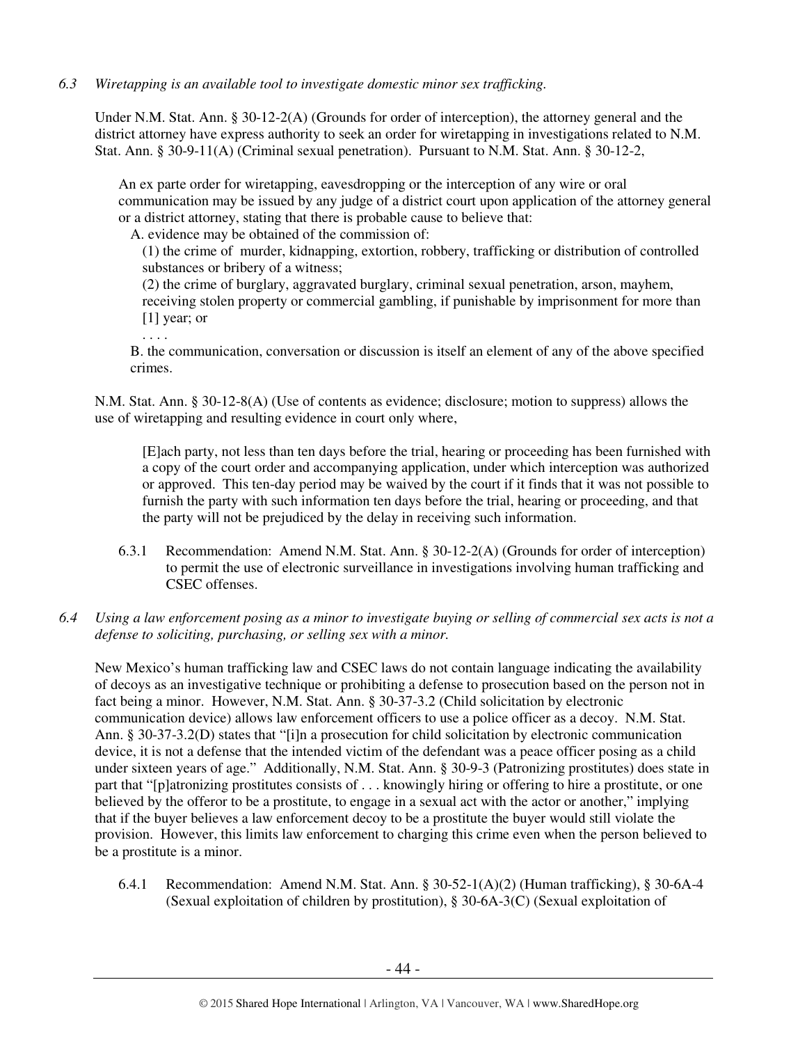*6.3 Wiretapping is an available tool to investigate domestic minor sex trafficking.*

Under N.M. Stat. Ann. § 30-12-2(A) (Grounds for order of interception), the attorney general and the district attorney have express authority to seek an order for wiretapping in investigations related to N.M. Stat. Ann. § 30-9-11(A) (Criminal sexual penetration). Pursuant to N.M. Stat. Ann. § 30-12-2,

> An ex parte order for wiretapping, eavesdropping or the interception of any wire or oral communication may be issued by any judge of a district court upon application of the attorney general or a district attorney, stating that there is probable cause to believe that:
>
> A. evidence may be obtained of the commission of:
>
> (1) the crime of murder, kidnapping, extortion, robbery, trafficking or distribution of controlled substances or bribery of a witness;
>
> (2) the crime of burglary, aggravated burglary, criminal sexual penetration, arson, mayhem, receiving stolen property or commercial gambling, if punishable by imprisonment for more than [1] year; or
>
> . . . .
>
> B. the communication, conversation or discussion is itself an element of any of the above specified crimes.

N.M. Stat. Ann. § 30-12-8(A) (Use of contents as evidence; disclosure; motion to suppress) allows the use of wiretapping and resulting evidence in court only where,

> [E]ach party, not less than ten days before the trial, hearing or proceeding has been furnished with a copy of the court order and accompanying application, under which interception was authorized or approved. This ten-day period may be waived by the court if it finds that it was not possible to furnish the party with such information ten days before the trial, hearing or proceeding, and that the party will not be prejudiced by the delay in receiving such information.

6.3.1 Recommendation: Amend N.M. Stat. Ann. § 30-12-2(A) (Grounds for order of interception) to permit the use of electronic surveillance in investigations involving human trafficking and CSEC offenses.

*6.4 Using a law enforcement posing as a minor to investigate buying or selling of commercial sex acts is not a defense to soliciting, purchasing, or selling sex with a minor.*

New Mexico's human trafficking law and CSEC laws do not contain language indicating the availability of decoys as an investigative technique or prohibiting a defense to prosecution based on the person not in fact being a minor. However, N.M. Stat. Ann. § 30-37-3.2 (Child solicitation by electronic communication device) allows law enforcement officers to use a police officer as a decoy. N.M. Stat. Ann. § 30-37-3.2(D) states that "[i]n a prosecution for child solicitation by electronic communication device, it is not a defense that the intended victim of the defendant was a peace officer posing as a child under sixteen years of age." Additionally, N.M. Stat. Ann. § 30-9-3 (Patronizing prostitutes) does state in part that "[p]atronizing prostitutes consists of . . . knowingly hiring or offering to hire a prostitute, or one believed by the offeror to be a prostitute, to engage in a sexual act with the actor or another," implying that if the buyer believes a law enforcement decoy to be a prostitute the buyer would still violate the provision. However, this limits law enforcement to charging this crime even when the person believed to be a prostitute is a minor.

6.4.1 Recommendation: Amend N.M. Stat. Ann. § 30-52-1(A)(2) (Human trafficking), § 30-6A-4 (Sexual exploitation of children by prostitution), § 30-6A-3(C) (Sexual exploitation of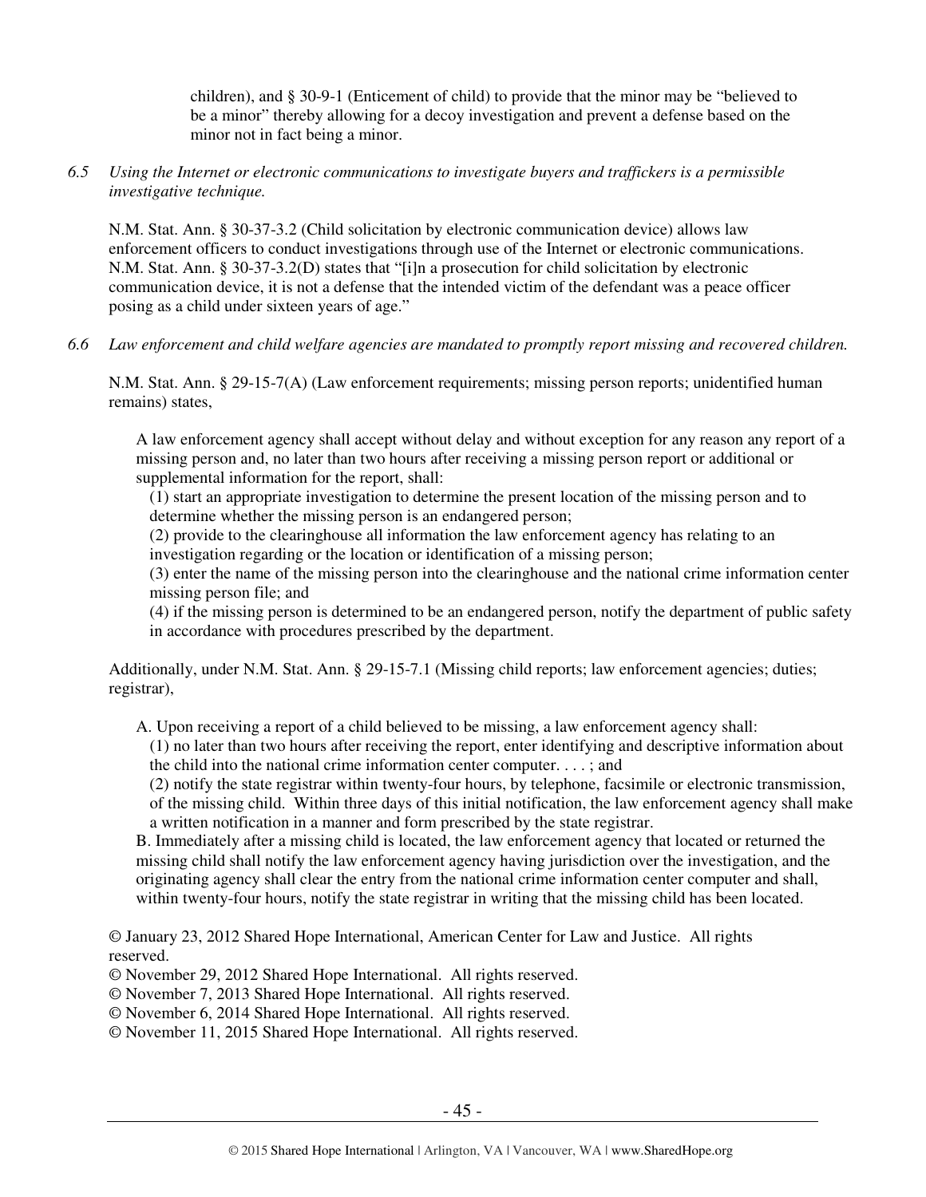children), and § 30-9-1 (Enticement of child) to provide that the minor may be "believed to be a minor" thereby allowing for a decoy investigation and prevent a defense based on the minor not in fact being a minor.

*6.5 Using the Internet or electronic communications to investigate buyers and traffickers is a permissible investigative technique.*

N.M. Stat. Ann. § 30-37-3.2 (Child solicitation by electronic communication device) allows law enforcement officers to conduct investigations through use of the Internet or electronic communications. N.M. Stat. Ann. § 30-37-3.2(D) states that "[i]n a prosecution for child solicitation by electronic communication device, it is not a defense that the intended victim of the defendant was a peace officer posing as a child under sixteen years of age."

*6.6 Law enforcement and child welfare agencies are mandated to promptly report missing and recovered children.*

N.M. Stat. Ann. § 29-15-7(A) (Law enforcement requirements; missing person reports; unidentified human remains) states,

> A law enforcement agency shall accept without delay and without exception for any reason any report of a missing person and, no later than two hours after receiving a missing person report or additional or supplemental information for the report, shall:
> (1) start an appropriate investigation to determine the present location of the missing person and to determine whether the missing person is an endangered person;
> (2) provide to the clearinghouse all information the law enforcement agency has relating to an investigation regarding or the location or identification of a missing person;
> (3) enter the name of the missing person into the clearinghouse and the national crime information center missing person file; and
> (4) if the missing person is determined to be an endangered person, notify the department of public safety in accordance with procedures prescribed by the department.

Additionally, under N.M. Stat. Ann. § 29-15-7.1 (Missing child reports; law enforcement agencies; duties; registrar),

> A. Upon receiving a report of a child believed to be missing, a law enforcement agency shall:
> (1) no later than two hours after receiving the report, enter identifying and descriptive information about the child into the national crime information center computer. . . . ; and
> (2) notify the state registrar within twenty-four hours, by telephone, facsimile or electronic transmission, of the missing child. Within three days of this initial notification, the law enforcement agency shall make a written notification in a manner and form prescribed by the state registrar.
> B. Immediately after a missing child is located, the law enforcement agency that located or returned the missing child shall notify the law enforcement agency having jurisdiction over the investigation, and the originating agency shall clear the entry from the national crime information center computer and shall, within twenty-four hours, notify the state registrar in writing that the missing child has been located.

© January 23, 2012 Shared Hope International, American Center for Law and Justice. All rights reserved.
© November 29, 2012 Shared Hope International. All rights reserved.
© November 7, 2013 Shared Hope International. All rights reserved.
© November 6, 2014 Shared Hope International. All rights reserved.
© November 11, 2015 Shared Hope International. All rights reserved.